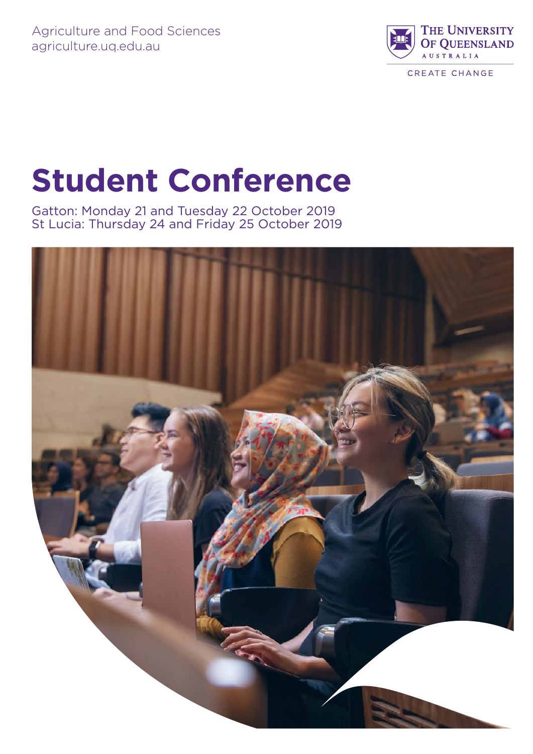Agriculture and Food Sciences
agriculture.uq.edu.au

The University of Queensland
Australia

CREATE CHANGE

# Student Conference

Gatton: Monday 21 and Tuesday 22 October 2019
St Lucia: Thursday 24 and Friday 25 October 2019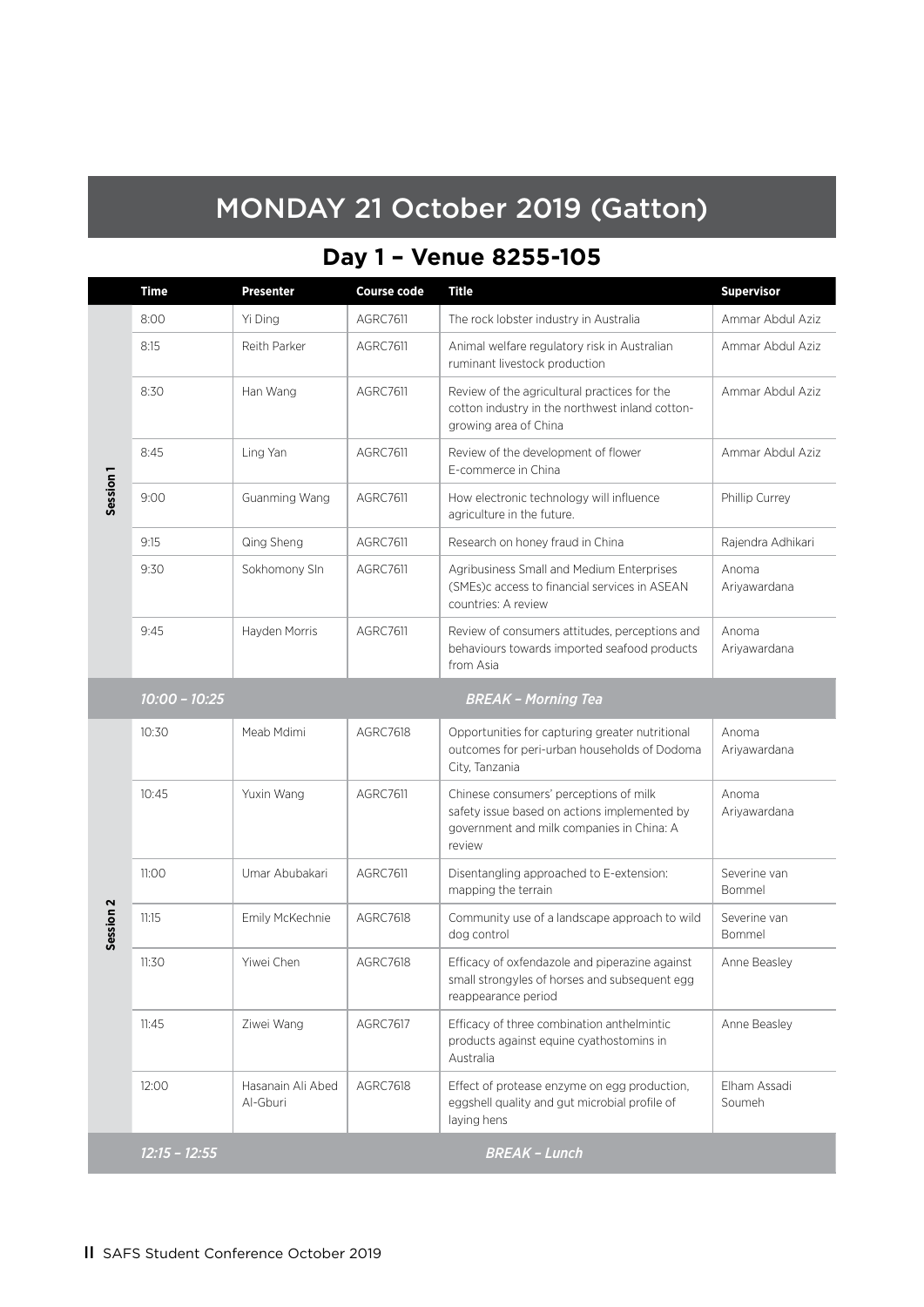# MONDAY 21 October 2019 (Gatton)

## Day 1 – Venue 8255-105

| | Time | Presenter | Course code | Title | Supervisor |
|---|---|---|---|---|---|
| Session 1 | 8:00 | Yi Ding | AGRC7611 | The rock lobster industry in Australia | Ammar Abdul Aziz |
| | 8:15 | Reith Parker | AGRC7611 | Animal welfare regulatory risk in Australian ruminant livestock production | Ammar Abdul Aziz |
| | 8:30 | Han Wang | AGRC7611 | Review of the agricultural practices for the cotton industry in the northwest inland cotton-growing area of China | Ammar Abdul Aziz |
| | 8:45 | Ling Yan | AGRC7611 | Review of the development of flower E-commerce in China | Ammar Abdul Aziz |
| | 9:00 | Guanming Wang | AGRC7611 | How electronic technology will influence agriculture in the future. | Phillip Currey |
| | 9:15 | Qing Sheng | AGRC7611 | Research on honey fraud in China | Rajendra Adhikari |
| | 9:30 | Sokhomony SIn | AGRC7611 | Agribusiness Small and Medium Enterprises (SMEs)c access to financial services in ASEAN countries: A review | Anoma Ariyawardana |
| | 9:45 | Hayden Morris | AGRC7611 | Review of consumers attitudes, perceptions and behaviours towards imported seafood products from Asia | Anoma Ariyawardana |
| | *10:00 – 10:25* | | | ***BREAK – Morning Tea*** | |
| Session 2 | 10:30 | Meab Mdimi | AGRC7618 | Opportunities for capturing greater nutritional outcomes for peri-urban households of Dodoma City, Tanzania | Anoma Ariyawardana |
| | 10:45 | Yuxin Wang | AGRC7611 | Chinese consumers' perceptions of milk safety issue based on actions implemented by government and milk companies in China: A review | Anoma Ariyawardana |
| | 11:00 | Umar Abubakari | AGRC7611 | Disentangling approached to E-extension: mapping the terrain | Severine van Bommel |
| | 11:15 | Emily McKechnie | AGRC7618 | Community use of a landscape approach to wild dog control | Severine van Bommel |
| | 11:30 | Yiwei Chen | AGRC7618 | Efficacy of oxfendazole and piperazine against small strongyles of horses and subsequent egg reappearance period | Anne Beasley |
| | 11:45 | Ziwei Wang | AGRC7617 | Efficacy of three combination anthelmintic products against equine cyathostomins in Australia | Anne Beasley |
| | 12:00 | Hasanain Ali Abed Al-Gburi | AGRC7618 | Effect of protease enzyme on egg production, eggshell quality and gut microbial profile of laying hens | Elham Assadi Soumeh |
| | *12:15 – 12:55* | | | ***BREAK – Lunch*** | |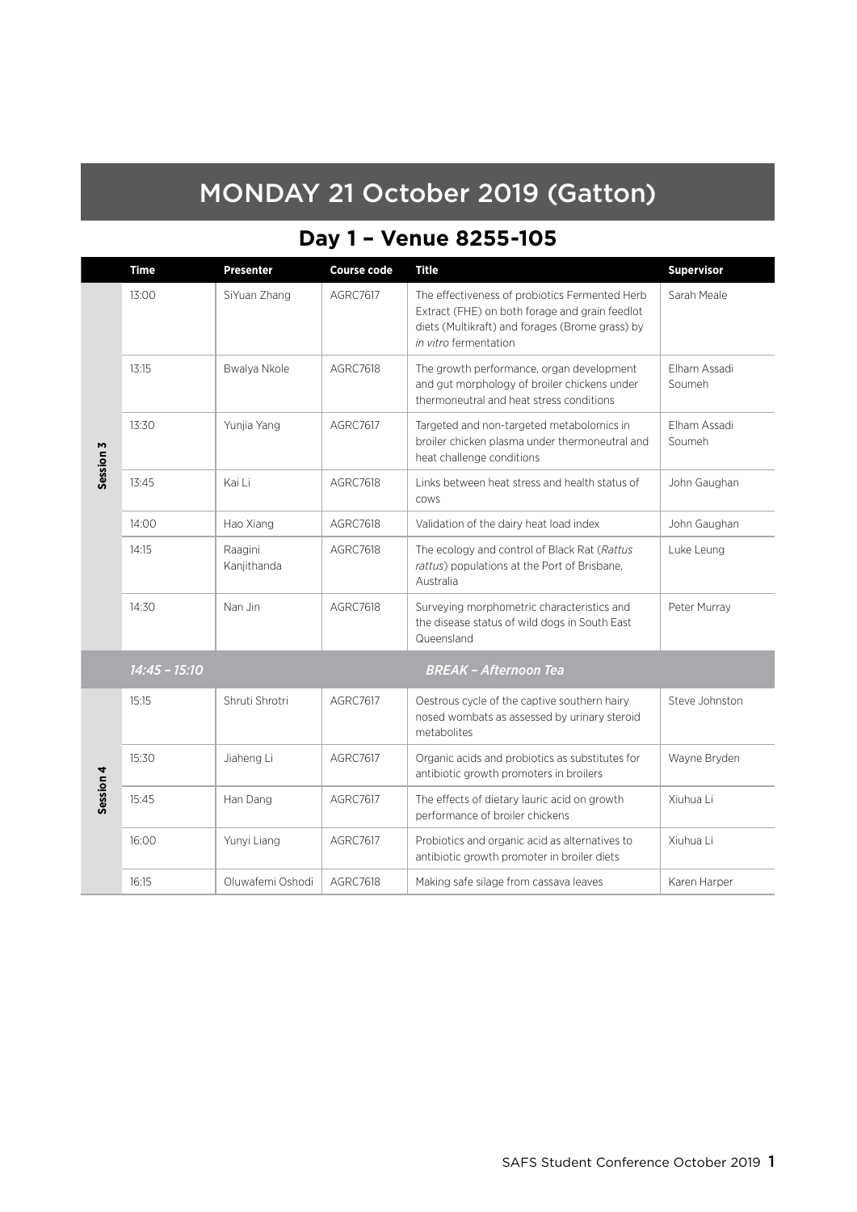# MONDAY 21 October 2019 (Gatton)

## Day 1 – Venue 8255-105

| | Time | Presenter | Course code | Title | Supervisor |
|---|---|---|---|---|---|
| **Session 3** | 13:00 | SiYuan Zhang | AGRC7617 | The effectiveness of probiotics Fermented Herb Extract (FHE) on both forage and grain feedlot diets (Multikraft) and forages (Brome grass) by *in vitro* fermentation | Sarah Meale |
| | 13:15 | Bwalya Nkole | AGRC7618 | The growth performance, organ development and gut morphology of broiler chickens under thermoneutral and heat stress conditions | Elham Assadi Soumeh |
| | 13:30 | Yunjia Yang | AGRC7617 | Targeted and non-targeted metabolomics in broiler chicken plasma under thermoneutral and heat challenge conditions | Elham Assadi Soumeh |
| | 13:45 | Kai Li | AGRC7618 | Links between heat stress and health status of cows | John Gaughan |
| | 14:00 | Hao Xiang | AGRC7618 | Validation of the dairy heat load index | John Gaughan |
| | 14:15 | Raagini Kanjithanda | AGRC7618 | The ecology and control of Black Rat (*Rattus rattus*) populations at the Port of Brisbane, Australia | Luke Leung |
| | 14:30 | Nan Jin | AGRC7618 | Surveying morphometric characteristics and the disease status of wild dogs in South East Queensland | Peter Murray |
| | *14:45 – 15:10* | | | ***BREAK – Afternoon Tea*** | |
| **Session 4** | 15:15 | Shruti Shrotri | AGRC7617 | Oestrous cycle of the captive southern hairy nosed wombats as assessed by urinary steroid metabolites | Steve Johnston |
| | 15:30 | Jiaheng Li | AGRC7617 | Organic acids and probiotics as substitutes for antibiotic growth promoters in broilers | Wayne Bryden |
| | 15:45 | Han Dang | AGRC7617 | The effects of dietary lauric acid on growth performance of broiler chickens | Xiuhua Li |
| | 16:00 | Yunyi Liang | AGRC7617 | Probiotics and organic acid as alternatives to antibiotic growth promoter in broiler diets | Xiuhua Li |
| | 16:15 | Oluwafemi Oshodi | AGRC7618 | Making safe silage from cassava leaves | Karen Harper |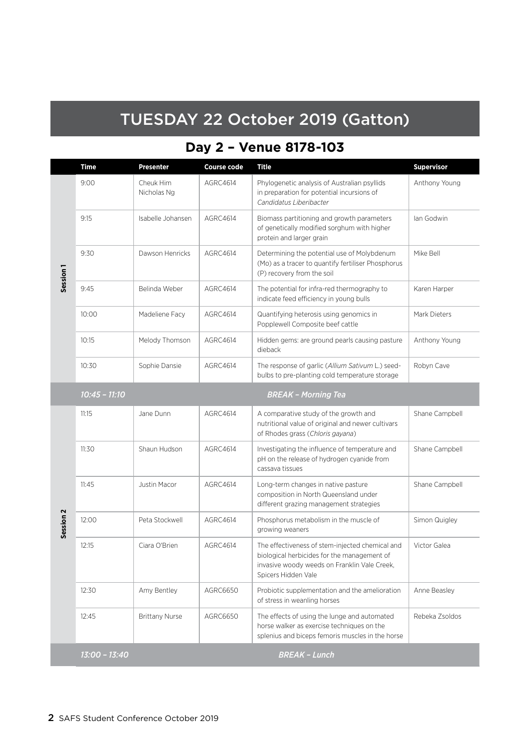# TUESDAY 22 October 2019 (Gatton)

## Day 2 – Venue 8178-103

| | Time | Presenter | Course code | Title | Supervisor |
|---|---|---|---|---|---|
| **Session 1** | 9:00 | Cheuk Him Nicholas Ng | AGRC4614 | Phylogenetic analysis of Australian psyllids in preparation for potential incursions of *Candidatus Liberibacter* | Anthony Young |
| | 9:15 | Isabelle Johansen | AGRC4614 | Biomass partitioning and growth parameters of genetically modified sorghum with higher protein and larger grain | Ian Godwin |
| | 9:30 | Dawson Henricks | AGRC4614 | Determining the potential use of Molybdenum (Mo) as a tracer to quantify fertiliser Phosphorus (P) recovery from the soil | Mike Bell |
| | 9:45 | Belinda Weber | AGRC4614 | The potential for infra-red thermography to indicate feed efficiency in young bulls | Karen Harper |
| | 10:00 | Madeliene Facy | AGRC4614 | Quantifying heterosis using genomics in Popplewell Composite beef cattle | Mark Dieters |
| | 10:15 | Melody Thomson | AGRC4614 | Hidden gems: are ground pearls causing pasture dieback | Anthony Young |
| | 10:30 | Sophie Dansie | AGRC4614 | The response of garlic (*Allium Sativum* L.) seed-bulbs to pre-planting cold temperature storage | Robyn Cave |
| | *10:45 – 11:10* | | | ***BREAK – Morning Tea*** | |
| **Session 2** | 11:15 | Jane Dunn | AGRC4614 | A comparative study of the growth and nutritional value of original and newer cultivars of Rhodes grass (*Chloris gayana*) | Shane Campbell |
| | 11:30 | Shaun Hudson | AGRC4614 | Investigating the influence of temperature and pH on the release of hydrogen cyanide from cassava tissues | Shane Campbell |
| | 11:45 | Justin Macor | AGRC4614 | Long-term changes in native pasture composition in North Queensland under different grazing management strategies | Shane Campbell |
| | 12:00 | Peta Stockwell | AGRC4614 | Phosphorus metabolism in the muscle of growing weaners | Simon Quigley |
| | 12:15 | Ciara O'Brien | AGRC4614 | The effectiveness of stem-injected chemical and biological herbicides for the management of invasive woody weeds on Franklin Vale Creek, Spicers Hidden Vale | Victor Galea |
| | 12:30 | Amy Bentley | AGRC6650 | Probiotic supplementation and the amelioration of stress in weanling horses | Anne Beasley |
| | 12:45 | Brittany Nurse | AGRC6650 | The effects of using the lunge and automated horse walker as exercise techniques on the splenius and biceps femoris muscles in the horse | Rebeka Zsoldos |
| | *13:00 – 13:40* | | | ***BREAK – Lunch*** | |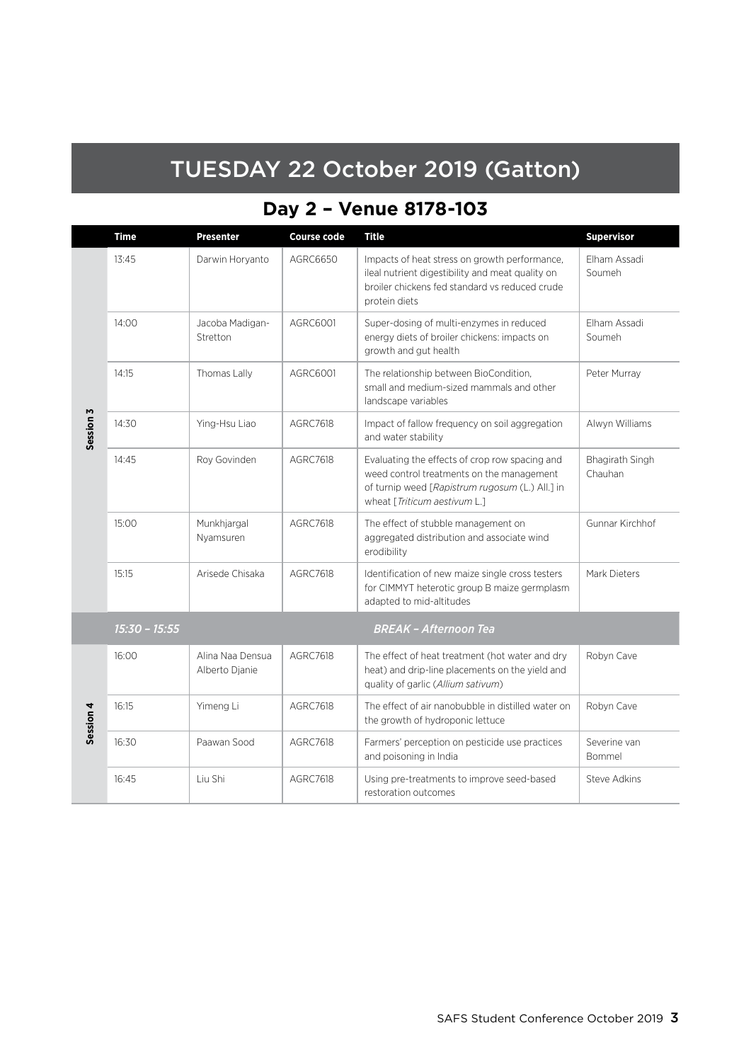# TUESDAY 22 October 2019 (Gatton)

## Day 2 – Venue 8178-103

| | Time | Presenter | Course code | Title | Supervisor |
|---|---|---|---|---|---|
| **Session 3** | 13:45 | Darwin Horyanto | AGRC6650 | Impacts of heat stress on growth performance, ileal nutrient digestibility and meat quality on broiler chickens fed standard vs reduced crude protein diets | Elham Assadi Soumeh |
| | 14:00 | Jacoba Madigan-Stretton | AGRC6001 | Super-dosing of multi-enzymes in reduced energy diets of broiler chickens: impacts on growth and gut health | Elham Assadi Soumeh |
| | 14:15 | Thomas Lally | AGRC6001 | The relationship between BioCondition, small and medium-sized mammals and other landscape variables | Peter Murray |
| | 14:30 | Ying-Hsu Liao | AGRC7618 | Impact of fallow frequency on soil aggregation and water stability | Alwyn Williams |
| | 14:45 | Roy Govinden | AGRC7618 | Evaluating the effects of crop row spacing and weed control treatments on the management of turnip weed [*Rapistrum rugosum* (L.) All.] in wheat [*Triticum aestivum* L.] | Bhagirath Singh Chauhan |
| | 15:00 | Munkhjargal Nyamsuren | AGRC7618 | The effect of stubble management on aggregated distribution and associate wind erodibility | Gunnar Kirchhof |
| | 15:15 | Arisede Chisaka | AGRC7618 | Identification of new maize single cross testers for CIMMYT heterotic group B maize germplasm adapted to mid-altitudes | Mark Dieters |
| | *15:30 – 15:55* | | | ***BREAK – Afternoon Tea*** | |
| **Session 4** | 16:00 | Alina Naa Densua Alberto Djanie | AGRC7618 | The effect of heat treatment (hot water and dry heat) and drip-line placements on the yield and quality of garlic (*Allium sativum*) | Robyn Cave |
| | 16:15 | Yimeng Li | AGRC7618 | The effect of air nanobubble in distilled water on the growth of hydroponic lettuce | Robyn Cave |
| | 16:30 | Paawan Sood | AGRC7618 | Farmers' perception on pesticide use practices and poisoning in India | Severine van Bommel |
| | 16:45 | Liu Shi | AGRC7618 | Using pre-treatments to improve seed-based restoration outcomes | Steve Adkins |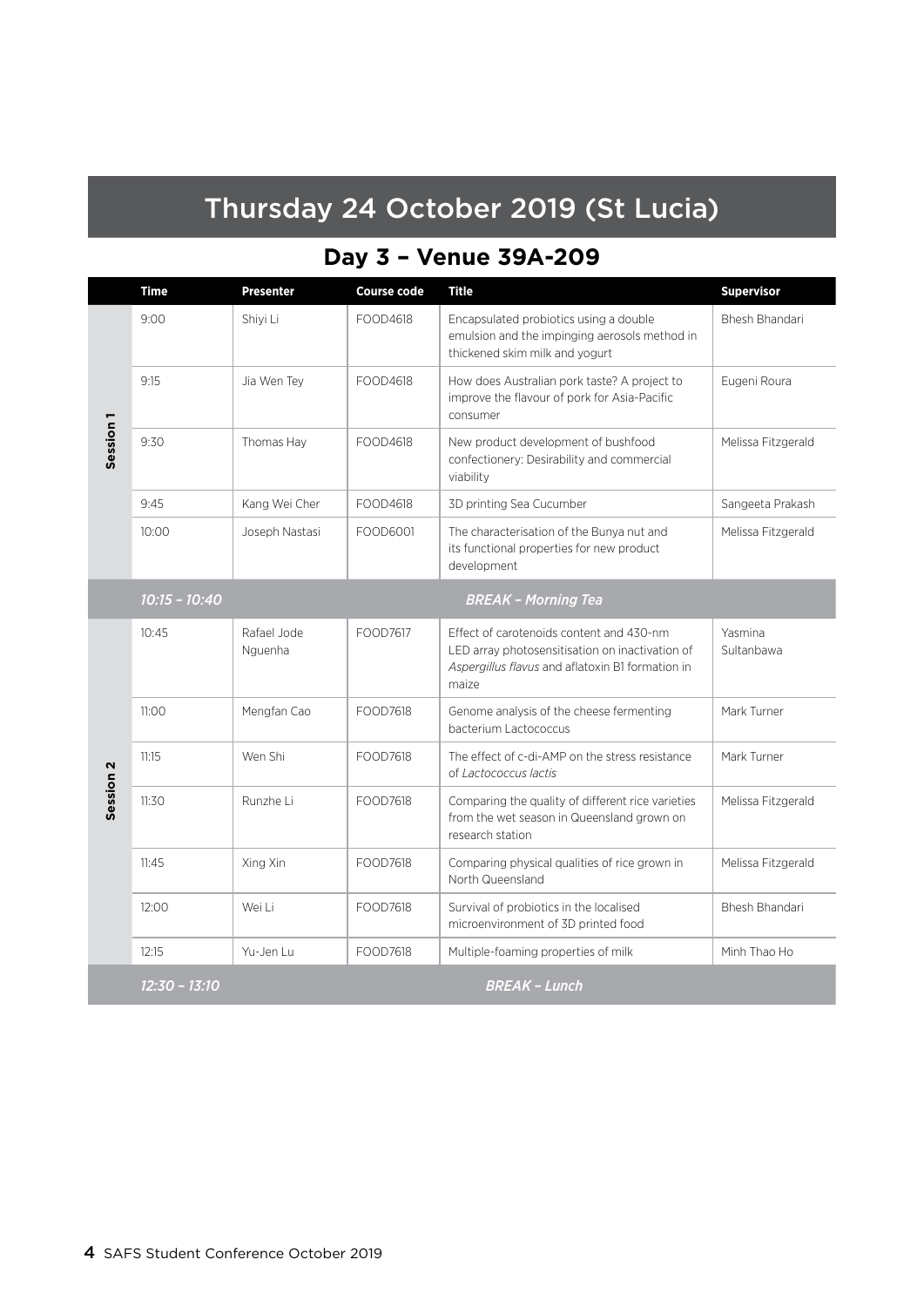# Thursday 24 October 2019 (St Lucia)

## Day 3 – Venue 39A-209

| | Time | Presenter | Course code | Title | Supervisor |
|---|---|---|---|---|---|
| Session 1 | 9:00 | Shiyi Li | FOOD4618 | Encapsulated probiotics using a double emulsion and the impinging aerosols method in thickened skim milk and yogurt | Bhesh Bhandari |
| | 9:15 | Jia Wen Tey | FOOD4618 | How does Australian pork taste? A project to improve the flavour of pork for Asia-Pacific consumer | Eugeni Roura |
| | 9:30 | Thomas Hay | FOOD4618 | New product development of bushfood confectionery: Desirability and commercial viability | Melissa Fitzgerald |
| | 9:45 | Kang Wei Cher | FOOD4618 | 3D printing Sea Cucumber | Sangeeta Prakash |
| | 10:00 | Joseph Nastasi | FOOD6001 | The characterisation of the Bunya nut and its functional properties for new product development | Melissa Fitzgerald |
| | *10:15 – 10:40* | | | ***BREAK – Morning Tea*** | |
| Session 2 | 10:45 | Rafael Jode Nguenha | FOOD7617 | Effect of carotenoids content and 430-nm LED array photosensitisation on inactivation of *Aspergillus flavus* and aflatoxin B1 formation in maize | Yasmina Sultanbawa |
| | 11:00 | Mengfan Cao | FOOD7618 | Genome analysis of the cheese fermenting bacterium Lactococcus | Mark Turner |
| | 11:15 | Wen Shi | FOOD7618 | The effect of c-di-AMP on the stress resistance of *Lactococcus lactis* | Mark Turner |
| | 11:30 | Runzhe Li | FOOD7618 | Comparing the quality of different rice varieties from the wet season in Queensland grown on research station | Melissa Fitzgerald |
| | 11:45 | Xing Xin | FOOD7618 | Comparing physical qualities of rice grown in North Queensland | Melissa Fitzgerald |
| | 12:00 | Wei Li | FOOD7618 | Survival of probiotics in the localised microenvironment of 3D printed food | Bhesh Bhandari |
| | 12:15 | Yu-Jen Lu | FOOD7618 | Multiple-foaming properties of milk | Minh Thao Ho |
| | *12:30 – 13:10* | | | ***BREAK – Lunch*** | |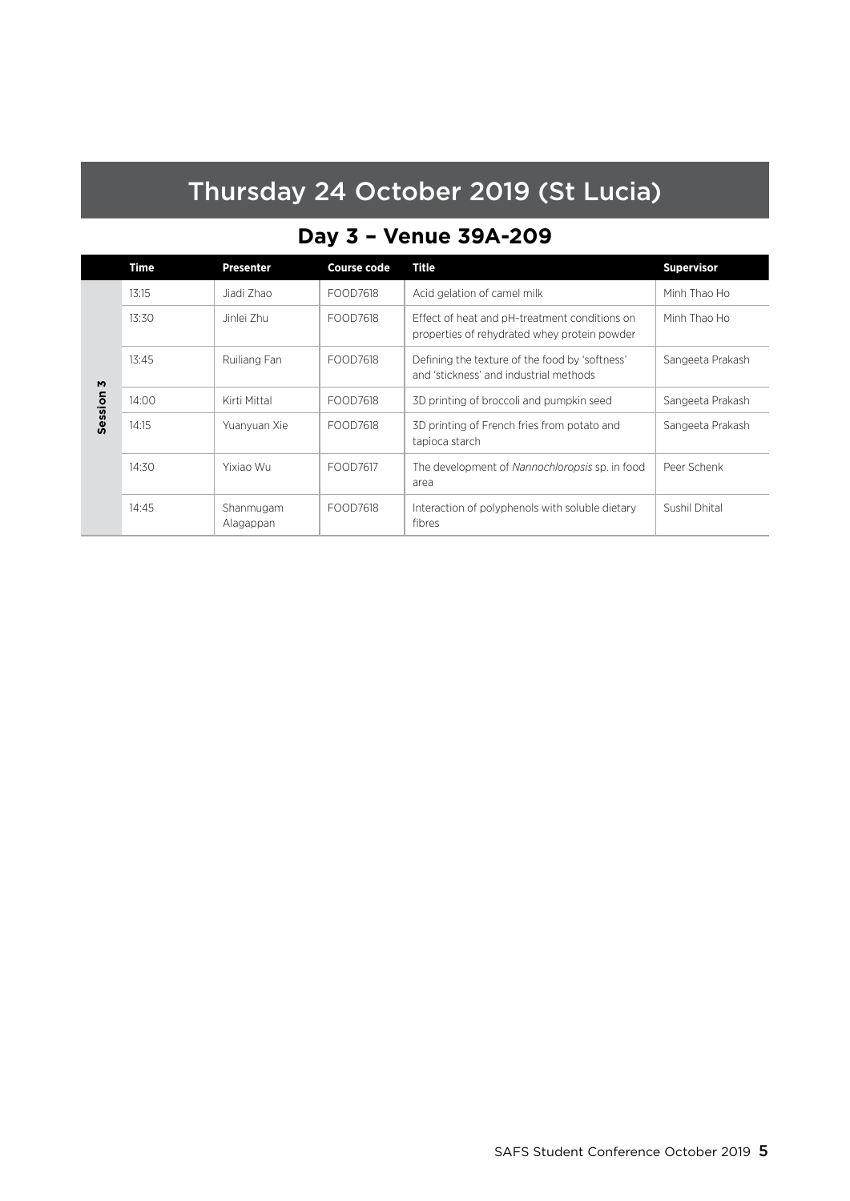# Thursday 24 October 2019 (St Lucia)

## Day 3 – Venue 39A-209

| | Time | Presenter | Course code | Title | Supervisor |
|---|---|---|---|---|---|
| Session 3 | 13:15 | Jiadi Zhao | FOOD7618 | Acid gelation of camel milk | Minh Thao Ho |
| | 13:30 | Jinlei Zhu | FOOD7618 | Effect of heat and pH-treatment conditions on properties of rehydrated whey protein powder | Minh Thao Ho |
| | 13:45 | Ruiliang Fan | FOOD7618 | Defining the texture of the food by 'softness' and 'stickness' and industrial methods | Sangeeta Prakash |
| | 14:00 | Kirti Mittal | FOOD7618 | 3D printing of broccoli and pumpkin seed | Sangeeta Prakash |
| | 14:15 | Yuanyuan Xie | FOOD7618 | 3D printing of French fries from potato and tapioca starch | Sangeeta Prakash |
| | 14:30 | Yixiao Wu | FOOD7617 | The development of *Nannochloropsis* sp. in food area | Peer Schenk |
| | 14:45 | Shanmugam Alagappan | FOOD7618 | Interaction of polyphenols with soluble dietary fibres | Sushil Dhital |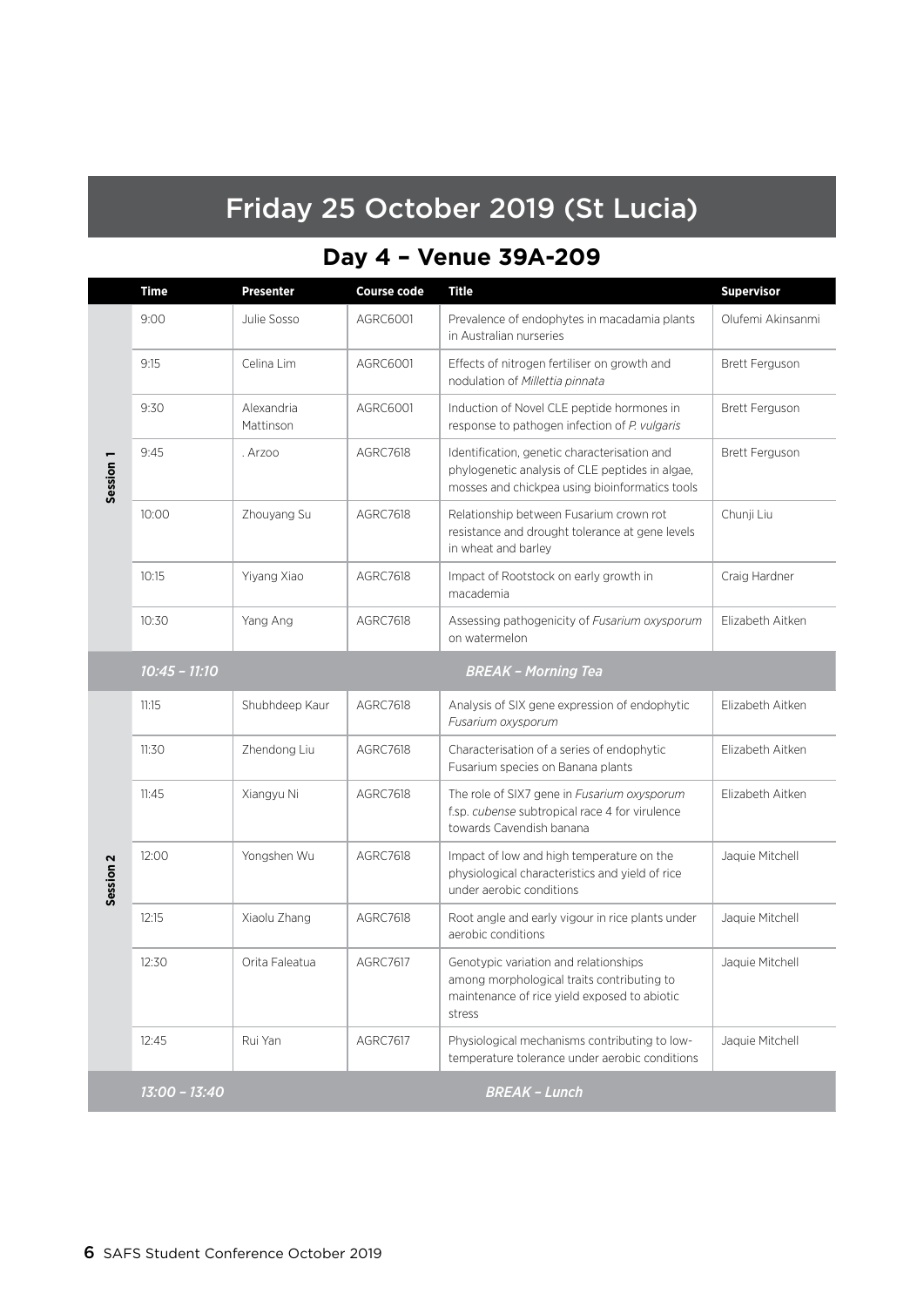# Friday 25 October 2019 (St Lucia)

## Day 4 – Venue 39A-209

| | Time | Presenter | Course code | Title | Supervisor |
|---|---|---|---|---|---|
| **Session 1** | 9:00 | Julie Sosso | AGRC6001 | Prevalence of endophytes in macadamia plants in Australian nurseries | Olufemi Akinsanmi |
| | 9:15 | Celina Lim | AGRC6001 | Effects of nitrogen fertiliser on growth and nodulation of *Millettia pinnata* | Brett Ferguson |
| | 9:30 | Alexandria Mattinson | AGRC6001 | Induction of Novel CLE peptide hormones in response to pathogen infection of *P. vulgaris* | Brett Ferguson |
| | 9:45 | . Arzoo | AGRC7618 | Identification, genetic characterisation and phylogenetic analysis of CLE peptides in algae, mosses and chickpea using bioinformatics tools | Brett Ferguson |
| | 10:00 | Zhouyang Su | AGRC7618 | Relationship between Fusarium crown rot resistance and drought tolerance at gene levels in wheat and barley | Chunji Liu |
| | 10:15 | Yiyang Xiao | AGRC7618 | Impact of Rootstock on early growth in macademia | Craig Hardner |
| | 10:30 | Yang Ang | AGRC7618 | Assessing pathogenicity of *Fusarium oxysporum* on watermelon | Elizabeth Aitken |
| | *10:45 – 11:10* | | | ***BREAK – Morning Tea*** | |
| **Session 2** | 11:15 | Shubhdeep Kaur | AGRC7618 | Analysis of SIX gene expression of endophytic *Fusarium oxysporum* | Elizabeth Aitken |
| | 11:30 | Zhendong Liu | AGRC7618 | Characterisation of a series of endophytic Fusarium species on Banana plants | Elizabeth Aitken |
| | 11:45 | Xiangyu Ni | AGRC7618 | The role of SIX7 gene in *Fusarium oxysporum* f.sp. *cubense* subtropical race 4 for virulence towards Cavendish banana | Elizabeth Aitken |
| | 12:00 | Yongshen Wu | AGRC7618 | Impact of low and high temperature on the physiological characteristics and yield of rice under aerobic conditions | Jaquie Mitchell |
| | 12:15 | Xiaolu Zhang | AGRC7618 | Root angle and early vigour in rice plants under aerobic conditions | Jaquie Mitchell |
| | 12:30 | Orita Faleatua | AGRC7617 | Genotypic variation and relationships among morphological traits contributing to maintenance of rice yield exposed to abiotic stress | Jaquie Mitchell |
| | 12:45 | Rui Yan | AGRC7617 | Physiological mechanisms contributing to low-temperature tolerance under aerobic conditions | Jaquie Mitchell |
| | *13:00 – 13:40* | | | ***BREAK – Lunch*** | |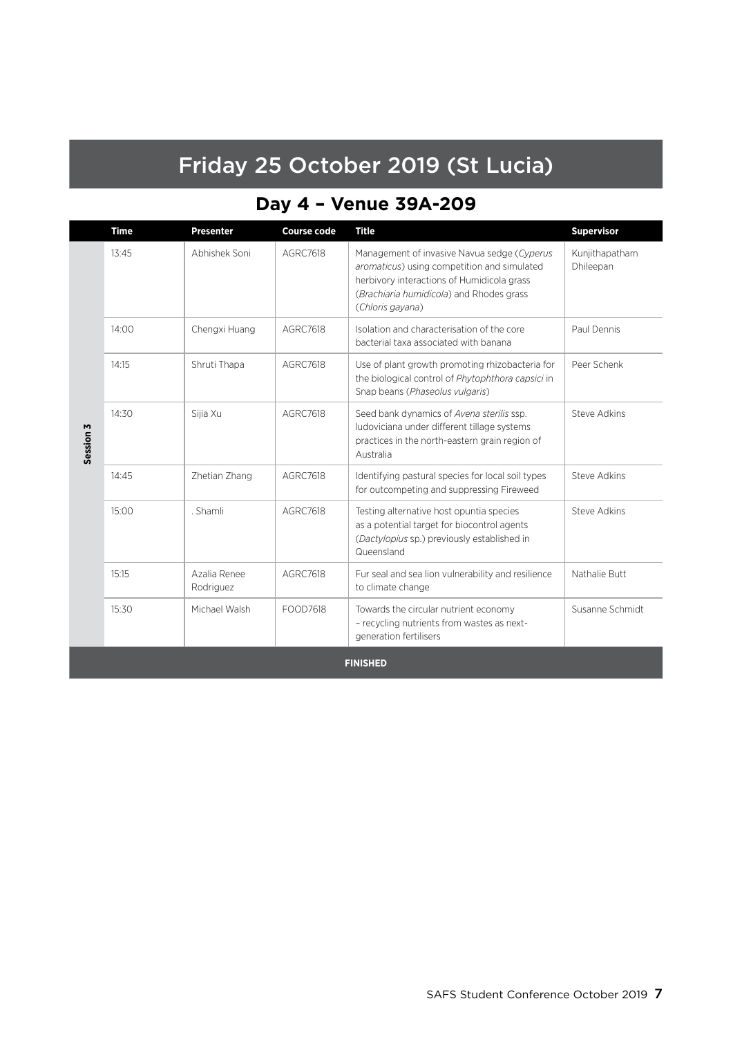# Friday 25 October 2019 (St Lucia)

## Day 4 – Venue 39A-209

| | Time | Presenter | Course code | Title | Supervisor |
|---|---|---|---|---|---|
| Session 3 | 13:45 | Abhishek Soni | AGRC7618 | Management of invasive Navua sedge (*Cyperus aromaticus*) using competition and simulated herbivory interactions of Humidicola grass (*Brachiaria humidicola*) and Rhodes grass (*Chloris gayana*) | Kunjithapatham Dhileepan |
| | 14:00 | Chengxi Huang | AGRC7618 | Isolation and characterisation of the core bacterial taxa associated with banana | Paul Dennis |
| | 14:15 | Shruti Thapa | AGRC7618 | Use of plant growth promoting rhizobacteria for the biological control of *Phytophthora capsici* in Snap beans (*Phaseolus vulgaris*) | Peer Schenk |
| | 14:30 | Sijia Xu | AGRC7618 | Seed bank dynamics of *Avena sterilis* ssp. ludoviciana under different tillage systems practices in the north-eastern grain region of Australia | Steve Adkins |
| | 14:45 | Zhetian Zhang | AGRC7618 | Identifying pastural species for local soil types for outcompeting and suppressing Fireweed | Steve Adkins |
| | 15:00 | . Shamli | AGRC7618 | Testing alternative host opuntia species as a potential target for biocontrol agents (*Dactylopius* sp.) previously established in Queensland | Steve Adkins |
| | 15:15 | Azalia Renee Rodriguez | AGRC7618 | Fur seal and sea lion vulnerability and resilience to climate change | Nathalie Butt |
| | 15:30 | Michael Walsh | FOOD7618 | Towards the circular nutrient economy – recycling nutrients from wastes as next-generation fertilisers | Susanne Schmidt |
| **FINISHED** | | | | | |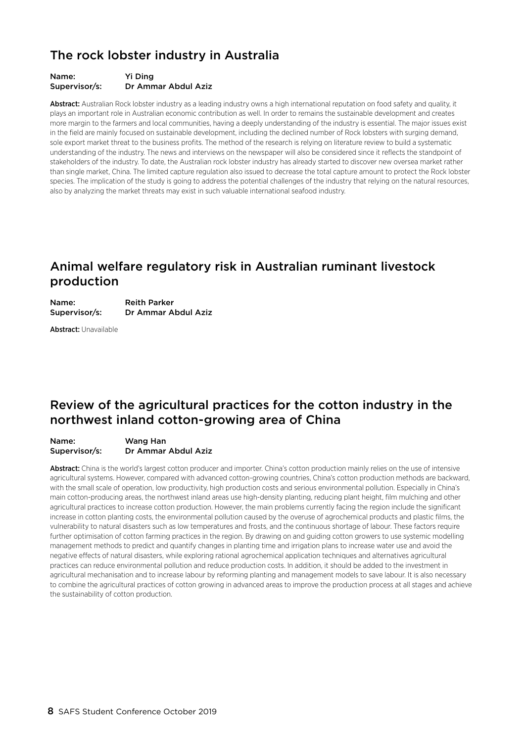## The rock lobster industry in Australia

**Name:** Yi Ding
**Supervisor/s:** Dr Ammar Abdul Aziz

**Abstract:** Australian Rock lobster industry as a leading industry owns a high international reputation on food safety and quality, it plays an important role in Australian economic contribution as well. In order to remains the sustainable development and creates more margin to the farmers and local communities, having a deeply understanding of the industry is essential. The major issues exist in the field are mainly focused on sustainable development, including the declined number of Rock lobsters with surging demand, sole export market threat to the business profits. The method of the research is relying on literature review to build a systematic understanding of the industry. The news and interviews on the newspaper will also be considered since it reflects the standpoint of stakeholders of the industry. To date, the Australian rock lobster industry has already started to discover new oversea market rather than single market, China. The limited capture regulation also issued to decrease the total capture amount to protect the Rock lobster species. The implication of the study is going to address the potential challenges of the industry that relying on the natural resources, also by analyzing the market threats may exist in such valuable international seafood industry.

## Animal welfare regulatory risk in Australian ruminant livestock production

**Name:** Reith Parker
**Supervisor/s:** Dr Ammar Abdul Aziz

**Abstract:** Unavailable

## Review of the agricultural practices for the cotton industry in the northwest inland cotton-growing area of China

**Name:** Wang Han
**Supervisor/s:** Dr Ammar Abdul Aziz

**Abstract:** China is the world's largest cotton producer and importer. China's cotton production mainly relies on the use of intensive agricultural systems. However, compared with advanced cotton-growing countries, China's cotton production methods are backward, with the small scale of operation, low productivity, high production costs and serious environmental pollution. Especially in China's main cotton-producing areas, the northwest inland areas use high-density planting, reducing plant height, film mulching and other agricultural practices to increase cotton production. However, the main problems currently facing the region include the significant increase in cotton planting costs, the environmental pollution caused by the overuse of agrochemical products and plastic films, the vulnerability to natural disasters such as low temperatures and frosts, and the continuous shortage of labour. These factors require further optimisation of cotton farming practices in the region. By drawing on and guiding cotton growers to use systemic modelling management methods to predict and quantify changes in planting time and irrigation plans to increase water use and avoid the negative effects of natural disasters, while exploring rational agrochemical application techniques and alternatives agricultural practices can reduce environmental pollution and reduce production costs. In addition, it should be added to the investment in agricultural mechanisation and to increase labour by reforming planting and management models to save labour. It is also necessary to combine the agricultural practices of cotton growing in advanced areas to improve the production process at all stages and achieve the sustainability of cotton production.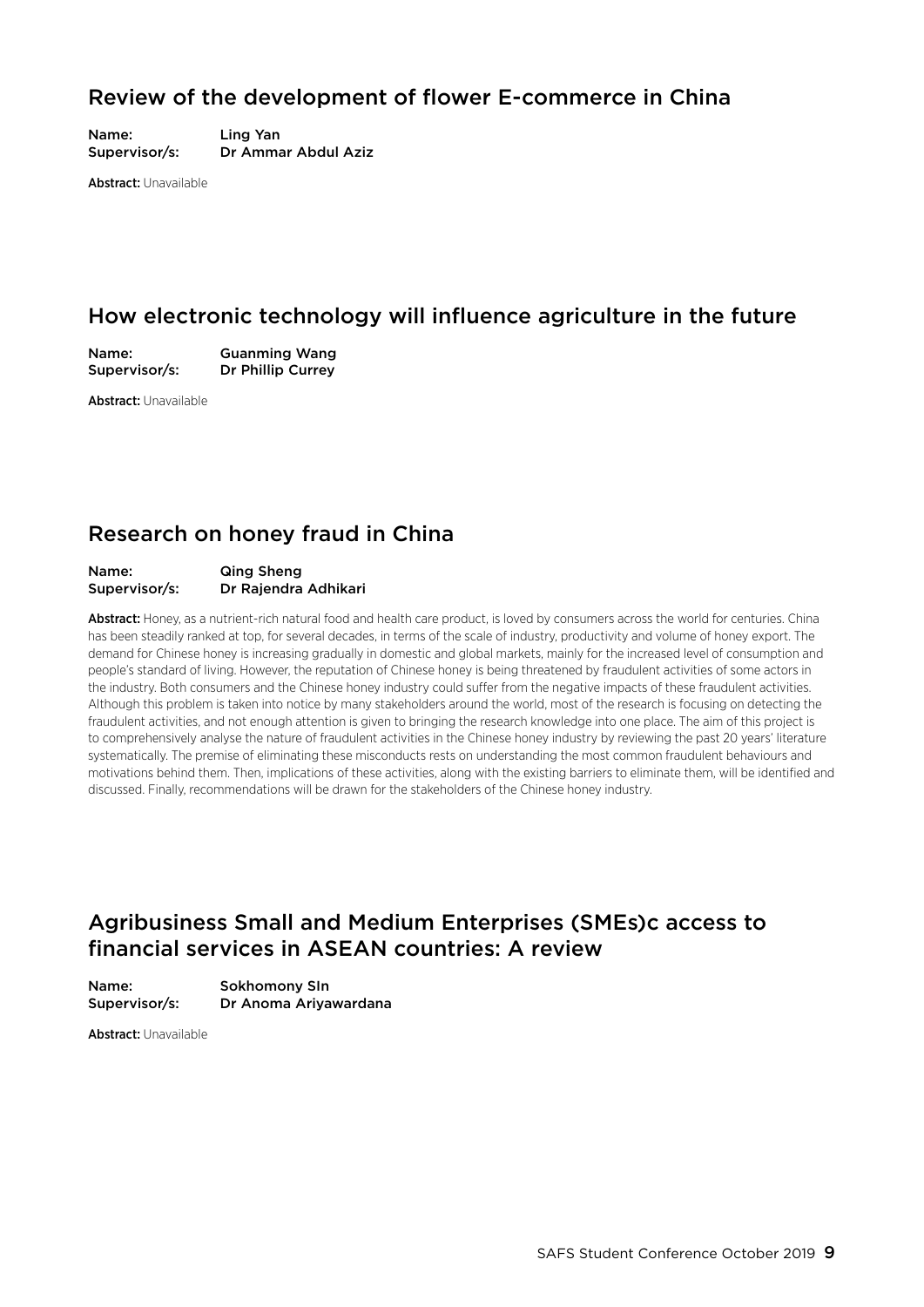## Review of the development of flower E-commerce in China

**Name:** Ling Yan
**Supervisor/s:** Dr Ammar Abdul Aziz

**Abstract:** Unavailable

## How electronic technology will influence agriculture in the future

**Name:** Guanming Wang
**Supervisor/s:** Dr Phillip Currey

**Abstract:** Unavailable

## Research on honey fraud in China

**Name:** Qing Sheng
**Supervisor/s:** Dr Rajendra Adhikari

**Abstract:** Honey, as a nutrient-rich natural food and health care product, is loved by consumers across the world for centuries. China has been steadily ranked at top, for several decades, in terms of the scale of industry, productivity and volume of honey export. The demand for Chinese honey is increasing gradually in domestic and global markets, mainly for the increased level of consumption and people's standard of living. However, the reputation of Chinese honey is being threatened by fraudulent activities of some actors in the industry. Both consumers and the Chinese honey industry could suffer from the negative impacts of these fraudulent activities. Although this problem is taken into notice by many stakeholders around the world, most of the research is focusing on detecting the fraudulent activities, and not enough attention is given to bringing the research knowledge into one place. The aim of this project is to comprehensively analyse the nature of fraudulent activities in the Chinese honey industry by reviewing the past 20 years' literature systematically. The premise of eliminating these misconducts rests on understanding the most common fraudulent behaviours and motivations behind them. Then, implications of these activities, along with the existing barriers to eliminate them, will be identified and discussed. Finally, recommendations will be drawn for the stakeholders of the Chinese honey industry.

## Agribusiness Small and Medium Enterprises (SMEs)c access to financial services in ASEAN countries: A review

**Name:** Sokhomony SIn
**Supervisor/s:** Dr Anoma Ariyawardana

**Abstract:** Unavailable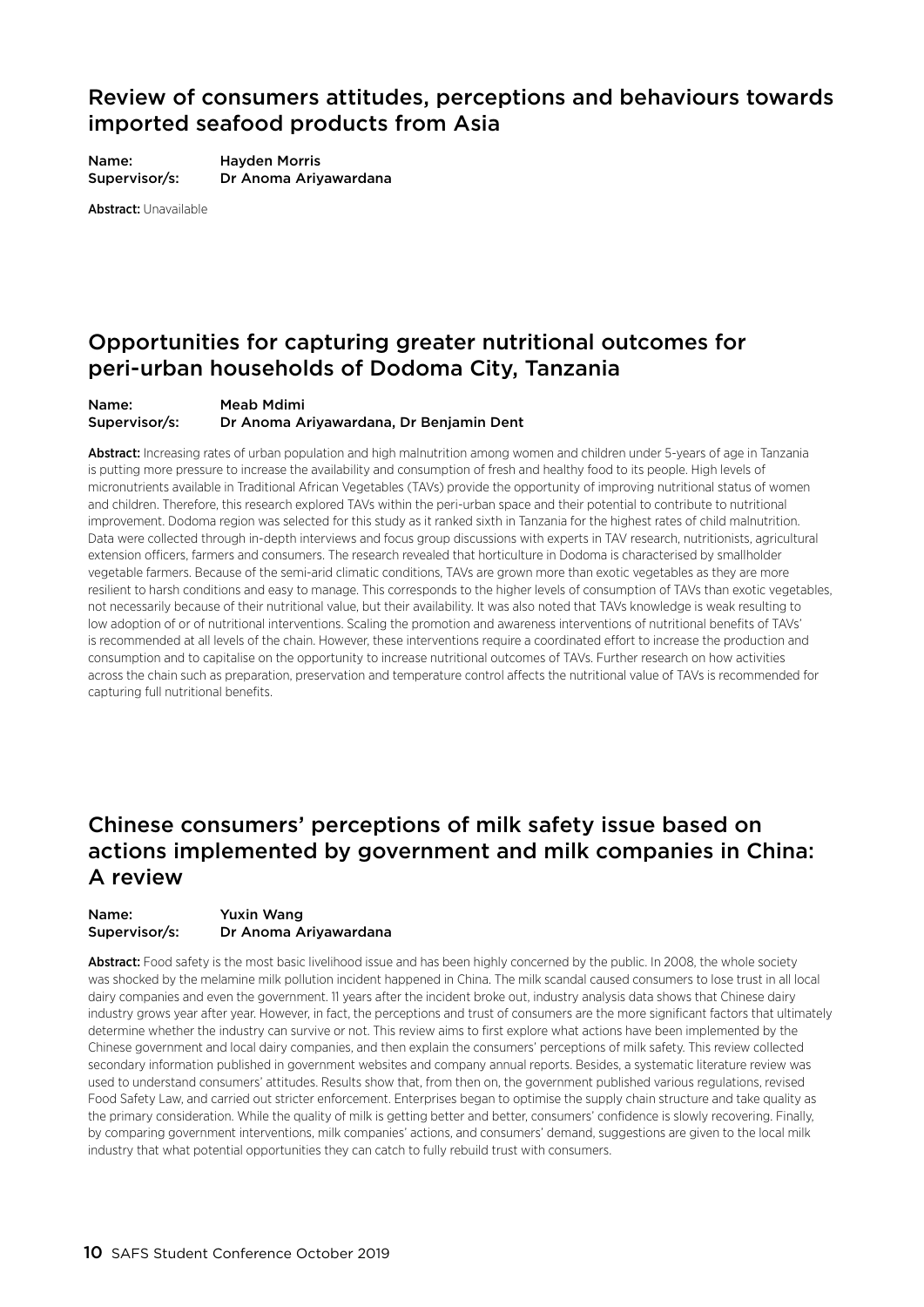## Review of consumers attitudes, perceptions and behaviours towards imported seafood products from Asia

**Name:** Hayden Morris
**Supervisor/s:** Dr Anoma Ariyawardana

**Abstract:** Unavailable

## Opportunities for capturing greater nutritional outcomes for peri-urban households of Dodoma City, Tanzania

**Name:** Meab Mdimi
**Supervisor/s:** Dr Anoma Ariyawardana, Dr Benjamin Dent

**Abstract:** Increasing rates of urban population and high malnutrition among women and children under 5-years of age in Tanzania is putting more pressure to increase the availability and consumption of fresh and healthy food to its people. High levels of micronutrients available in Traditional African Vegetables (TAVs) provide the opportunity of improving nutritional status of women and children. Therefore, this research explored TAVs within the peri-urban space and their potential to contribute to nutritional improvement. Dodoma region was selected for this study as it ranked sixth in Tanzania for the highest rates of child malnutrition. Data were collected through in-depth interviews and focus group discussions with experts in TAV research, nutritionists, agricultural extension officers, farmers and consumers. The research revealed that horticulture in Dodoma is characterised by smallholder vegetable farmers. Because of the semi-arid climatic conditions, TAVs are grown more than exotic vegetables as they are more resilient to harsh conditions and easy to manage. This corresponds to the higher levels of consumption of TAVs than exotic vegetables, not necessarily because of their nutritional value, but their availability. It was also noted that TAVs knowledge is weak resulting to low adoption of or of nutritional interventions. Scaling the promotion and awareness interventions of nutritional benefits of TAVs' is recommended at all levels of the chain. However, these interventions require a coordinated effort to increase the production and consumption and to capitalise on the opportunity to increase nutritional outcomes of TAVs. Further research on how activities across the chain such as preparation, preservation and temperature control affects the nutritional value of TAVs is recommended for capturing full nutritional benefits.

## Chinese consumers' perceptions of milk safety issue based on actions implemented by government and milk companies in China: A review

**Name:** Yuxin Wang
**Supervisor/s:** Dr Anoma Ariyawardana

**Abstract:** Food safety is the most basic livelihood issue and has been highly concerned by the public. In 2008, the whole society was shocked by the melamine milk pollution incident happened in China. The milk scandal caused consumers to lose trust in all local dairy companies and even the government. 11 years after the incident broke out, industry analysis data shows that Chinese dairy industry grows year after year. However, in fact, the perceptions and trust of consumers are the more significant factors that ultimately determine whether the industry can survive or not. This review aims to first explore what actions have been implemented by the Chinese government and local dairy companies, and then explain the consumers' perceptions of milk safety. This review collected secondary information published in government websites and company annual reports. Besides, a systematic literature review was used to understand consumers' attitudes. Results show that, from then on, the government published various regulations, revised Food Safety Law, and carried out stricter enforcement. Enterprises began to optimise the supply chain structure and take quality as the primary consideration. While the quality of milk is getting better and better, consumers' confidence is slowly recovering. Finally, by comparing government interventions, milk companies' actions, and consumers' demand, suggestions are given to the local milk industry that what potential opportunities they can catch to fully rebuild trust with consumers.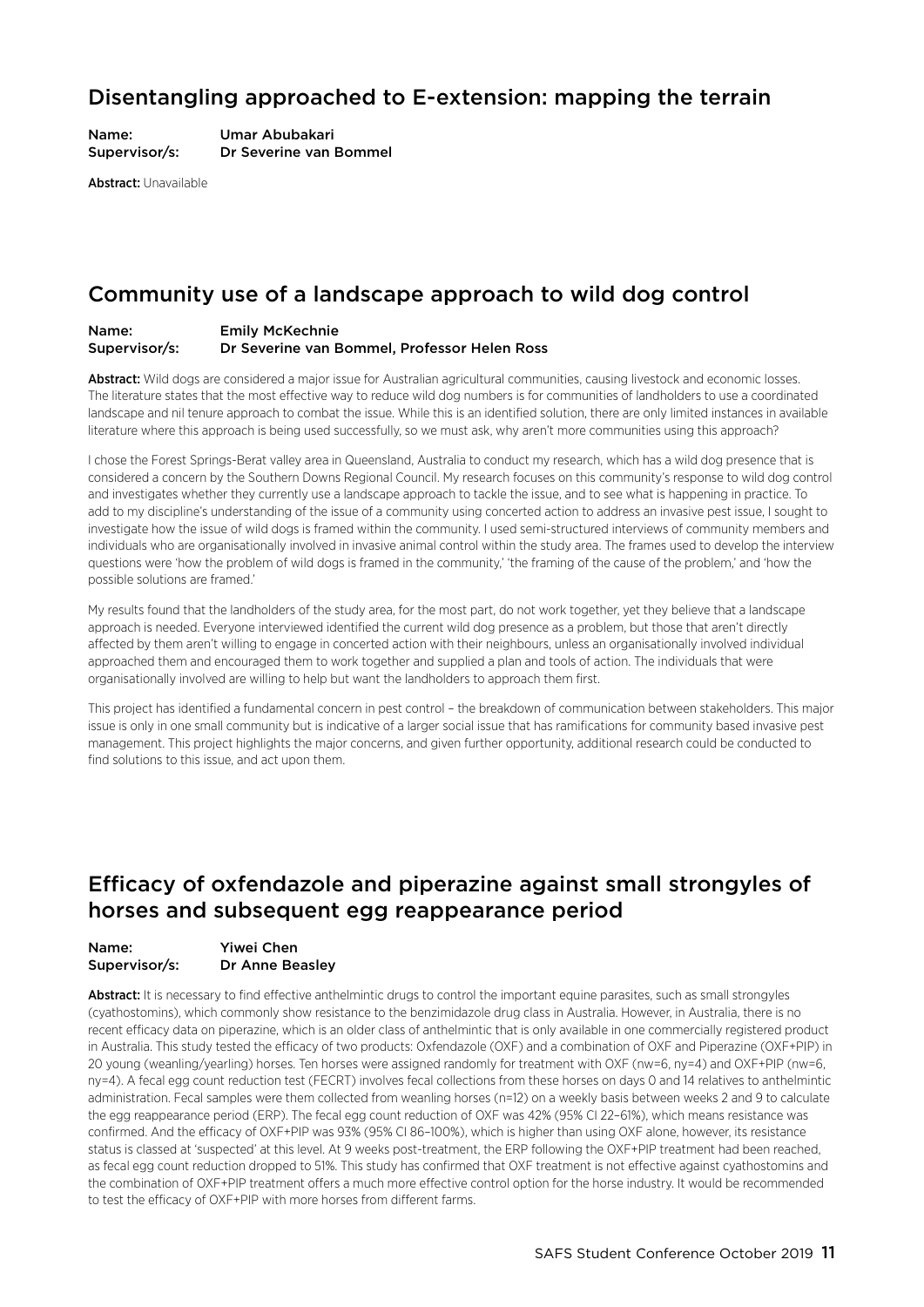## Disentangling approached to E-extension: mapping the terrain

**Name:** Umar Abubakari
**Supervisor/s:** Dr Severine van Bommel

**Abstract:** Unavailable

## Community use of a landscape approach to wild dog control

**Name:** Emily McKechnie
**Supervisor/s:** Dr Severine van Bommel, Professor Helen Ross

**Abstract:** Wild dogs are considered a major issue for Australian agricultural communities, causing livestock and economic losses. The literature states that the most effective way to reduce wild dog numbers is for communities of landholders to use a coordinated landscape and nil tenure approach to combat the issue. While this is an identified solution, there are only limited instances in available literature where this approach is being used successfully, so we must ask, why aren't more communities using this approach?

I chose the Forest Springs-Berat valley area in Queensland, Australia to conduct my research, which has a wild dog presence that is considered a concern by the Southern Downs Regional Council. My research focuses on this community's response to wild dog control and investigates whether they currently use a landscape approach to tackle the issue, and to see what is happening in practice. To add to my discipline's understanding of the issue of a community using concerted action to address an invasive pest issue, I sought to investigate how the issue of wild dogs is framed within the community. I used semi-structured interviews of community members and individuals who are organisationally involved in invasive animal control within the study area. The frames used to develop the interview questions were 'how the problem of wild dogs is framed in the community,' 'the framing of the cause of the problem,' and 'how the possible solutions are framed.'

My results found that the landholders of the study area, for the most part, do not work together, yet they believe that a landscape approach is needed. Everyone interviewed identified the current wild dog presence as a problem, but those that aren't directly affected by them aren't willing to engage in concerted action with their neighbours, unless an organisationally involved individual approached them and encouraged them to work together and supplied a plan and tools of action. The individuals that were organisationally involved are willing to help but want the landholders to approach them first.

This project has identified a fundamental concern in pest control – the breakdown of communication between stakeholders. This major issue is only in one small community but is indicative of a larger social issue that has ramifications for community based invasive pest management. This project highlights the major concerns, and given further opportunity, additional research could be conducted to find solutions to this issue, and act upon them.

## Efficacy of oxfendazole and piperazine against small strongyles of horses and subsequent egg reappearance period

**Name:** Yiwei Chen
**Supervisor/s:** Dr Anne Beasley

**Abstract:** It is necessary to find effective anthelmintic drugs to control the important equine parasites, such as small strongyles (cyathostomins), which commonly show resistance to the benzimidazole drug class in Australia. However, in Australia, there is no recent efficacy data on piperazine, which is an older class of anthelmintic that is only available in one commercially registered product in Australia. This study tested the efficacy of two products: Oxfendazole (OXF) and a combination of OXF and Piperazine (OXF+PIP) in 20 young (weanling/yearling) horses. Ten horses were assigned randomly for treatment with OXF (nw=6, ny=4) and OXF+PIP (nw=6, ny=4). A fecal egg count reduction test (FECRT) involves fecal collections from these horses on days 0 and 14 relatives to anthelmintic administration. Fecal samples were them collected from weanling horses (n=12) on a weekly basis between weeks 2 and 9 to calculate the egg reappearance period (ERP). The fecal egg count reduction of OXF was 42% (95% CI 22–61%), which means resistance was confirmed. And the efficacy of OXF+PIP was 93% (95% CI 86–100%), which is higher than using OXF alone, however, its resistance status is classed at 'suspected' at this level. At 9 weeks post-treatment, the ERP following the OXF+PIP treatment had been reached, as fecal egg count reduction dropped to 51%. This study has confirmed that OXF treatment is not effective against cyathostomins and the combination of OXF+PIP treatment offers a much more effective control option for the horse industry. It would be recommended to test the efficacy of OXF+PIP with more horses from different farms.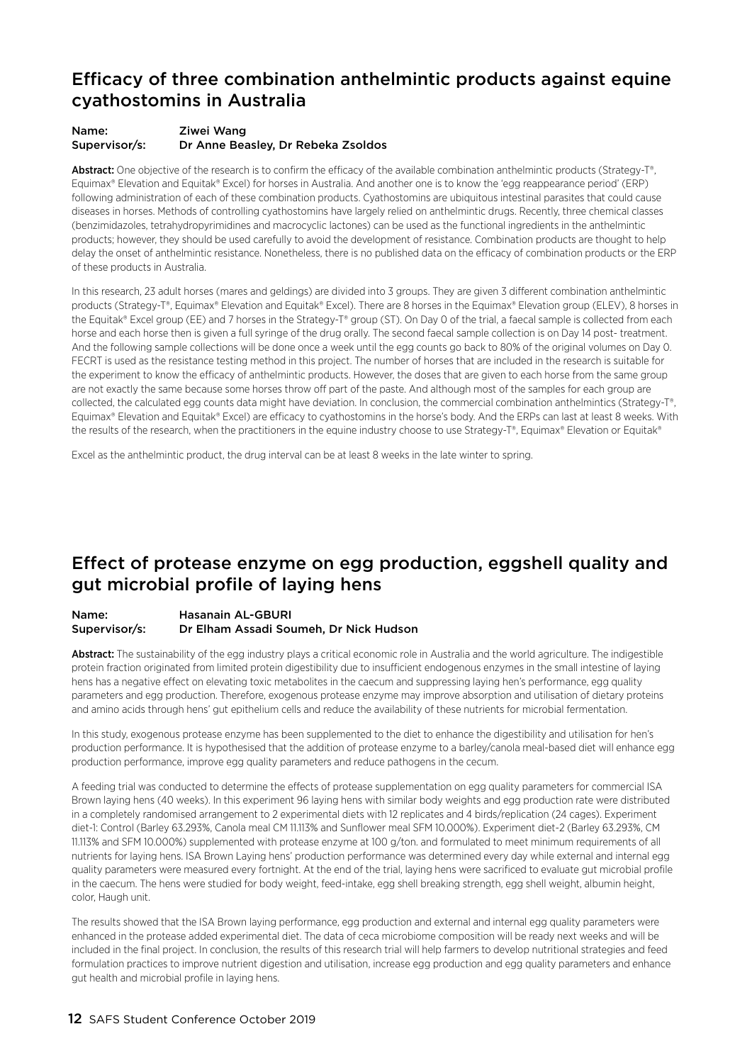## Efficacy of three combination anthelmintic products against equine cyathostomins in Australia

**Name:** Ziwei Wang
**Supervisor/s:** Dr Anne Beasley, Dr Rebeka Zsoldos

**Abstract:** One objective of the research is to confirm the efficacy of the available combination anthelmintic products (Strategy-T®, Equimax® Elevation and Equitak® Excel) for horses in Australia. And another one is to know the 'egg reappearance period' (ERP) following administration of each of these combination products. Cyathostomins are ubiquitous intestinal parasites that could cause diseases in horses. Methods of controlling cyathostomins have largely relied on anthelmintic drugs. Recently, three chemical classes (benzimidazoles, tetrahydropyrimidines and macrocyclic lactones) can be used as the functional ingredients in the anthelmintic products; however, they should be used carefully to avoid the development of resistance. Combination products are thought to help delay the onset of anthelmintic resistance. Nonetheless, there is no published data on the efficacy of combination products or the ERP of these products in Australia.

In this research, 23 adult horses (mares and geldings) are divided into 3 groups. They are given 3 different combination anthelmintic products (Strategy-T®, Equimax® Elevation and Equitak® Excel). There are 8 horses in the Equimax® Elevation group (ELEV), 8 horses in the Equitak® Excel group (EE) and 7 horses in the Strategy-T® group (ST). On Day 0 of the trial, a faecal sample is collected from each horse and each horse then is given a full syringe of the drug orally. The second faecal sample collection is on Day 14 post- treatment. And the following sample collections will be done once a week until the egg counts go back to 80% of the original volumes on Day 0. FECRT is used as the resistance testing method in this project. The number of horses that are included in the research is suitable for the experiment to know the efficacy of anthelmintic products. However, the doses that are given to each horse from the same group are not exactly the same because some horses throw off part of the paste. And although most of the samples for each group are collected, the calculated egg counts data might have deviation. In conclusion, the commercial combination anthelmintics (Strategy-T®, Equimax® Elevation and Equitak® Excel) are efficacy to cyathostomins in the horse's body. And the ERPs can last at least 8 weeks. With the results of the research, when the practitioners in the equine industry choose to use Strategy-T®, Equimax® Elevation or Equitak®

Excel as the anthelmintic product, the drug interval can be at least 8 weeks in the late winter to spring.

## Effect of protease enzyme on egg production, eggshell quality and gut microbial profile of laying hens

**Name:** Hasanain AL-GBURI
**Supervisor/s:** Dr Elham Assadi Soumeh, Dr Nick Hudson

**Abstract:** The sustainability of the egg industry plays a critical economic role in Australia and the world agriculture. The indigestible protein fraction originated from limited protein digestibility due to insufficient endogenous enzymes in the small intestine of laying hens has a negative effect on elevating toxic metabolites in the caecum and suppressing laying hen's performance, egg quality parameters and egg production. Therefore, exogenous protease enzyme may improve absorption and utilisation of dietary proteins and amino acids through hens' gut epithelium cells and reduce the availability of these nutrients for microbial fermentation.

In this study, exogenous protease enzyme has been supplemented to the diet to enhance the digestibility and utilisation for hen's production performance. It is hypothesised that the addition of protease enzyme to a barley/canola meal-based diet will enhance egg production performance, improve egg quality parameters and reduce pathogens in the cecum.

A feeding trial was conducted to determine the effects of protease supplementation on egg quality parameters for commercial ISA Brown laying hens (40 weeks). In this experiment 96 laying hens with similar body weights and egg production rate were distributed in a completely randomised arrangement to 2 experimental diets with 12 replicates and 4 birds/replication (24 cages). Experiment diet-1: Control (Barley 63.293%, Canola meal CM 11.113% and Sunflower meal SFM 10.000%). Experiment diet-2 (Barley 63.293%, CM 11.113% and SFM 10.000%) supplemented with protease enzyme at 100 g/ton. and formulated to meet minimum requirements of all nutrients for laying hens. ISA Brown Laying hens' production performance was determined every day while external and internal egg quality parameters were measured every fortnight. At the end of the trial, laying hens were sacrificed to evaluate gut microbial profile in the caecum. The hens were studied for body weight, feed-intake, egg shell breaking strength, egg shell weight, albumin height, color, Haugh unit.

The results showed that the ISA Brown laying performance, egg production and external and internal egg quality parameters were enhanced in the protease added experimental diet. The data of ceca microbiome composition will be ready next weeks and will be included in the final project. In conclusion, the results of this research trial will help farmers to develop nutritional strategies and feed formulation practices to improve nutrient digestion and utilisation, increase egg production and egg quality parameters and enhance gut health and microbial profile in laying hens.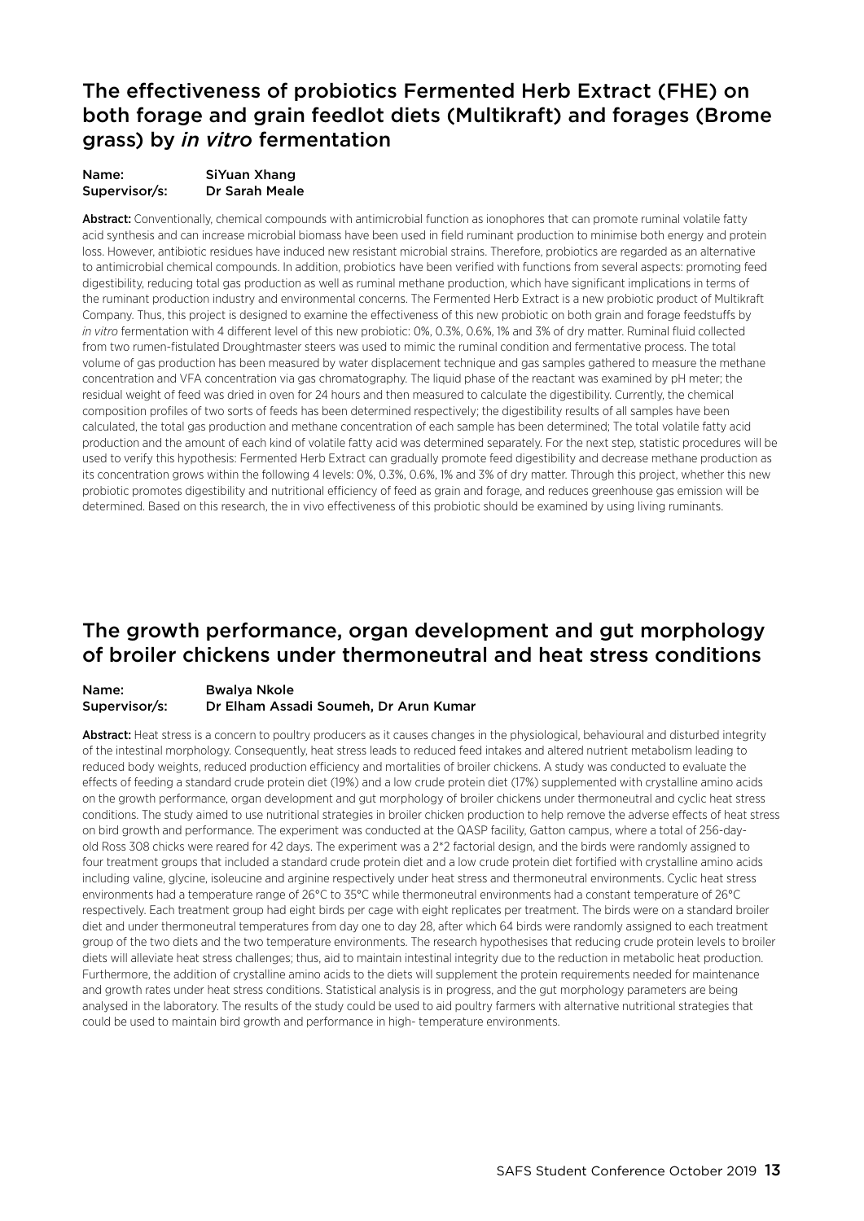## The effectiveness of probiotics Fermented Herb Extract (FHE) on both forage and grain feedlot diets (Multikraft) and forages (Brome grass) by *in vitro* fermentation

**Name:** SiYuan Xhang
**Supervisor/s:** Dr Sarah Meale

**Abstract:** Conventionally, chemical compounds with antimicrobial function as ionophores that can promote ruminal volatile fatty acid synthesis and can increase microbial biomass have been used in field ruminant production to minimise both energy and protein loss. However, antibiotic residues have induced new resistant microbial strains. Therefore, probiotics are regarded as an alternative to antimicrobial chemical compounds. In addition, probiotics have been verified with functions from several aspects: promoting feed digestibility, reducing total gas production as well as ruminal methane production, which have significant implications in terms of the ruminant production industry and environmental concerns. The Fermented Herb Extract is a new probiotic product of Multikraft Company. Thus, this project is designed to examine the effectiveness of this new probiotic on both grain and forage feedstuffs by *in vitro* fermentation with 4 different level of this new probiotic: 0%, 0.3%, 0.6%, 1% and 3% of dry matter. Ruminal fluid collected from two rumen-fistulated Droughtmaster steers was used to mimic the ruminal condition and fermentative process. The total volume of gas production has been measured by water displacement technique and gas samples gathered to measure the methane concentration and VFA concentration via gas chromatography. The liquid phase of the reactant was examined by pH meter; the residual weight of feed was dried in oven for 24 hours and then measured to calculate the digestibility. Currently, the chemical composition profiles of two sorts of feeds has been determined respectively; the digestibility results of all samples have been calculated, the total gas production and methane concentration of each sample has been determined; The total volatile fatty acid production and the amount of each kind of volatile fatty acid was determined separately. For the next step, statistic procedures will be used to verify this hypothesis: Fermented Herb Extract can gradually promote feed digestibility and decrease methane production as its concentration grows within the following 4 levels: 0%, 0.3%, 0.6%, 1% and 3% of dry matter. Through this project, whether this new probiotic promotes digestibility and nutritional efficiency of feed as grain and forage, and reduces greenhouse gas emission will be determined. Based on this research, the in vivo effectiveness of this probiotic should be examined by using living ruminants.

## The growth performance, organ development and gut morphology of broiler chickens under thermoneutral and heat stress conditions

**Name:** Bwalya Nkole
**Supervisor/s:** Dr Elham Assadi Soumeh, Dr Arun Kumar

**Abstract:** Heat stress is a concern to poultry producers as it causes changes in the physiological, behavioural and disturbed integrity of the intestinal morphology. Consequently, heat stress leads to reduced feed intakes and altered nutrient metabolism leading to reduced body weights, reduced production efficiency and mortalities of broiler chickens. A study was conducted to evaluate the effects of feeding a standard crude protein diet (19%) and a low crude protein diet (17%) supplemented with crystalline amino acids on the growth performance, organ development and gut morphology of broiler chickens under thermoneutral and cyclic heat stress conditions. The study aimed to use nutritional strategies in broiler chicken production to help remove the adverse effects of heat stress on bird growth and performance. The experiment was conducted at the QASP facility, Gatton campus, where a total of 256-day-old Ross 308 chicks were reared for 42 days. The experiment was a 2*2 factorial design, and the birds were randomly assigned to four treatment groups that included a standard crude protein diet and a low crude protein diet fortified with crystalline amino acids including valine, glycine, isoleucine and arginine respectively under heat stress and thermoneutral environments. Cyclic heat stress environments had a temperature range of 26°C to 35°C while thermoneutral environments had a constant temperature of 26°C respectively. Each treatment group had eight birds per cage with eight replicates per treatment. The birds were on a standard broiler diet and under thermoneutral temperatures from day one to day 28, after which 64 birds were randomly assigned to each treatment group of the two diets and the two temperature environments. The research hypothesises that reducing crude protein levels to broiler diets will alleviate heat stress challenges; thus, aid to maintain intestinal integrity due to the reduction in metabolic heat production. Furthermore, the addition of crystalline amino acids to the diets will supplement the protein requirements needed for maintenance and growth rates under heat stress conditions. Statistical analysis is in progress, and the gut morphology parameters are being analysed in the laboratory. The results of the study could be used to aid poultry farmers with alternative nutritional strategies that could be used to maintain bird growth and performance in high- temperature environments.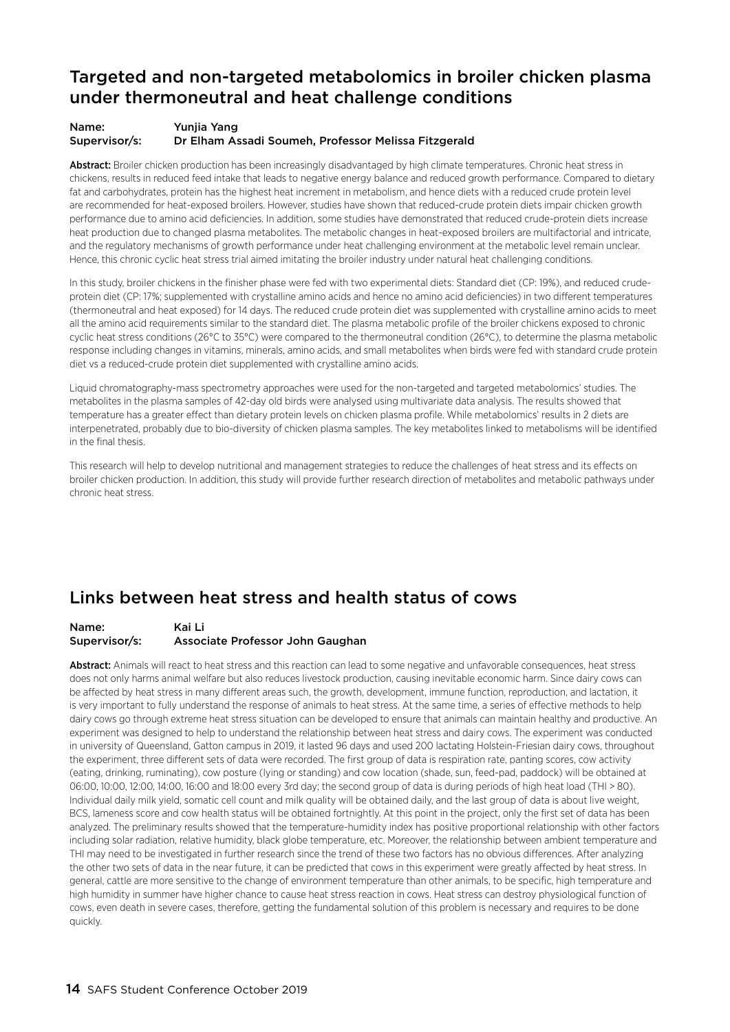## Targeted and non-targeted metabolomics in broiler chicken plasma under thermoneutral and heat challenge conditions

**Name:** Yunjia Yang
**Supervisor/s:** Dr Elham Assadi Soumeh, Professor Melissa Fitzgerald

**Abstract:** Broiler chicken production has been increasingly disadvantaged by high climate temperatures. Chronic heat stress in chickens, results in reduced feed intake that leads to negative energy balance and reduced growth performance. Compared to dietary fat and carbohydrates, protein has the highest heat increment in metabolism, and hence diets with a reduced crude protein level are recommended for heat-exposed broilers. However, studies have shown that reduced-crude protein diets impair chicken growth performance due to amino acid deficiencies. In addition, some studies have demonstrated that reduced crude-protein diets increase heat production due to changed plasma metabolites. The metabolic changes in heat-exposed broilers are multifactorial and intricate, and the regulatory mechanisms of growth performance under heat challenging environment at the metabolic level remain unclear. Hence, this chronic cyclic heat stress trial aimed imitating the broiler industry under natural heat challenging conditions.

In this study, broiler chickens in the finisher phase were fed with two experimental diets: Standard diet (CP: 19%), and reduced crude-protein diet (CP: 17%; supplemented with crystalline amino acids and hence no amino acid deficiencies) in two different temperatures (thermoneutral and heat exposed) for 14 days. The reduced crude protein diet was supplemented with crystalline amino acids to meet all the amino acid requirements similar to the standard diet. The plasma metabolic profile of the broiler chickens exposed to chronic cyclic heat stress conditions (26°C to 35°C) were compared to the thermoneutral condition (26°C), to determine the plasma metabolic response including changes in vitamins, minerals, amino acids, and small metabolites when birds were fed with standard crude protein diet vs a reduced-crude protein diet supplemented with crystalline amino acids.

Liquid chromatography-mass spectrometry approaches were used for the non-targeted and targeted metabolomics' studies. The metabolites in the plasma samples of 42-day old birds were analysed using multivariate data analysis. The results showed that temperature has a greater effect than dietary protein levels on chicken plasma profile. While metabolomics' results in 2 diets are interpenetrated, probably due to bio-diversity of chicken plasma samples. The key metabolites linked to metabolisms will be identified in the final thesis.

This research will help to develop nutritional and management strategies to reduce the challenges of heat stress and its effects on broiler chicken production. In addition, this study will provide further research direction of metabolites and metabolic pathways under chronic heat stress.

## Links between heat stress and health status of cows

**Name:** Kai Li
**Supervisor/s:** Associate Professor John Gaughan

**Abstract:** Animals will react to heat stress and this reaction can lead to some negative and unfavorable consequences, heat stress does not only harms animal welfare but also reduces livestock production, causing inevitable economic harm. Since dairy cows can be affected by heat stress in many different areas such, the growth, development, immune function, reproduction, and lactation, it is very important to fully understand the response of animals to heat stress. At the same time, a series of effective methods to help dairy cows go through extreme heat stress situation can be developed to ensure that animals can maintain healthy and productive. An experiment was designed to help to understand the relationship between heat stress and dairy cows. The experiment was conducted in university of Queensland, Gatton campus in 2019, it lasted 96 days and used 200 lactating Holstein-Friesian dairy cows, throughout the experiment, three different sets of data were recorded. The first group of data is respiration rate, panting scores, cow activity (eating, drinking, ruminating), cow posture (lying or standing) and cow location (shade, sun, feed-pad, paddock) will be obtained at 06:00, 10:00, 12:00, 14:00, 16:00 and 18:00 every 3rd day; the second group of data is during periods of high heat load (THI > 80). Individual daily milk yield, somatic cell count and milk quality will be obtained daily, and the last group of data is about live weight, BCS, lameness score and cow health status will be obtained fortnightly. At this point in the project, only the first set of data has been analyzed. The preliminary results showed that the temperature-humidity index has positive proportional relationship with other factors including solar radiation, relative humidity, black globe temperature, etc. Moreover, the relationship between ambient temperature and THI may need to be investigated in further research since the trend of these two factors has no obvious differences. After analyzing the other two sets of data in the near future, it can be predicted that cows in this experiment were greatly affected by heat stress. In general, cattle are more sensitive to the change of environment temperature than other animals, to be specific, high temperature and high humidity in summer have higher chance to cause heat stress reaction in cows. Heat stress can destroy physiological function of cows, even death in severe cases, therefore, getting the fundamental solution of this problem is necessary and requires to be done quickly.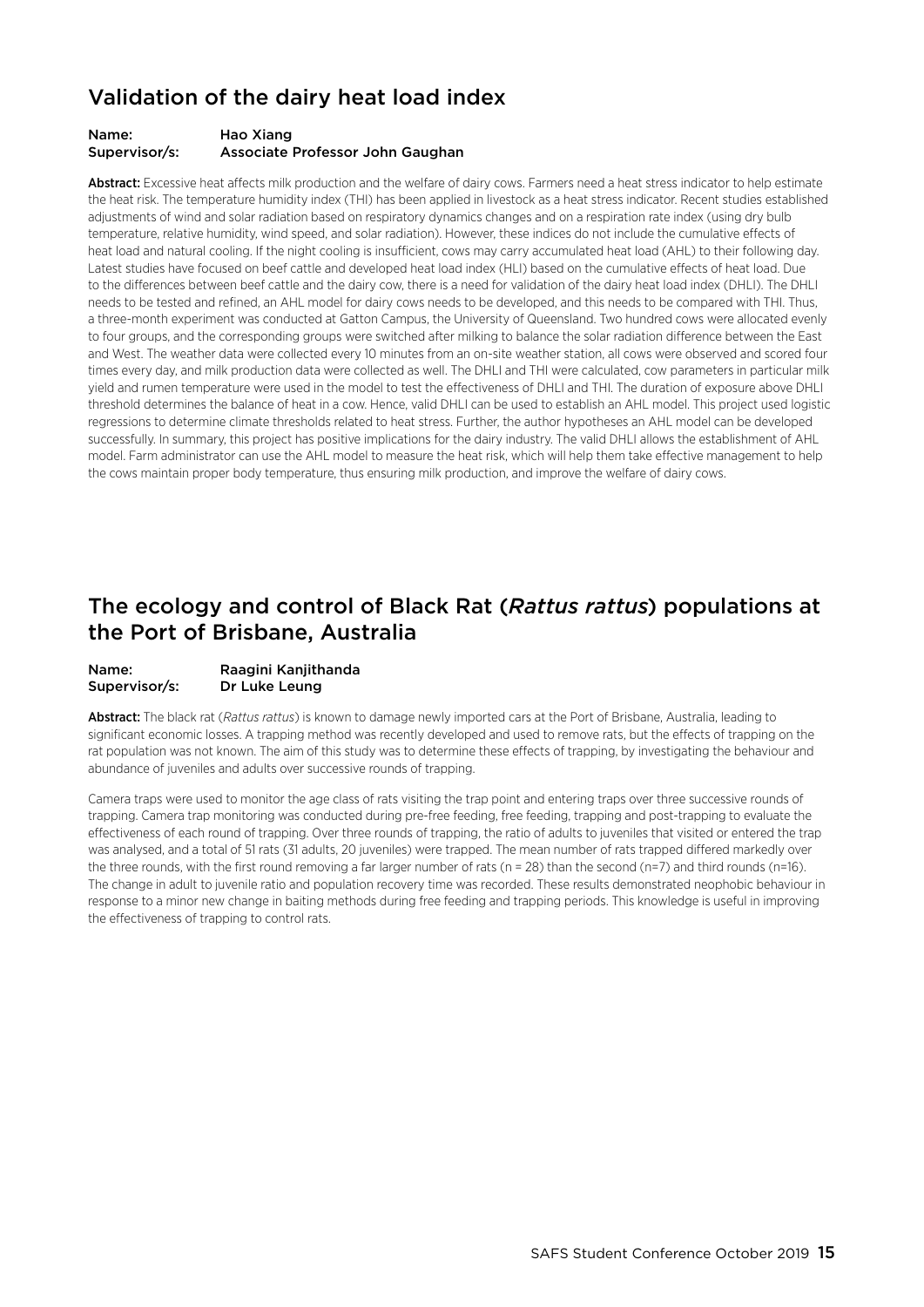## Validation of the dairy heat load index

**Name:** Hao Xiang
**Supervisor/s:** Associate Professor John Gaughan

**Abstract:** Excessive heat affects milk production and the welfare of dairy cows. Farmers need a heat stress indicator to help estimate the heat risk. The temperature humidity index (THI) has been applied in livestock as a heat stress indicator. Recent studies established adjustments of wind and solar radiation based on respiratory dynamics changes and on a respiration rate index (using dry bulb temperature, relative humidity, wind speed, and solar radiation). However, these indices do not include the cumulative effects of heat load and natural cooling. If the night cooling is insufficient, cows may carry accumulated heat load (AHL) to their following day. Latest studies have focused on beef cattle and developed heat load index (HLI) based on the cumulative effects of heat load. Due to the differences between beef cattle and the dairy cow, there is a need for validation of the dairy heat load index (DHLI). The DHLI needs to be tested and refined, an AHL model for dairy cows needs to be developed, and this needs to be compared with THI. Thus, a three-month experiment was conducted at Gatton Campus, the University of Queensland. Two hundred cows were allocated evenly to four groups, and the corresponding groups were switched after milking to balance the solar radiation difference between the East and West. The weather data were collected every 10 minutes from an on-site weather station, all cows were observed and scored four times every day, and milk production data were collected as well. The DHLI and THI were calculated, cow parameters in particular milk yield and rumen temperature were used in the model to test the effectiveness of DHLI and THI. The duration of exposure above DHLI threshold determines the balance of heat in a cow. Hence, valid DHLI can be used to establish an AHL model. This project used logistic regressions to determine climate thresholds related to heat stress. Further, the author hypotheses an AHL model can be developed successfully. In summary, this project has positive implications for the dairy industry. The valid DHLI allows the establishment of AHL model. Farm administrator can use the AHL model to measure the heat risk, which will help them take effective management to help the cows maintain proper body temperature, thus ensuring milk production, and improve the welfare of dairy cows.

## The ecology and control of Black Rat (*Rattus rattus*) populations at the Port of Brisbane, Australia

**Name:** Raagini Kanjithanda
**Supervisor/s:** Dr Luke Leung

**Abstract:** The black rat (*Rattus rattus*) is known to damage newly imported cars at the Port of Brisbane, Australia, leading to significant economic losses. A trapping method was recently developed and used to remove rats, but the effects of trapping on the rat population was not known. The aim of this study was to determine these effects of trapping, by investigating the behaviour and abundance of juveniles and adults over successive rounds of trapping.

Camera traps were used to monitor the age class of rats visiting the trap point and entering traps over three successive rounds of trapping. Camera trap monitoring was conducted during pre-free feeding, free feeding, trapping and post-trapping to evaluate the effectiveness of each round of trapping. Over three rounds of trapping, the ratio of adults to juveniles that visited or entered the trap was analysed, and a total of 51 rats (31 adults, 20 juveniles) were trapped. The mean number of rats trapped differed markedly over the three rounds, with the first round removing a far larger number of rats (n = 28) than the second (n=7) and third rounds (n=16). The change in adult to juvenile ratio and population recovery time was recorded. These results demonstrated neophobic behaviour in response to a minor new change in baiting methods during free feeding and trapping periods. This knowledge is useful in improving the effectiveness of trapping to control rats.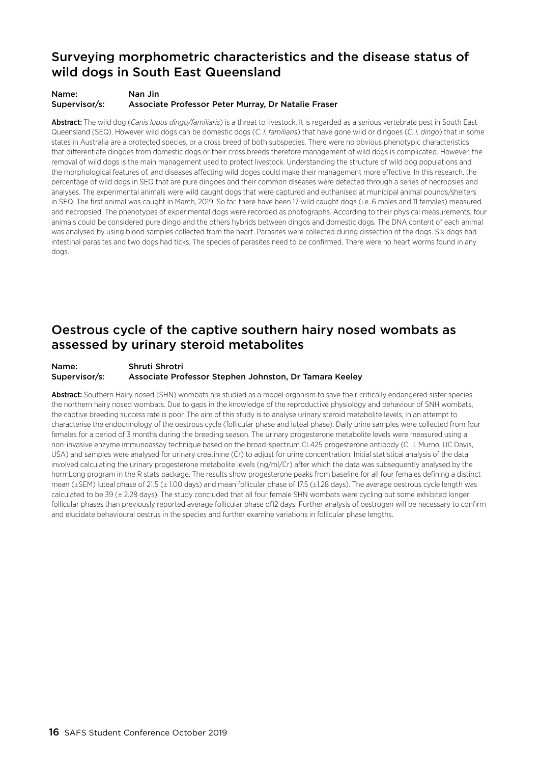## Surveying morphometric characteristics and the disease status of wild dogs in South East Queensland

**Name:** Nan Jin
**Supervisor/s:** Associate Professor Peter Murray, Dr Natalie Fraser

**Abstract:** The wild dog (*Canis lupus dingo/familiaris*) is a threat to livestock. It is regarded as a serious vertebrate pest in South East Queensland (SEQ). However wild dogs can be domestic dogs (*C. l. familiaris*) that have gone wild or dingoes (*C. l. dingo*) that in some states in Australia are a protected species, or a cross breed of both subspecies. There were no obvious phenotypic characteristics that differentiate dingoes from domestic dogs or their cross breeds therefore management of wild dogs is complicated. However, the removal of wild dogs is the main management used to protect livestock. Understanding the structure of wild dog populations and the morphological features of, and diseases affecting wild doges could make their management more effective. In this research, the percentage of wild dogs in SEQ that are pure dingoes and their common diseases were detected through a series of necropsies and analyses. The experimental animals were wild caught dogs that were captured and euthanised at municipal animal pounds/shelters in SEQ. The first animal was caught in March, 2019. So far, there have been 17 wild caught dogs (i.e. 6 males and 11 females) measured and necropsied. The phenotypes of experimental dogs were recorded as photographs. According to their physical measurements, four animals could be considered pure dingo and the others hybrids between dingos and domestic dogs. The DNA content of each animal was analysed by using blood samples collected from the heart. Parasites were collected during dissection of the dogs. Six dogs had intestinal parasites and two dogs had ticks. The species of parasites need to be confirmed. There were no heart worms found in any dogs.

## Oestrous cycle of the captive southern hairy nosed wombats as assessed by urinary steroid metabolites

**Name:** Shruti Shrotri
**Supervisor/s:** Associate Professor Stephen Johnston, Dr Tamara Keeley

**Abstract:** Southern Hairy nosed (SHN) wombats are studied as a model organism to save their critically endangered sister species the northern hairy nosed wombats. Due to gaps in the knowledge of the reproductive physiology and behaviour of SNH wombats, the captive breeding success rate is poor. The aim of this study is to analyse urinary steroid metabolite levels, in an attempt to characterise the endocrinology of the oestrous cycle (follicular phase and luteal phase). Daily urine samples were collected from four females for a period of 3 months during the breeding season. The urinary progesterone metabolite levels were measured using a non-invasive enzyme immunoassay technique based on the broad-spectrum CL425 progesterone antibody (C. J. Murno, UC Davis, USA) and samples were analysed for urinary creatinine (Cr) to adjust for urine concentration. Initial statistical analysis of the data involved calculating the urinary progesterone metabolite levels (ng/ml/Cr) after which the data was subsequently analysed by the hormLong program in the R stats package. The results show progesterone peaks from baseline for all four females defining a distinct mean (±SEM) luteal phase of 21.5 (± 1.00 days) and mean follicular phase of 17.5 (±1.28 days). The average oestrous cycle length was calculated to be 39 (± 2.28 days). The study concluded that all four female SHN wombats were cycling but some exhibited longer follicular phases than previously reported average follicular phase of12 days. Further analysis of oestrogen will be necessary to confirm and elucidate behavioural oestrus in the species and further examine variations in follicular phase lengths.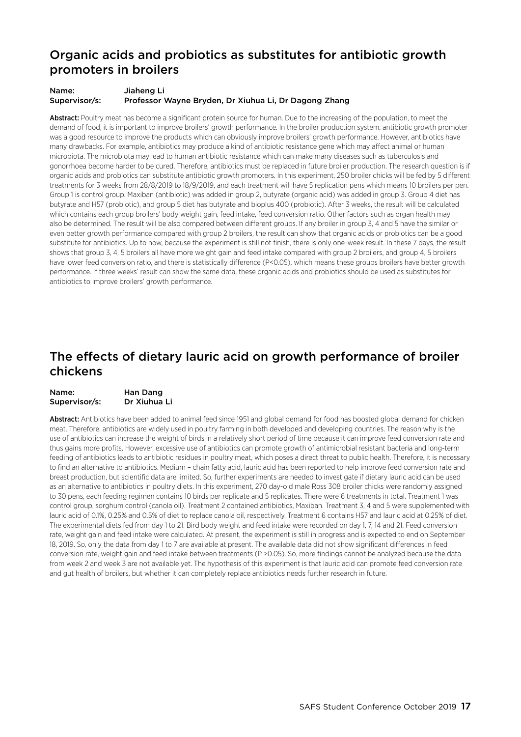## Organic acids and probiotics as substitutes for antibiotic growth promoters in broilers

**Name:** Jiaheng Li
**Supervisor/s:** Professor Wayne Bryden, Dr Xiuhua Li, Dr Dagong Zhang

**Abstract:** Poultry meat has become a significant protein source for human. Due to the increasing of the population, to meet the demand of food, it is important to improve broilers' growth performance. In the broiler production system, antibiotic growth promoter was a good resource to improve the products which can obviously improve broilers' growth performance. However, antibiotics have many drawbacks. For example, antibiotics may produce a kind of antibiotic resistance gene which may affect animal or human microbiota. The microbiota may lead to human antibiotic resistance which can make many diseases such as tuberculosis and gonorrhoea become harder to be cured. Therefore, antibiotics must be replaced in future broiler production. The research question is if organic acids and probiotics can substitute antibiotic growth promoters. In this experiment, 250 broiler chicks will be fed by 5 different treatments for 3 weeks from 28/8/2019 to 18/9/2019, and each treatment will have 5 replication pens which means 10 broilers per pen. Group 1 is control group. Maxiban (antibiotic) was added in group 2, butyrate (organic acid) was added in group 3. Group 4 diet has butyrate and H57 (probiotic), and group 5 diet has butyrate and bioplus 400 (probiotic). After 3 weeks, the result will be calculated which contains each group broilers' body weight gain, feed intake, feed conversion ratio. Other factors such as organ health may also be determined. The result will be also compared between different groups. If any broiler in group 3, 4 and 5 have the similar or even better growth performance compared with group 2 broilers, the result can show that organic acids or probiotics can be a good substitute for antibiotics. Up to now, because the experiment is still not finish, there is only one-week result. In these 7 days, the result shows that group 3, 4, 5 broilers all have more weight gain and feed intake compared with group 2 broilers, and group 4, 5 broilers have lower feed conversion ratio, and there is statistically difference ($P<0.05$), which means these groups broilers have better growth performance. If three weeks' result can show the same data, these organic acids and probiotics should be used as substitutes for antibiotics to improve broilers' growth performance.

## The effects of dietary lauric acid on growth performance of broiler chickens

**Name:** Han Dang
**Supervisor/s:** Dr Xiuhua Li

**Abstract:** Antibiotics have been added to animal feed since 1951 and global demand for food has boosted global demand for chicken meat. Therefore, antibiotics are widely used in poultry farming in both developed and developing countries. The reason why is the use of antibiotics can increase the weight of birds in a relatively short period of time because it can improve feed conversion rate and thus gains more profits. However, excessive use of antibiotics can promote growth of antimicrobial resistant bacteria and long-term feeding of antibiotics leads to antibiotic residues in poultry meat, which poses a direct threat to public health. Therefore, it is necessary to find an alternative to antibiotics. Medium – chain fatty acid, lauric acid has been reported to help improve feed conversion rate and breast production, but scientific data are limited. So, further experiments are needed to investigate if dietary lauric acid can be used as an alternative to antibiotics in poultry diets. In this experiment, 270 day-old male Ross 308 broiler chicks were randomly assigned to 30 pens, each feeding regimen contains 10 birds per replicate and 5 replicates. There were 6 treatments in total. Treatment 1 was control group, sorghum control (canola oil). Treatment 2 contained antibiotics, Maxiban. Treatment 3, 4 and 5 were supplemented with lauric acid of 0.1%, 0.25% and 0.5% of diet to replace canola oil, respectively. Treatment 6 contains H57 and lauric acid at 0.25% of diet. The experimental diets fed from day 1 to 21. Bird body weight and feed intake were recorded on day 1, 7, 14 and 21. Feed conversion rate, weight gain and feed intake were calculated. At present, the experiment is still in progress and is expected to end on September 18, 2019. So, only the data from day 1 to 7 are available at present. The available data did not show significant differences in feed conversion rate, weight gain and feed intake between treatments ($P >0.05$). So, more findings cannot be analyzed because the data from week 2 and week 3 are not available yet. The hypothesis of this experiment is that lauric acid can promote feed conversion rate and gut health of broilers, but whether it can completely replace antibiotics needs further research in future.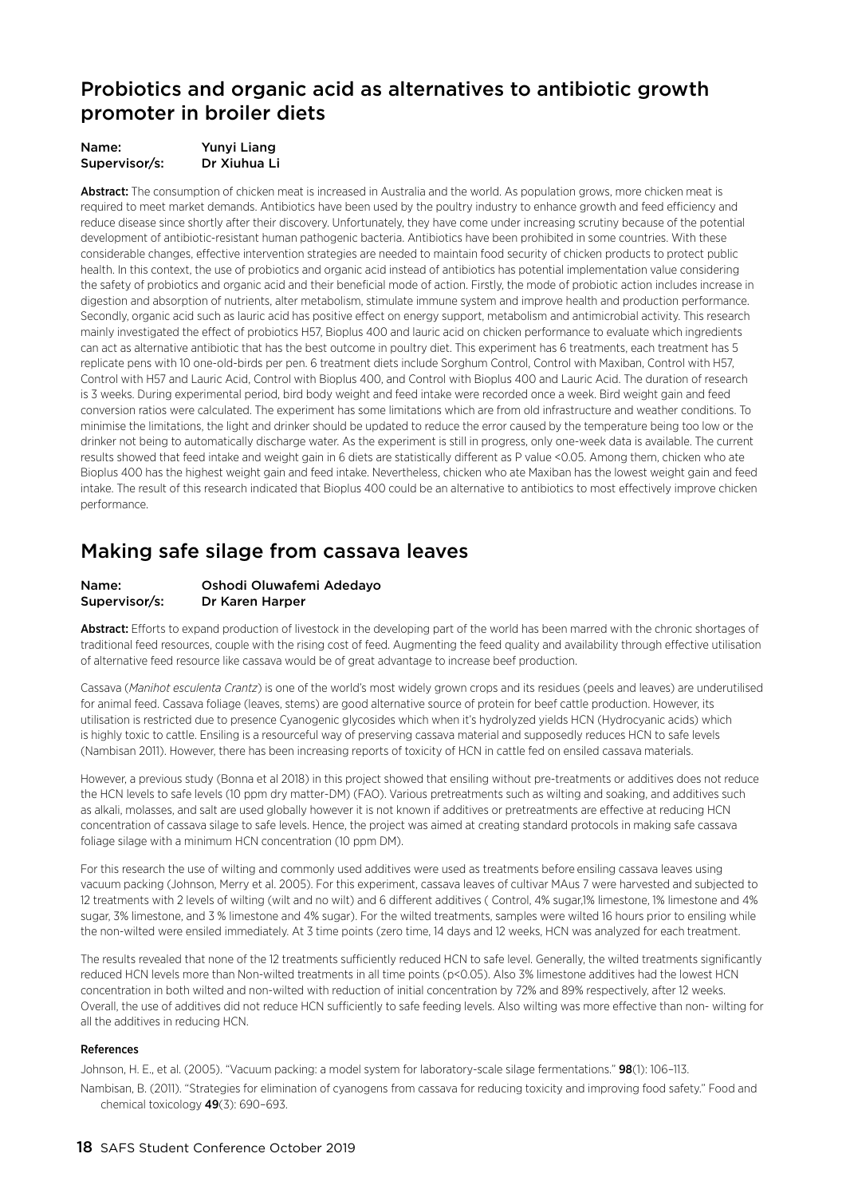## Probiotics and organic acid as alternatives to antibiotic growth promoter in broiler diets

**Name:** Yunyi Liang
**Supervisor/s:** Dr Xiuhua Li

**Abstract:** The consumption of chicken meat is increased in Australia and the world. As population grows, more chicken meat is required to meet market demands. Antibiotics have been used by the poultry industry to enhance growth and feed efficiency and reduce disease since shortly after their discovery. Unfortunately, they have come under increasing scrutiny because of the potential development of antibiotic-resistant human pathogenic bacteria. Antibiotics have been prohibited in some countries. With these considerable changes, effective intervention strategies are needed to maintain food security of chicken products to protect public health. In this context, the use of probiotics and organic acid instead of antibiotics has potential implementation value considering the safety of probiotics and organic acid and their beneficial mode of action. Firstly, the mode of probiotic action includes increase in digestion and absorption of nutrients, alter metabolism, stimulate immune system and improve health and production performance. Secondly, organic acid such as lauric acid has positive effect on energy support, metabolism and antimicrobial activity. This research mainly investigated the effect of probiotics H57, Bioplus 400 and lauric acid on chicken performance to evaluate which ingredients can act as alternative antibiotic that has the best outcome in poultry diet. This experiment has 6 treatments, each treatment has 5 replicate pens with 10 one-old-birds per pen. 6 treatment diets include Sorghum Control, Control with Maxiban, Control with H57, Control with H57 and Lauric Acid, Control with Bioplus 400, and Control with Bioplus 400 and Lauric Acid. The duration of research is 3 weeks. During experimental period, bird body weight and feed intake were recorded once a week. Bird weight gain and feed conversion ratios were calculated. The experiment has some limitations which are from old infrastructure and weather conditions. To minimise the limitations, the light and drinker should be updated to reduce the error caused by the temperature being too low or the drinker not being to automatically discharge water. As the experiment is still in progress, only one-week data is available. The current results showed that feed intake and weight gain in 6 diets are statistically different as P value <0.05. Among them, chicken who ate Bioplus 400 has the highest weight gain and feed intake. Nevertheless, chicken who ate Maxiban has the lowest weight gain and feed intake. The result of this research indicated that Bioplus 400 could be an alternative to antibiotics to most effectively improve chicken performance.

## Making safe silage from cassava leaves

**Name:** Oshodi Oluwafemi Adedayo
**Supervisor/s:** Dr Karen Harper

**Abstract:** Efforts to expand production of livestock in the developing part of the world has been marred with the chronic shortages of traditional feed resources, couple with the rising cost of feed. Augmenting the feed quality and availability through effective utilisation of alternative feed resource like cassava would be of great advantage to increase beef production.

Cassava (*Manihot esculenta Crantz*) is one of the world's most widely grown crops and its residues (peels and leaves) are underutilised for animal feed. Cassava foliage (leaves, stems) are good alternative source of protein for beef cattle production. However, its utilisation is restricted due to presence Cyanogenic glycosides which when it's hydrolyzed yields HCN (Hydrocyanic acids) which is highly toxic to cattle. Ensiling is a resourceful way of preserving cassava material and supposedly reduces HCN to safe levels (Nambisan 2011). However, there has been increasing reports of toxicity of HCN in cattle fed on ensiled cassava materials.

However, a previous study (Bonna et al 2018) in this project showed that ensiling without pre-treatments or additives does not reduce the HCN levels to safe levels (10 ppm dry matter-DM) (FAO). Various pretreatments such as wilting and soaking, and additives such as alkali, molasses, and salt are used globally however it is not known if additives or pretreatments are effective at reducing HCN concentration of cassava silage to safe levels. Hence, the project was aimed at creating standard protocols in making safe cassava foliage silage with a minimum HCN concentration (10 ppm DM).

For this research the use of wilting and commonly used additives were used as treatments before ensiling cassava leaves using vacuum packing (Johnson, Merry et al. 2005). For this experiment, cassava leaves of cultivar MAus 7 were harvested and subjected to 12 treatments with 2 levels of wilting (wilt and no wilt) and 6 different additives ( Control, 4% sugar,1% limestone, 1% limestone and 4% sugar, 3% limestone, and 3 % limestone and 4% sugar). For the wilted treatments, samples were wilted 16 hours prior to ensiling while the non-wilted were ensiled immediately. At 3 time points (zero time, 14 days and 12 weeks, HCN was analyzed for each treatment.

The results revealed that none of the 12 treatments sufficiently reduced HCN to safe level. Generally, the wilted treatments significantly reduced HCN levels more than Non-wilted treatments in all time points ($p<0.05$). Also 3% limestone additives had the lowest HCN concentration in both wilted and non-wilted with reduction of initial concentration by 72% and 89% respectively, after 12 weeks. Overall, the use of additives did not reduce HCN sufficiently to safe feeding levels. Also wilting was more effective than non- wilting for all the additives in reducing HCN.

#### References

Johnson, H. E., et al. (2005). "Vacuum packing: a model system for laboratory-scale silage fermentations." **98**(1): 106–113.

Nambisan, B. (2011). "Strategies for elimination of cyanogens from cassava for reducing toxicity and improving food safety." Food and chemical toxicology **49**(3): 690–693.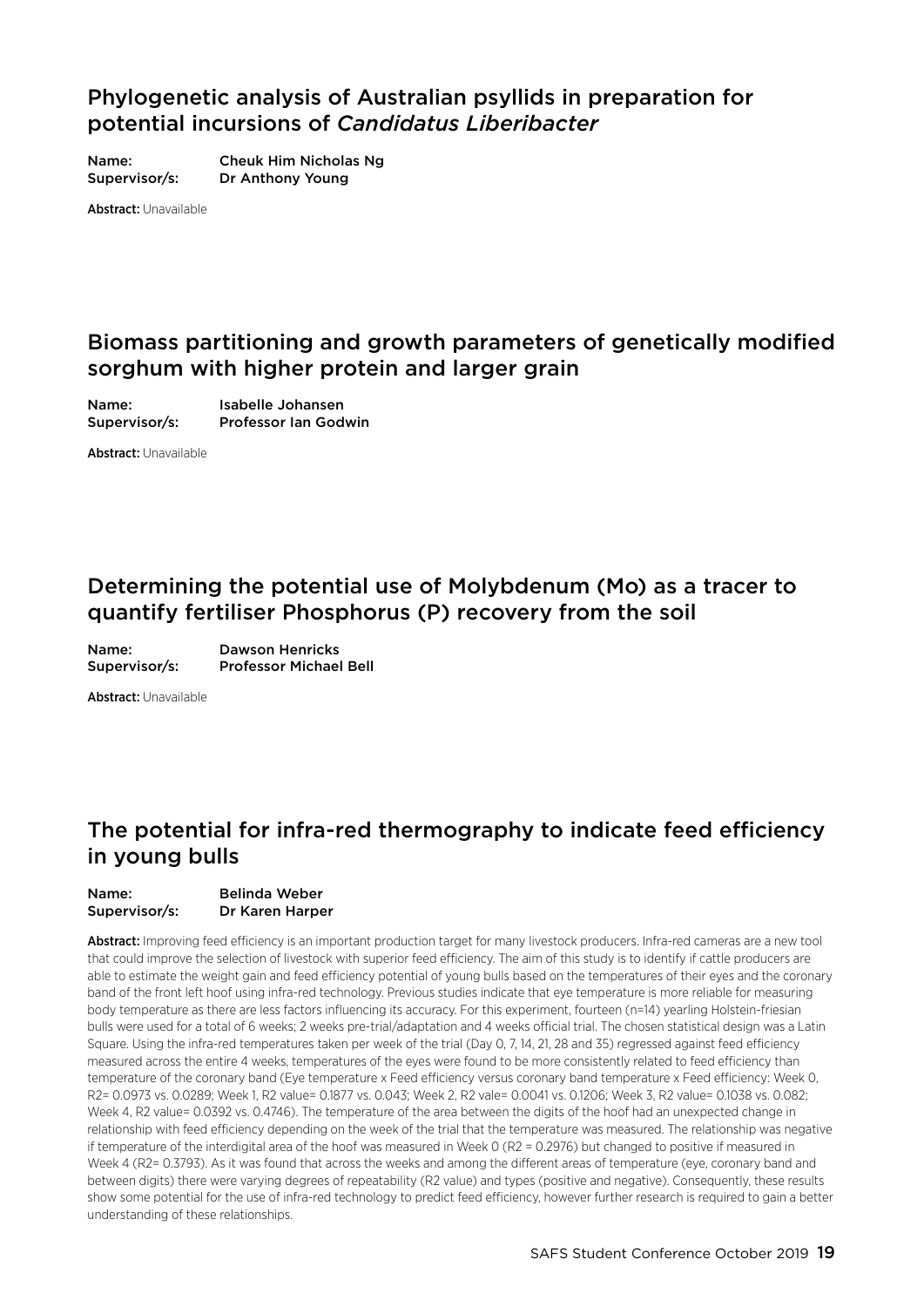## Phylogenetic analysis of Australian psyllids in preparation for potential incursions of *Candidatus Liberibacter*

**Name:** Cheuk Him Nicholas Ng
**Supervisor/s:** Dr Anthony Young

**Abstract:** Unavailable

## Biomass partitioning and growth parameters of genetically modified sorghum with higher protein and larger grain

**Name:** Isabelle Johansen
**Supervisor/s:** Professor Ian Godwin

**Abstract:** Unavailable

## Determining the potential use of Molybdenum (Mo) as a tracer to quantify fertiliser Phosphorus (P) recovery from the soil

**Name:** Dawson Henricks
**Supervisor/s:** Professor Michael Bell

**Abstract:** Unavailable

## The potential for infra-red thermography to indicate feed efficiency in young bulls

**Name:** Belinda Weber
**Supervisor/s:** Dr Karen Harper

**Abstract:** Improving feed efficiency is an important production target for many livestock producers. Infra-red cameras are a new tool that could improve the selection of livestock with superior feed efficiency. The aim of this study is to identify if cattle producers are able to estimate the weight gain and feed efficiency potential of young bulls based on the temperatures of their eyes and the coronary band of the front left hoof using infra-red technology. Previous studies indicate that eye temperature is more reliable for measuring body temperature as there are less factors influencing its accuracy. For this experiment, fourteen (n=14) yearling Holstein-friesian bulls were used for a total of 6 weeks; 2 weeks pre-trial/adaptation and 4 weeks official trial. The chosen statistical design was a Latin Square. Using the infra-red temperatures taken per week of the trial (Day 0, 7, 14, 21, 28 and 35) regressed against feed efficiency measured across the entire 4 weeks, temperatures of the eyes were found to be more consistently related to feed efficiency than temperature of the coronary band (Eye temperature x Feed efficiency versus coronary band temperature x Feed efficiency: Week 0, $R2= 0.0973$ vs. 0.0289; Week 1, R2 value= 0.1877 vs. 0.043; Week 2, R2 vale= 0.0041 vs. 0.1206; Week 3, R2 value= 0.1038 vs. 0.082; Week 4, R2 value= 0.0392 vs. 0.4746). The temperature of the area between the digits of the hoof had an unexpected change in relationship with feed efficiency depending on the week of the trial that the temperature was measured. The relationship was negative if temperature of the interdigital area of the hoof was measured in Week 0 ($R2 = 0.2976$) but changed to positive if measured in Week 4 ($R2= 0.3793$). As it was found that across the weeks and among the different areas of temperature (eye, coronary band and between digits) there were varying degrees of repeatability (R2 value) and types (positive and negative). Consequently, these results show some potential for the use of infra-red technology to predict feed efficiency, however further research is required to gain a better understanding of these relationships.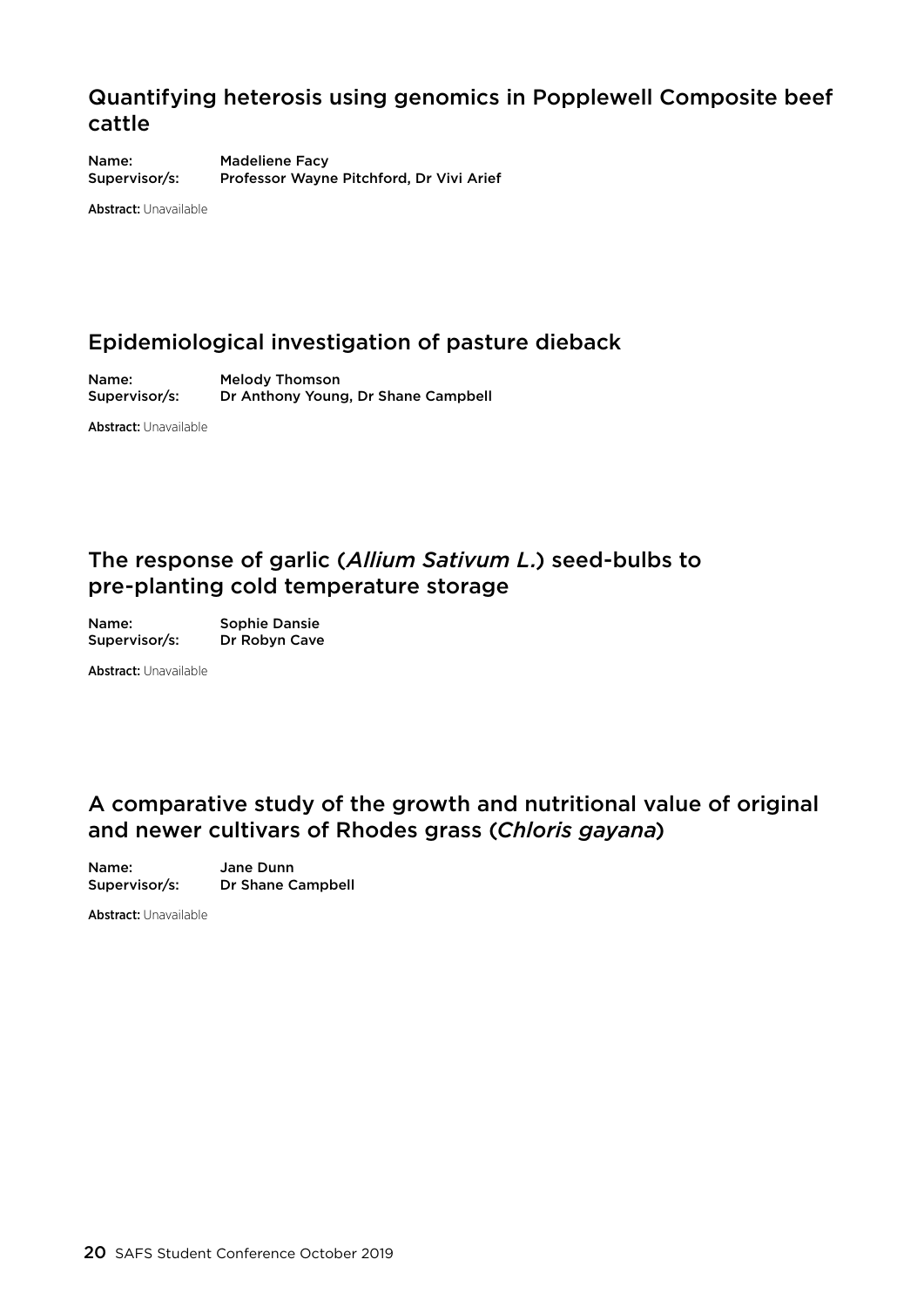## Quantifying heterosis using genomics in Popplewell Composite beef cattle

**Name:** Madeliene Facy
**Supervisor/s:** Professor Wayne Pitchford, Dr Vivi Arief

**Abstract:** Unavailable

## Epidemiological investigation of pasture dieback

**Name:** Melody Thomson
**Supervisor/s:** Dr Anthony Young, Dr Shane Campbell

**Abstract:** Unavailable

## The response of garlic (*Allium Sativum L.*) seed-bulbs to pre-planting cold temperature storage

**Name:** Sophie Dansie
**Supervisor/s:** Dr Robyn Cave

**Abstract:** Unavailable

## A comparative study of the growth and nutritional value of original and newer cultivars of Rhodes grass (*Chloris gayana*)

**Name:** Jane Dunn
**Supervisor/s:** Dr Shane Campbell

**Abstract:** Unavailable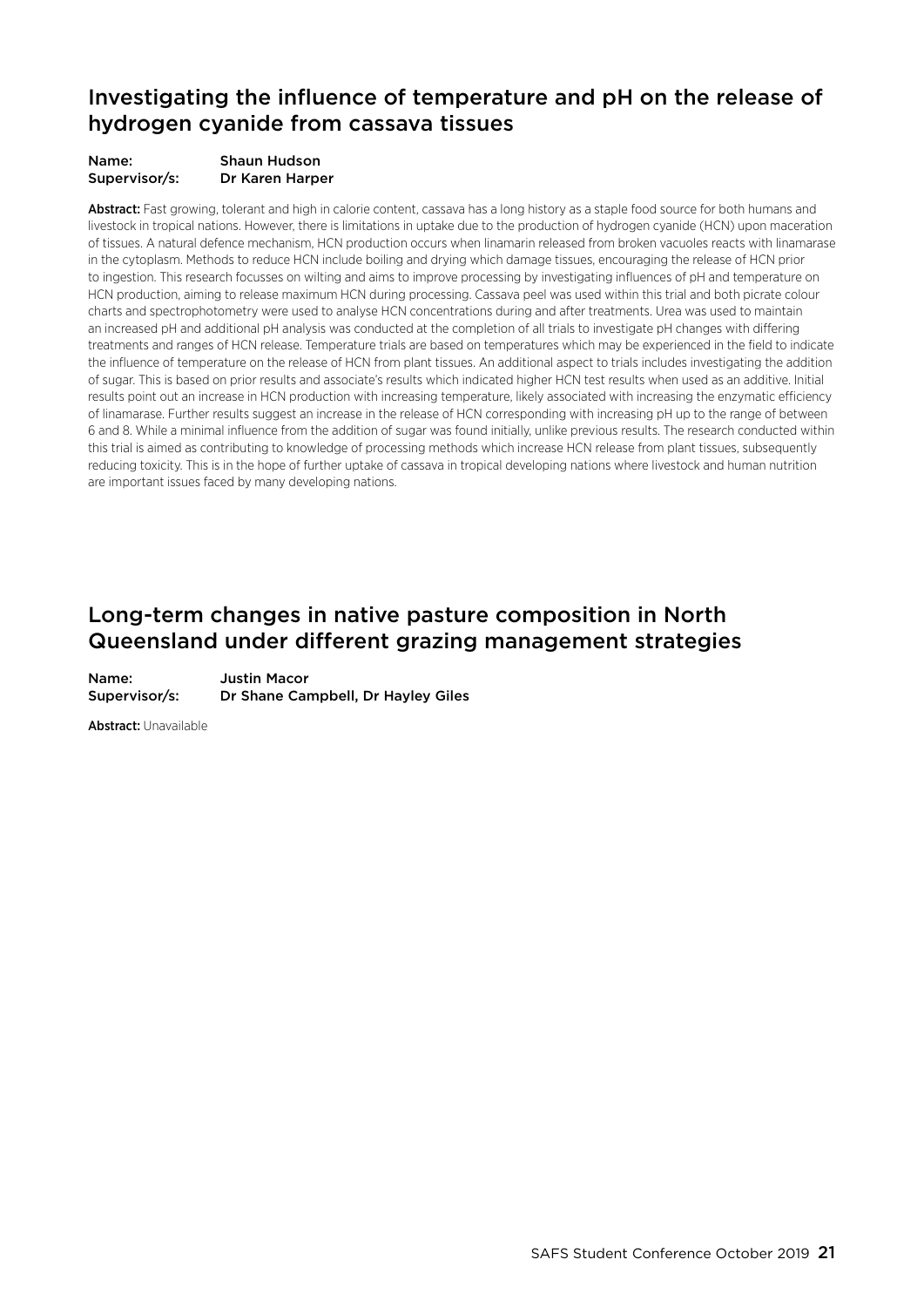## Investigating the influence of temperature and pH on the release of hydrogen cyanide from cassava tissues

**Name:** Shaun Hudson
**Supervisor/s:** Dr Karen Harper

**Abstract:** Fast growing, tolerant and high in calorie content, cassava has a long history as a staple food source for both humans and livestock in tropical nations. However, there is limitations in uptake due to the production of hydrogen cyanide (HCN) upon maceration of tissues. A natural defence mechanism, HCN production occurs when linamarin released from broken vacuoles reacts with linamarase in the cytoplasm. Methods to reduce HCN include boiling and drying which damage tissues, encouraging the release of HCN prior to ingestion. This research focusses on wilting and aims to improve processing by investigating influences of pH and temperature on HCN production, aiming to release maximum HCN during processing. Cassava peel was used within this trial and both picrate colour charts and spectrophotometry were used to analyse HCN concentrations during and after treatments. Urea was used to maintain an increased pH and additional pH analysis was conducted at the completion of all trials to investigate pH changes with differing treatments and ranges of HCN release. Temperature trials are based on temperatures which may be experienced in the field to indicate the influence of temperature on the release of HCN from plant tissues. An additional aspect to trials includes investigating the addition of sugar. This is based on prior results and associate's results which indicated higher HCN test results when used as an additive. Initial results point out an increase in HCN production with increasing temperature, likely associated with increasing the enzymatic efficiency of linamarase. Further results suggest an increase in the release of HCN corresponding with increasing pH up to the range of between 6 and 8. While a minimal influence from the addition of sugar was found initially, unlike previous results. The research conducted within this trial is aimed as contributing to knowledge of processing methods which increase HCN release from plant tissues, subsequently reducing toxicity. This is in the hope of further uptake of cassava in tropical developing nations where livestock and human nutrition are important issues faced by many developing nations.

## Long-term changes in native pasture composition in North Queensland under different grazing management strategies

**Name:** Justin Macor
**Supervisor/s:** Dr Shane Campbell, Dr Hayley Giles

**Abstract:** Unavailable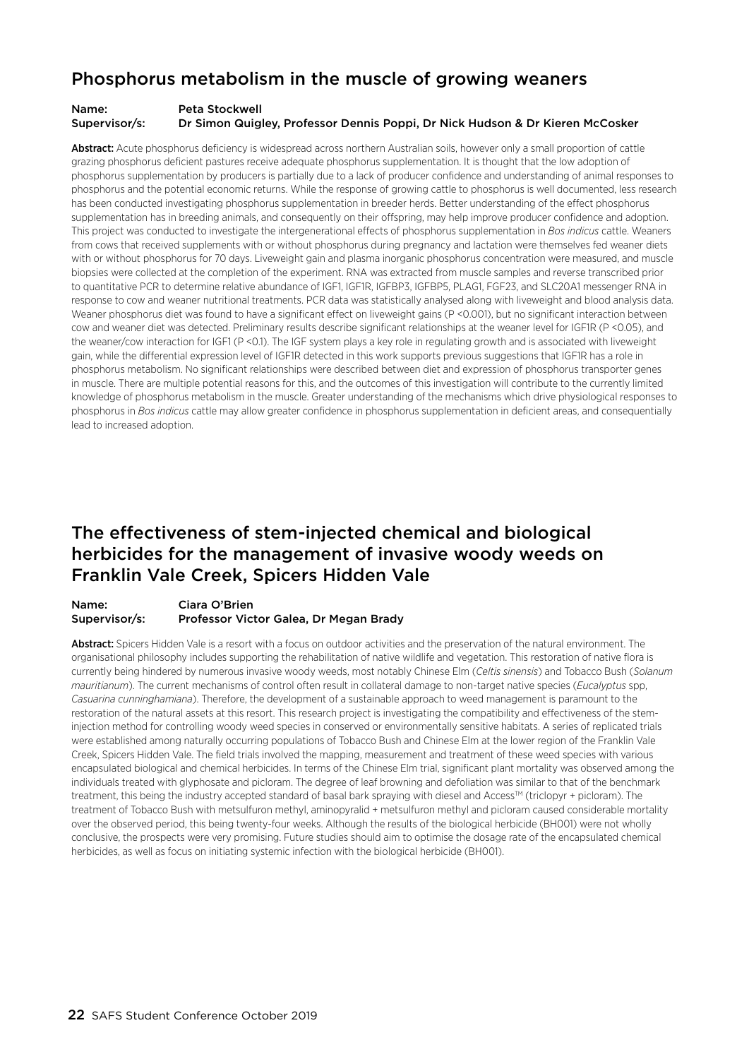## Phosphorus metabolism in the muscle of growing weaners

**Name:** Peta Stockwell
**Supervisor/s:** Dr Simon Quigley, Professor Dennis Poppi, Dr Nick Hudson & Dr Kieren McCosker

**Abstract:** Acute phosphorus deficiency is widespread across northern Australian soils, however only a small proportion of cattle grazing phosphorus deficient pastures receive adequate phosphorus supplementation. It is thought that the low adoption of phosphorus supplementation by producers is partially due to a lack of producer confidence and understanding of animal responses to phosphorus and the potential economic returns. While the response of growing cattle to phosphorus is well documented, less research has been conducted investigating phosphorus supplementation in breeder herds. Better understanding of the effect phosphorus supplementation has in breeding animals, and consequently on their offspring, may help improve producer confidence and adoption. This project was conducted to investigate the intergenerational effects of phosphorus supplementation in *Bos indicus* cattle. Weaners from cows that received supplements with or without phosphorus during pregnancy and lactation were themselves fed weaner diets with or without phosphorus for 70 days. Liveweight gain and plasma inorganic phosphorus concentration were measured, and muscle biopsies were collected at the completion of the experiment. RNA was extracted from muscle samples and reverse transcribed prior to quantitative PCR to determine relative abundance of IGF1, IGF1R, IGFBP3, IGFBP5, PLAG1, FGF23, and SLC20A1 messenger RNA in response to cow and weaner nutritional treatments. PCR data was statistically analysed along with liveweight and blood analysis data. Weaner phosphorus diet was found to have a significant effect on liveweight gains ($P < 0.001$), but no significant interaction between cow and weaner diet was detected. Preliminary results describe significant relationships at the weaner level for IGF1R ($P < 0.05$), and the weaner/cow interaction for IGF1 ($P < 0.1$). The IGF system plays a key role in regulating growth and is associated with liveweight gain, while the differential expression level of IGF1R detected in this work supports previous suggestions that IGF1R has a role in phosphorus metabolism. No significant relationships were described between diet and expression of phosphorus transporter genes in muscle. There are multiple potential reasons for this, and the outcomes of this investigation will contribute to the currently limited knowledge of phosphorus metabolism in the muscle. Greater understanding of the mechanisms which drive physiological responses to phosphorus in *Bos indicus* cattle may allow greater confidence in phosphorus supplementation in deficient areas, and consequentially lead to increased adoption.

## The effectiveness of stem-injected chemical and biological herbicides for the management of invasive woody weeds on Franklin Vale Creek, Spicers Hidden Vale

**Name:** Ciara O'Brien
**Supervisor/s:** Professor Victor Galea, Dr Megan Brady

**Abstract:** Spicers Hidden Vale is a resort with a focus on outdoor activities and the preservation of the natural environment. The organisational philosophy includes supporting the rehabilitation of native wildlife and vegetation. This restoration of native flora is currently being hindered by numerous invasive woody weeds, most notably Chinese Elm (*Celtis sinensis*) and Tobacco Bush (*Solanum mauritianum*). The current mechanisms of control often result in collateral damage to non-target native species (*Eucalyptus* spp, *Casuarina cunninghamiana*). Therefore, the development of a sustainable approach to weed management is paramount to the restoration of the natural assets at this resort. This research project is investigating the compatibility and effectiveness of the stem-injection method for controlling woody weed species in conserved or environmentally sensitive habitats. A series of replicated trials were established among naturally occurring populations of Tobacco Bush and Chinese Elm at the lower region of the Franklin Vale Creek, Spicers Hidden Vale. The field trials involved the mapping, measurement and treatment of these weed species with various encapsulated biological and chemical herbicides. In terms of the Chinese Elm trial, significant plant mortality was observed among the individuals treated with glyphosate and picloram. The degree of leaf browning and defoliation was similar to that of the benchmark treatment, this being the industry accepted standard of basal bark spraying with diesel and Access™ (triclopyr + picloram). The treatment of Tobacco Bush with metsulfuron methyl, aminopyralid + metsulfuron methyl and picloram caused considerable mortality over the observed period, this being twenty-four weeks. Although the results of the biological herbicide (BH001) were not wholly conclusive, the prospects were very promising. Future studies should aim to optimise the dosage rate of the encapsulated chemical herbicides, as well as focus on initiating systemic infection with the biological herbicide (BH001).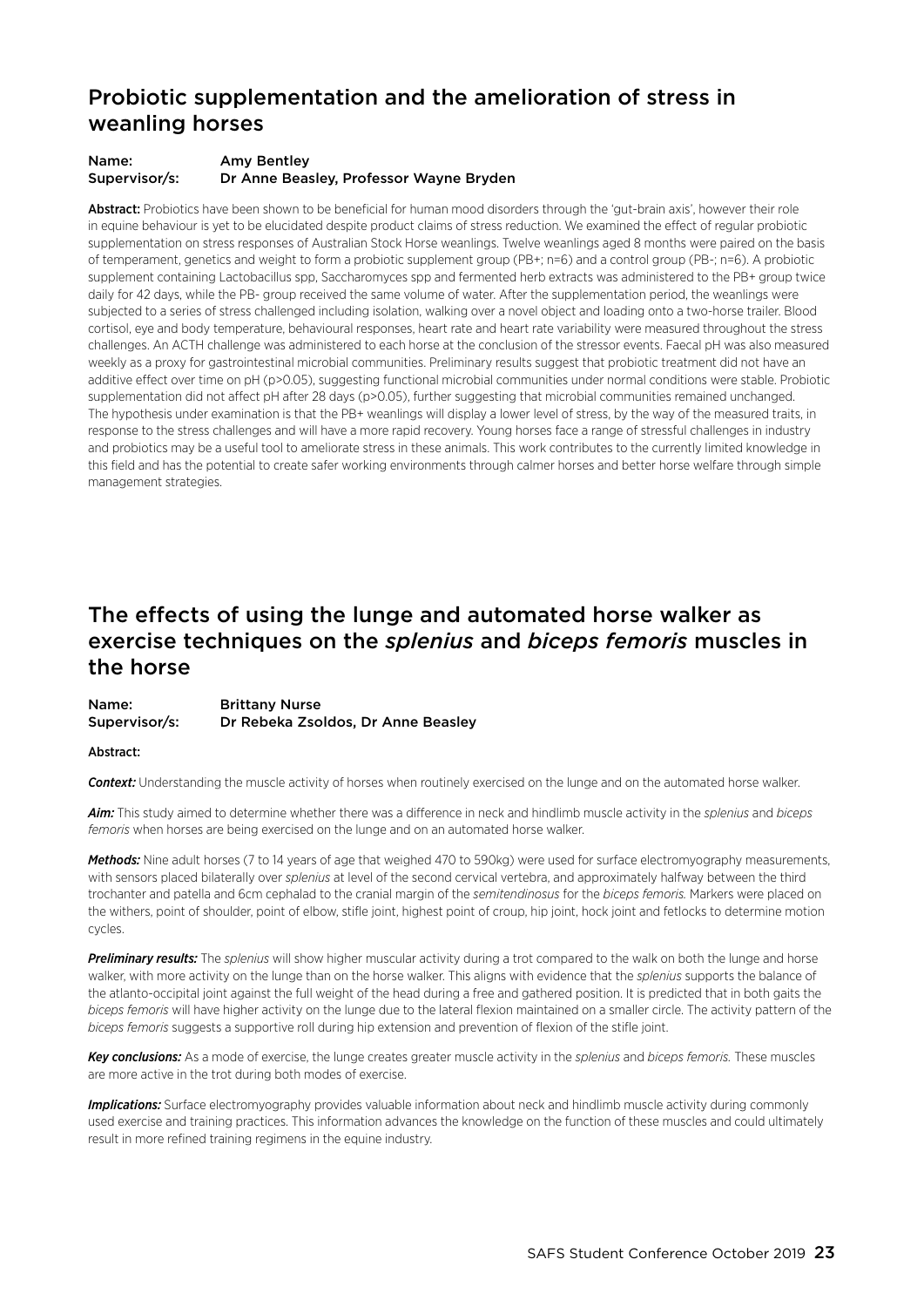## Probiotic supplementation and the amelioration of stress in weanling horses

**Name:** Amy Bentley
**Supervisor/s:** Dr Anne Beasley, Professor Wayne Bryden

**Abstract:** Probiotics have been shown to be beneficial for human mood disorders through the 'gut-brain axis', however their role in equine behaviour is yet to be elucidated despite product claims of stress reduction. We examined the effect of regular probiotic supplementation on stress responses of Australian Stock Horse weanlings. Twelve weanlings aged 8 months were paired on the basis of temperament, genetics and weight to form a probiotic supplement group (PB+; n=6) and a control group (PB-; n=6). A probiotic supplement containing Lactobacillus spp, Saccharomyces spp and fermented herb extracts was administered to the PB+ group twice daily for 42 days, while the PB- group received the same volume of water. After the supplementation period, the weanlings were subjected to a series of stress challenged including isolation, walking over a novel object and loading onto a two-horse trailer. Blood cortisol, eye and body temperature, behavioural responses, heart rate and heart rate variability were measured throughout the stress challenges. An ACTH challenge was administered to each horse at the conclusion of the stressor events. Faecal pH was also measured weekly as a proxy for gastrointestinal microbial communities. Preliminary results suggest that probiotic treatment did not have an additive effect over time on pH ($p>0.05$), suggesting functional microbial communities under normal conditions were stable. Probiotic supplementation did not affect pH after 28 days ($p>0.05$), further suggesting that microbial communities remained unchanged. The hypothesis under examination is that the PB+ weanlings will display a lower level of stress, by the way of the measured traits, in response to the stress challenges and will have a more rapid recovery. Young horses face a range of stressful challenges in industry and probiotics may be a useful tool to ameliorate stress in these animals. This work contributes to the currently limited knowledge in this field and has the potential to create safer working environments through calmer horses and better horse welfare through simple management strategies.

## The effects of using the lunge and automated horse walker as exercise techniques on the *splenius* and *biceps femoris* muscles in the horse

**Name:** Brittany Nurse
**Supervisor/s:** Dr Rebeka Zsoldos, Dr Anne Beasley

**Abstract:**

***Context:*** Understanding the muscle activity of horses when routinely exercised on the lunge and on the automated horse walker.

***Aim:*** This study aimed to determine whether there was a difference in neck and hindlimb muscle activity in the *splenius* and *biceps femoris* when horses are being exercised on the lunge and on an automated horse walker.

***Methods:*** Nine adult horses (7 to 14 years of age that weighed 470 to 590kg) were used for surface electromyography measurements, with sensors placed bilaterally over *splenius* at level of the second cervical vertebra, and approximately halfway between the third trochanter and patella and 6cm cephalad to the cranial margin of the *semitendinosus* for the *biceps femoris.* Markers were placed on the withers, point of shoulder, point of elbow, stifle joint, highest point of croup, hip joint, hock joint and fetlocks to determine motion cycles.

***Preliminary results:*** The *splenius* will show higher muscular activity during a trot compared to the walk on both the lunge and horse walker, with more activity on the lunge than on the horse walker. This aligns with evidence that the *splenius* supports the balance of the atlanto-occipital joint against the full weight of the head during a free and gathered position. It is predicted that in both gaits the *biceps femoris* will have higher activity on the lunge due to the lateral flexion maintained on a smaller circle. The activity pattern of the *biceps femoris* suggests a supportive roll during hip extension and prevention of flexion of the stifle joint.

***Key conclusions:*** As a mode of exercise, the lunge creates greater muscle activity in the *splenius* and *biceps femoris.* These muscles are more active in the trot during both modes of exercise.

***Implications:*** Surface electromyography provides valuable information about neck and hindlimb muscle activity during commonly used exercise and training practices. This information advances the knowledge on the function of these muscles and could ultimately result in more refined training regimens in the equine industry.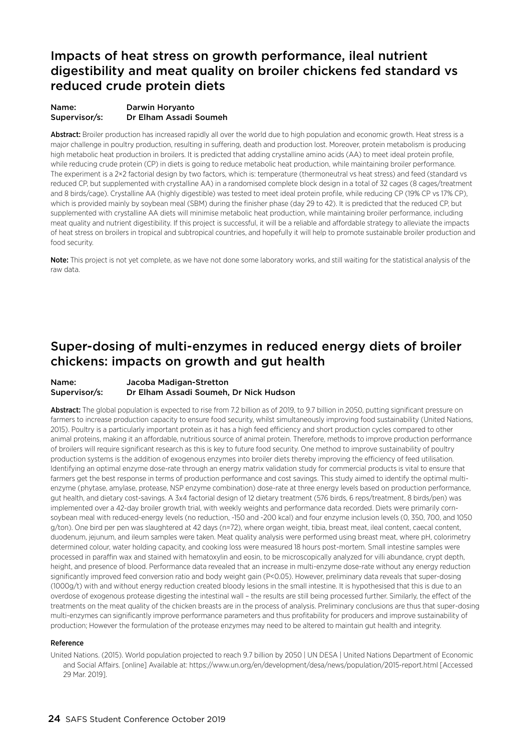## Impacts of heat stress on growth performance, ileal nutrient digestibility and meat quality on broiler chickens fed standard vs reduced crude protein diets

**Name:** Darwin Horyanto
**Supervisor/s:** Dr Elham Assadi Soumeh

**Abstract:** Broiler production has increased rapidly all over the world due to high population and economic growth. Heat stress is a major challenge in poultry production, resulting in suffering, death and production lost. Moreover, protein metabolism is producing high metabolic heat production in broilers. It is predicted that adding crystalline amino acids (AA) to meet ideal protein profile, while reducing crude protein (CP) in diets is going to reduce metabolic heat production, while maintaining broiler performance. The experiment is a 2×2 factorial design by two factors, which is: temperature (thermoneutral vs heat stress) and feed (standard vs reduced CP, but supplemented with crystalline AA) in a randomised complete block design in a total of 32 cages (8 cages/treatment and 8 birds/cage). Crystalline AA (highly digestible) was tested to meet ideal protein profile, while reducing CP (19% CP vs 17% CP), which is provided mainly by soybean meal (SBM) during the finisher phase (day 29 to 42). It is predicted that the reduced CP, but supplemented with crystalline AA diets will minimise metabolic heat production, while maintaining broiler performance, including meat quality and nutrient digestibility. If this project is successful, it will be a reliable and affordable strategy to alleviate the impacts of heat stress on broilers in tropical and subtropical countries, and hopefully it will help to promote sustainable broiler production and food security.

**Note:** This project is not yet complete, as we have not done some laboratory works, and still waiting for the statistical analysis of the raw data.

## Super-dosing of multi-enzymes in reduced energy diets of broiler chickens: impacts on growth and gut health

**Name:** Jacoba Madigan-Stretton
**Supervisor/s:** Dr Elham Assadi Soumeh, Dr Nick Hudson

**Abstract:** The global population is expected to rise from 7.2 billion as of 2019, to 9.7 billion in 2050, putting significant pressure on farmers to increase production capacity to ensure food security, whilst simultaneously improving food sustainability (United Nations, 2015). Poultry is a particularly important protein as it has a high feed efficiency and short production cycles compared to other animal proteins, making it an affordable, nutritious source of animal protein. Therefore, methods to improve production performance of broilers will require significant research as this is key to future food security. One method to improve sustainability of poultry production systems is the addition of exogenous enzymes into broiler diets thereby improving the efficiency of feed utilisation. Identifying an optimal enzyme dose-rate through an energy matrix validation study for commercial products is vital to ensure that farmers get the best response in terms of production performance and cost savings. This study aimed to identify the optimal multi-enzyme (phytase, amylase, protease, NSP enzyme combination) dose-rate at three energy levels based on production performance, gut health, and dietary cost-savings. A 3x4 factorial design of 12 dietary treatment (576 birds, 6 reps/treatment, 8 birds/pen) was implemented over a 42-day broiler growth trial, with weekly weights and performance data recorded. Diets were primarily corn-soybean meal with reduced-energy levels (no reduction, -150 and -200 kcal) and four enzyme inclusion levels (0, 350, 700, and 1050 g/ton). One bird per pen was slaughtered at 42 days (n=72), where organ weight, tibia, breast meat, ileal content, caecal content, duodenum, jejunum, and ileum samples were taken. Meat quality analysis were performed using breast meat, where pH, colorimetry determined colour, water holding capacity, and cooking loss were measured 18 hours post-mortem. Small intestine samples were processed in paraffin wax and stained with hematoxylin and eosin, to be microscopically analyzed for villi abundance, crypt depth, height, and presence of blood. Performance data revealed that an increase in multi-enzyme dose-rate without any energy reduction significantly improved feed conversion ratio and body weight gain ($P<0.05$). However, preliminary data reveals that super-dosing (1000g/t) with and without energy reduction created bloody lesions in the small intestine. It is hypothesised that this is due to an overdose of exogenous protease digesting the intestinal wall – the results are still being processed further. Similarly, the effect of the treatments on the meat quality of the chicken breasts are in the process of analysis. Preliminary conclusions are thus that super-dosing multi-enzymes can significantly improve performance parameters and thus profitability for producers and improve sustainability of production; However the formulation of the protease enzymes may need to be altered to maintain gut health and integrity.

#### Reference

United Nations. (2015). World population projected to reach 9.7 billion by 2050 | UN DESA | United Nations Department of Economic and Social Affairs. [online] Available at: https://www.un.org/en/development/desa/news/population/2015-report.html [Accessed 29 Mar. 2019].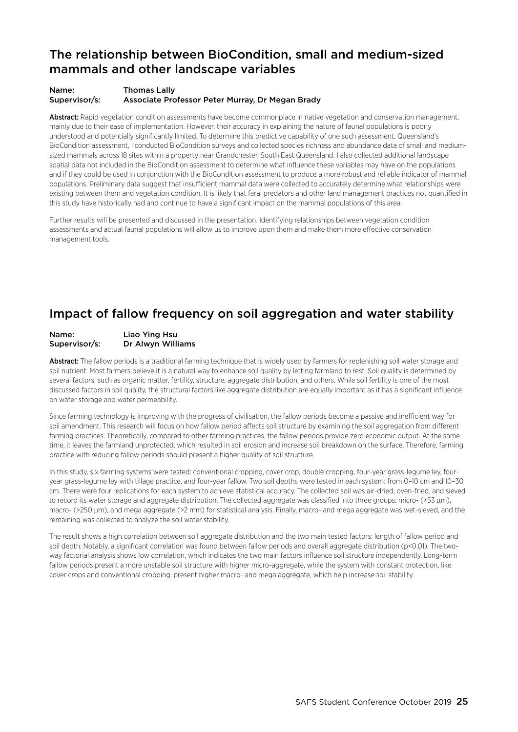## The relationship between BioCondition, small and medium-sized mammals and other landscape variables

**Name:** Thomas Lally
**Supervisor/s:** Associate Professor Peter Murray, Dr Megan Brady

**Abstract:** Rapid vegetation condition assessments have become commonplace in native vegetation and conservation management, mainly due to their ease of implementation. However, their accuracy in explaining the nature of faunal populations is poorly understood and potentially significantly limited. To determine this predictive capability of one such assessment, Queensland's BioCondition assessment, I conducted BioCondition surveys and collected species richness and abundance data of small and medium-sized mammals across 18 sites within a property near Grandchester, South East Queensland. I also collected additional landscape spatial data not included in the BioCondition assessment to determine what influence these variables may have on the populations and if they could be used in conjunction with the BioCondition assessment to produce a more robust and reliable indicator of mammal populations. Preliminary data suggest that insufficient mammal data were collected to accurately determine what relationships were existing between them and vegetation condition. It is likely that feral predators and other land management practices not quantified in this study have historically had and continue to have a significant impact on the mammal populations of this area.

Further results will be presented and discussed in the presentation. Identifying relationships between vegetation condition assessments and actual faunal populations will allow us to improve upon them and make them more effective conservation management tools.

## Impact of fallow frequency on soil aggregation and water stability

**Name:** Liao Ying Hsu
**Supervisor/s:** Dr Alwyn Williams

**Abstract:** The fallow periods is a traditional farming technique that is widely used by farmers for replenishing soil water storage and soil nutrient. Most farmers believe it is a natural way to enhance soil quality by letting farmland to rest. Soil quality is determined by several factors, such as organic matter, fertility, structure, aggregate distribution, and others. While soil fertility is one of the most discussed factors in soil quality, the structural factors like aggregate distribution are equally important as it has a significant influence on water storage and water permeability.

Since farming technology is improving with the progress of civilisation, the fallow periods become a passive and inefficient way for soil amendment. This research will focus on how fallow period affects soil structure by examining the soil aggregation from different farming practices. Theoretically, compared to other farming practices, the fallow periods provide zero economic output. At the same time, it leaves the farmland unprotected, which resulted in soil erosion and increase soil breakdown on the surface. Therefore, farming practice with reducing fallow periods should present a higher quality of soil structure.

In this study, six farming systems were tested: conventional cropping, cover crop, double cropping, four-year grass-legume ley, four-year grass-legume ley with tillage practice, and four-year fallow. Two soil depths were tested in each system: from 0–10 cm and 10–30 cm. There were four replications for each system to achieve statistical accuracy. The collected soil was air-dried, oven-fried, and sieved to record its water storage and aggregate distribution. The collected aggregate was classified into three groups: micro- (>53 µm), macro- (>250 µm), and mega aggregate (>2 mm) for statistical analysis. Finally, macro- and mega aggregate was wet-sieved, and the remaining was collected to analyze the soil water stability.

The result shows a high correlation between soil aggregate distribution and the two main tested factors: length of fallow period and soil depth. Notably, a significant correlation was found between fallow periods and overall aggregate distribution ($p<0.01$). The two-way factorial analysis shows low correlation, which indicates the two main factors influence soil structure independently. Long-term fallow periods present a more unstable soil structure with higher micro-aggregate, while the system with constant protection, like cover crops and conventional cropping, present higher macro- and mega aggregate, which help increase soil stability.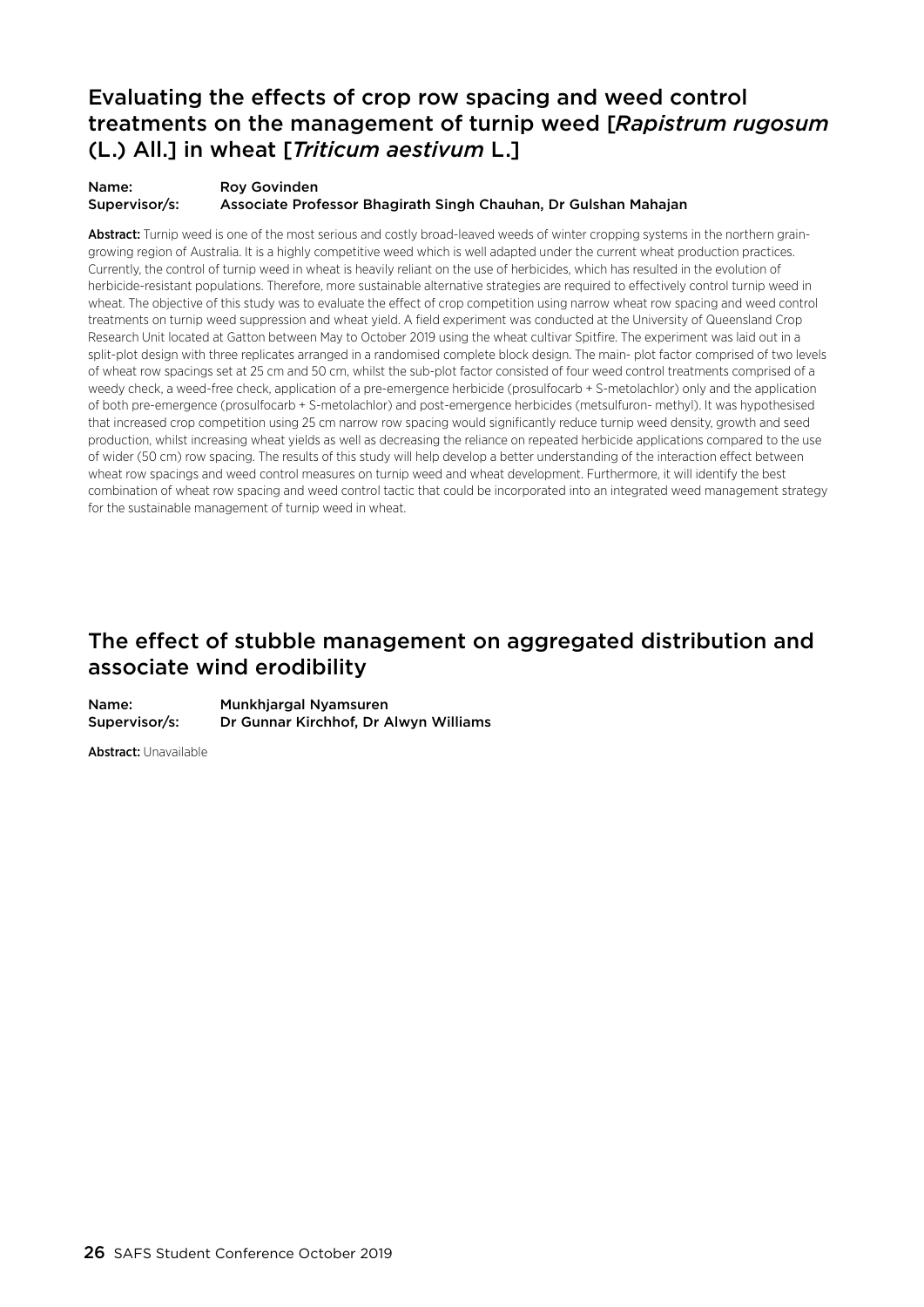## Evaluating the effects of crop row spacing and weed control treatments on the management of turnip weed [*Rapistrum rugosum* (L.) All.] in wheat [*Triticum aestivum* L.]

**Name:** Roy Govinden
**Supervisor/s:** Associate Professor Bhagirath Singh Chauhan, Dr Gulshan Mahajan

**Abstract:** Turnip weed is one of the most serious and costly broad-leaved weeds of winter cropping systems in the northern grain-growing region of Australia. It is a highly competitive weed which is well adapted under the current wheat production practices. Currently, the control of turnip weed in wheat is heavily reliant on the use of herbicides, which has resulted in the evolution of herbicide-resistant populations. Therefore, more sustainable alternative strategies are required to effectively control turnip weed in wheat. The objective of this study was to evaluate the effect of crop competition using narrow wheat row spacing and weed control treatments on turnip weed suppression and wheat yield. A field experiment was conducted at the University of Queensland Crop Research Unit located at Gatton between May to October 2019 using the wheat cultivar Spitfire. The experiment was laid out in a split-plot design with three replicates arranged in a randomised complete block design. The main- plot factor comprised of two levels of wheat row spacings set at 25 cm and 50 cm, whilst the sub-plot factor consisted of four weed control treatments comprised of a weedy check, a weed-free check, application of a pre-emergence herbicide (prosulfocarb + S-metolachlor) only and the application of both pre-emergence (prosulfocarb + S-metolachlor) and post-emergence herbicides (metsulfuron- methyl). It was hypothesised that increased crop competition using 25 cm narrow row spacing would significantly reduce turnip weed density, growth and seed production, whilst increasing wheat yields as well as decreasing the reliance on repeated herbicide applications compared to the use of wider (50 cm) row spacing. The results of this study will help develop a better understanding of the interaction effect between wheat row spacings and weed control measures on turnip weed and wheat development. Furthermore, it will identify the best combination of wheat row spacing and weed control tactic that could be incorporated into an integrated weed management strategy for the sustainable management of turnip weed in wheat.

## The effect of stubble management on aggregated distribution and associate wind erodibility

**Name:** Munkhjargal Nyamsuren
**Supervisor/s:** Dr Gunnar Kirchhof, Dr Alwyn Williams

**Abstract:** Unavailable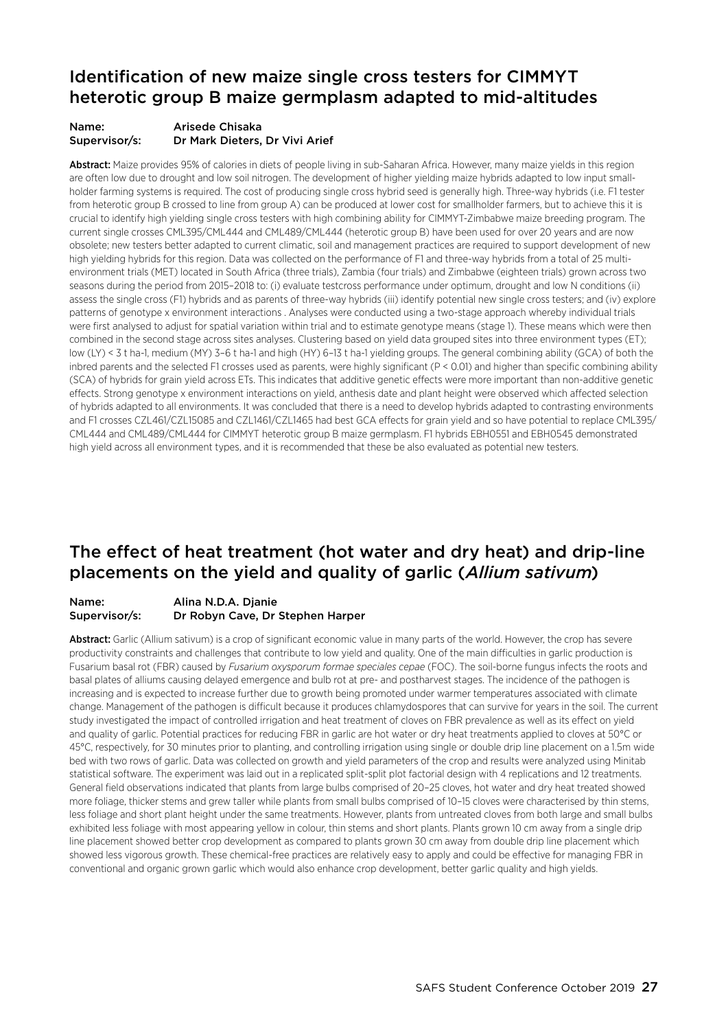## Identification of new maize single cross testers for CIMMYT heterotic group B maize germplasm adapted to mid-altitudes

**Name:** Arisede Chisaka
**Supervisor/s:** Dr Mark Dieters, Dr Vivi Arief

**Abstract:** Maize provides 95% of calories in diets of people living in sub-Saharan Africa. However, many maize yields in this region are often low due to drought and low soil nitrogen. The development of higher yielding maize hybrids adapted to low input small-holder farming systems is required. The cost of producing single cross hybrid seed is generally high. Three-way hybrids (i.e. F1 tester from heterotic group B crossed to line from group A) can be produced at lower cost for smallholder farmers, but to achieve this it is crucial to identify high yielding single cross testers with high combining ability for CIMMYT-Zimbabwe maize breeding program. The current single crosses CML395/CML444 and CML489/CML444 (heterotic group B) have been used for over 20 years and are now obsolete; new testers better adapted to current climatic, soil and management practices are required to support development of new high yielding hybrids for this region. Data was collected on the performance of F1 and three-way hybrids from a total of 25 multi-environment trials (MET) located in South Africa (three trials), Zambia (four trials) and Zimbabwe (eighteen trials) grown across two seasons during the period from 2015–2018 to: (i) evaluate testcross performance under optimum, drought and low N conditions (ii) assess the single cross (F1) hybrids and as parents of three-way hybrids (iii) identify potential new single cross testers; and (iv) explore patterns of genotype x environment interactions . Analyses were conducted using a two-stage approach whereby individual trials were first analysed to adjust for spatial variation within trial and to estimate genotype means (stage 1). These means which were then combined in the second stage across sites analyses. Clustering based on yield data grouped sites into three environment types (ET); low (LY) < 3 t ha-1, medium (MY) 3–6 t ha-1 and high (HY) 6–13 t ha-1 yielding groups. The general combining ability (GCA) of both the inbred parents and the selected F1 crosses used as parents, were highly significant ($P < 0.01$) and higher than specific combining ability (SCA) of hybrids for grain yield across ETs. This indicates that additive genetic effects were more important than non-additive genetic effects. Strong genotype x environment interactions on yield, anthesis date and plant height were observed which affected selection of hybrids adapted to all environments. It was concluded that there is a need to develop hybrids adapted to contrasting environments and F1 crosses CZL461/CZL15085 and CZL1461/CZL1465 had best GCA effects for grain yield and so have potential to replace CML395/CML444 and CML489/CML444 for CIMMYT heterotic group B maize germplasm. F1 hybrids EBH0551 and EBH0545 demonstrated high yield across all environment types, and it is recommended that these be also evaluated as potential new testers.

## The effect of heat treatment (hot water and dry heat) and drip-line placements on the yield and quality of garlic (*Allium sativum*)

**Name:** Alina N.D.A. Djanie
**Supervisor/s:** Dr Robyn Cave, Dr Stephen Harper

**Abstract:** Garlic (Allium sativum) is a crop of significant economic value in many parts of the world. However, the crop has severe productivity constraints and challenges that contribute to low yield and quality. One of the main difficulties in garlic production is Fusarium basal rot (FBR) caused by *Fusarium oxysporum formae speciales cepae* (FOC). The soil-borne fungus infects the roots and basal plates of alliums causing delayed emergence and bulb rot at pre- and postharvest stages. The incidence of the pathogen is increasing and is expected to increase further due to growth being promoted under warmer temperatures associated with climate change. Management of the pathogen is difficult because it produces chlamydospores that can survive for years in the soil. The current study investigated the impact of controlled irrigation and heat treatment of cloves on FBR prevalence as well as its effect on yield and quality of garlic. Potential practices for reducing FBR in garlic are hot water or dry heat treatments applied to cloves at 50°C or 45°C, respectively, for 30 minutes prior to planting, and controlling irrigation using single or double drip line placement on a 1.5m wide bed with two rows of garlic. Data was collected on growth and yield parameters of the crop and results were analyzed using Minitab statistical software. The experiment was laid out in a replicated split-split plot factorial design with 4 replications and 12 treatments. General field observations indicated that plants from large bulbs comprised of 20–25 cloves, hot water and dry heat treated showed more foliage, thicker stems and grew taller while plants from small bulbs comprised of 10–15 cloves were characterised by thin stems, less foliage and short plant height under the same treatments. However, plants from untreated cloves from both large and small bulbs exhibited less foliage with most appearing yellow in colour, thin stems and short plants. Plants grown 10 cm away from a single drip line placement showed better crop development as compared to plants grown 30 cm away from double drip line placement which showed less vigorous growth. These chemical-free practices are relatively easy to apply and could be effective for managing FBR in conventional and organic grown garlic which would also enhance crop development, better garlic quality and high yields.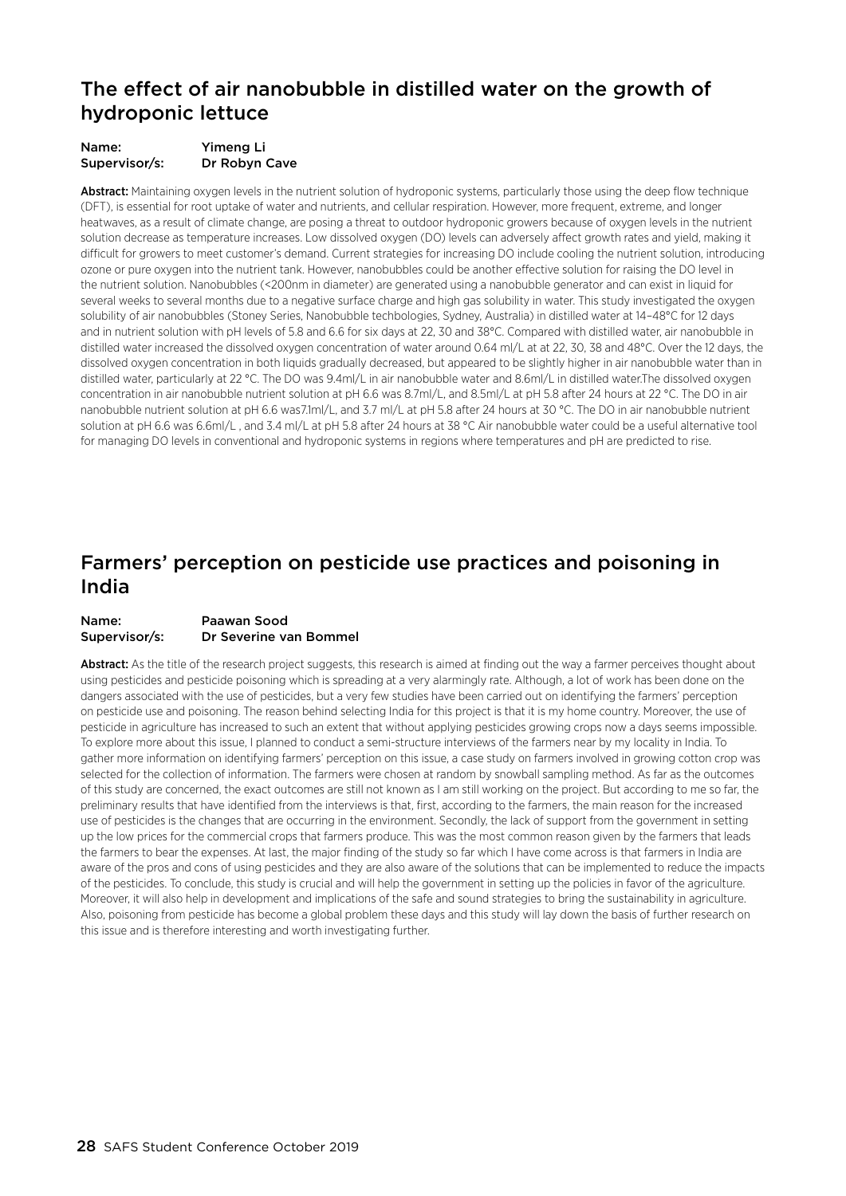## The effect of air nanobubble in distilled water on the growth of hydroponic lettuce

**Name:** Yimeng Li
**Supervisor/s:** Dr Robyn Cave

**Abstract:** Maintaining oxygen levels in the nutrient solution of hydroponic systems, particularly those using the deep flow technique (DFT), is essential for root uptake of water and nutrients, and cellular respiration. However, more frequent, extreme, and longer heatwaves, as a result of climate change, are posing a threat to outdoor hydroponic growers because of oxygen levels in the nutrient solution decrease as temperature increases. Low dissolved oxygen (DO) levels can adversely affect growth rates and yield, making it difficult for growers to meet customer's demand. Current strategies for increasing DO include cooling the nutrient solution, introducing ozone or pure oxygen into the nutrient tank. However, nanobubbles could be another effective solution for raising the DO level in the nutrient solution. Nanobubbles (<200nm in diameter) are generated using a nanobubble generator and can exist in liquid for several weeks to several months due to a negative surface charge and high gas solubility in water. This study investigated the oxygen solubility of air nanobubbles (Stoney Series, Nanobubble techbologies, Sydney, Australia) in distilled water at 14–48°C for 12 days and in nutrient solution with pH levels of 5.8 and 6.6 for six days at 22, 30 and 38°C. Compared with distilled water, air nanobubble in distilled water increased the dissolved oxygen concentration of water around 0.64 ml/L at at 22, 30, 38 and 48°C. Over the 12 days, the dissolved oxygen concentration in both liquids gradually decreased, but appeared to be slightly higher in air nanobubble water than in distilled water, particularly at 22 °C. The DO was 9.4ml/L in air nanobubble water and 8.6ml/L in distilled water.The dissolved oxygen concentration in air nanobubble nutrient solution at pH 6.6 was 8.7ml/L, and 8.5ml/L at pH 5.8 after 24 hours at 22 °C. The DO in air nanobubble nutrient solution at pH 6.6 was7.1ml/L, and 3.7 ml/L at pH 5.8 after 24 hours at 30 °C. The DO in air nanobubble nutrient solution at pH 6.6 was 6.6ml/L , and 3.4 ml/L at pH 5.8 after 24 hours at 38 °C Air nanobubble water could be a useful alternative tool for managing DO levels in conventional and hydroponic systems in regions where temperatures and pH are predicted to rise.

## Farmers' perception on pesticide use practices and poisoning in India

**Name:** Paawan Sood
**Supervisor/s:** Dr Severine van Bommel

**Abstract:** As the title of the research project suggests, this research is aimed at finding out the way a farmer perceives thought about using pesticides and pesticide poisoning which is spreading at a very alarmingly rate. Although, a lot of work has been done on the dangers associated with the use of pesticides, but a very few studies have been carried out on identifying the farmers' perception on pesticide use and poisoning. The reason behind selecting India for this project is that it is my home country. Moreover, the use of pesticide in agriculture has increased to such an extent that without applying pesticides growing crops now a days seems impossible. To explore more about this issue, I planned to conduct a semi-structure interviews of the farmers near by my locality in India. To gather more information on identifying farmers' perception on this issue, a case study on farmers involved in growing cotton crop was selected for the collection of information. The farmers were chosen at random by snowball sampling method. As far as the outcomes of this study are concerned, the exact outcomes are still not known as I am still working on the project. But according to me so far, the preliminary results that have identified from the interviews is that, first, according to the farmers, the main reason for the increased use of pesticides is the changes that are occurring in the environment. Secondly, the lack of support from the government in setting up the low prices for the commercial crops that farmers produce. This was the most common reason given by the farmers that leads the farmers to bear the expenses. At last, the major finding of the study so far which I have come across is that farmers in India are aware of the pros and cons of using pesticides and they are also aware of the solutions that can be implemented to reduce the impacts of the pesticides. To conclude, this study is crucial and will help the government in setting up the policies in favor of the agriculture. Moreover, it will also help in development and implications of the safe and sound strategies to bring the sustainability in agriculture. Also, poisoning from pesticide has become a global problem these days and this study will lay down the basis of further research on this issue and is therefore interesting and worth investigating further.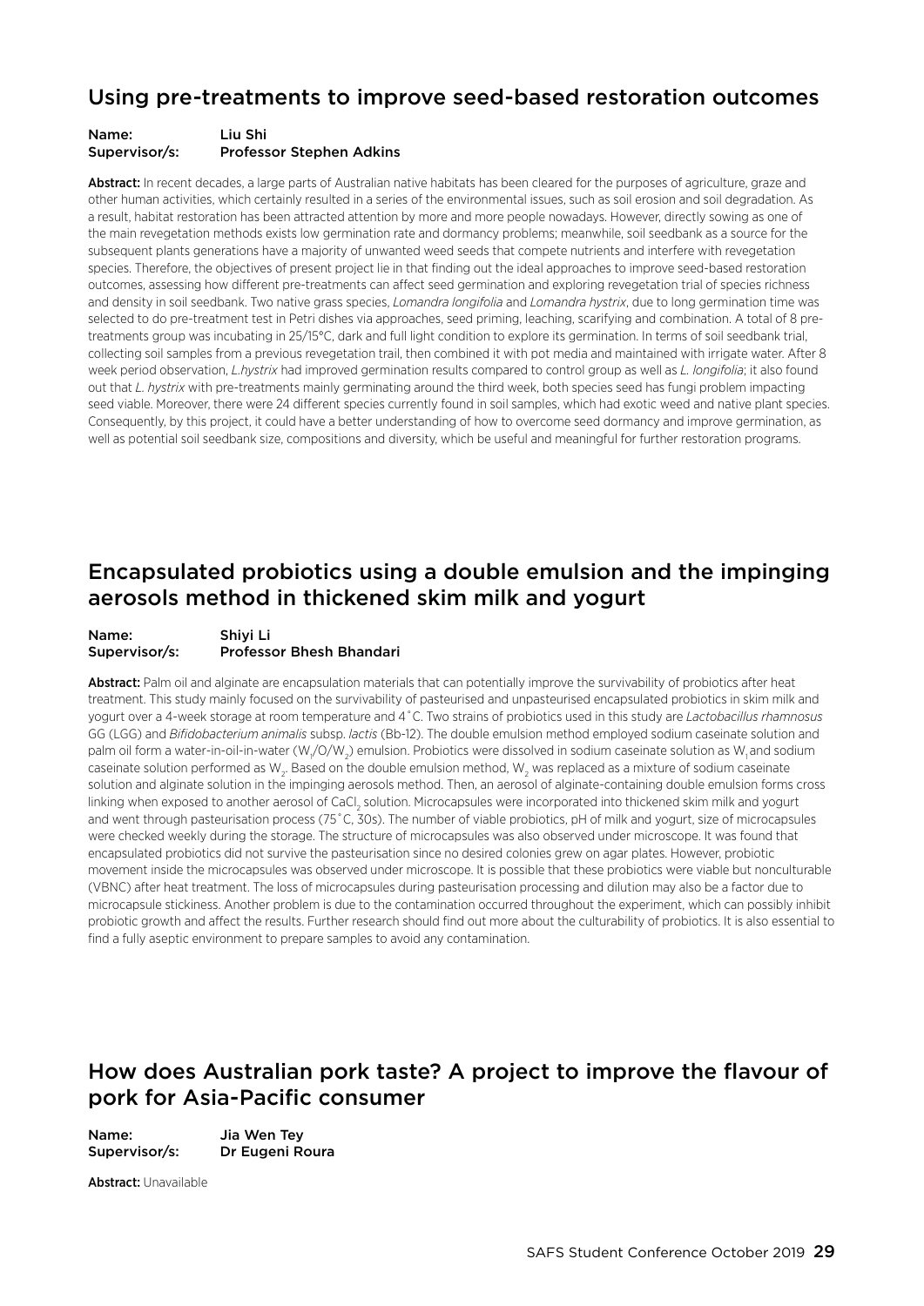## Using pre-treatments to improve seed-based restoration outcomes

**Name:** Liu Shi
**Supervisor/s:** Professor Stephen Adkins

**Abstract:** In recent decades, a large parts of Australian native habitats has been cleared for the purposes of agriculture, graze and other human activities, which certainly resulted in a series of the environmental issues, such as soil erosion and soil degradation. As a result, habitat restoration has been attracted attention by more and more people nowadays. However, directly sowing as one of the main revegetation methods exists low germination rate and dormancy problems; meanwhile, soil seedbank as a source for the subsequent plants generations have a majority of unwanted weed seeds that compete nutrients and interfere with revegetation species. Therefore, the objectives of present project lie in that finding out the ideal approaches to improve seed-based restoration outcomes, assessing how different pre-treatments can affect seed germination and exploring revegetation trial of species richness and density in soil seedbank. Two native grass species, *Lomandra longifolia* and *Lomandra hystrix*, due to long germination time was selected to do pre-treatment test in Petri dishes via approaches, seed priming, leaching, scarifying and combination. A total of 8 pre-treatments group was incubating in 25/15°C, dark and full light condition to explore its germination. In terms of soil seedbank trial, collecting soil samples from a previous revegetation trail, then combined it with pot media and maintained with irrigate water. After 8 week period observation, *L.hystrix* had improved germination results compared to control group as well as *L. longifolia*; it also found out that *L. hystrix* with pre-treatments mainly germinating around the third week, both species seed has fungi problem impacting seed viable. Moreover, there were 24 different species currently found in soil samples, which had exotic weed and native plant species. Consequently, by this project, it could have a better understanding of how to overcome seed dormancy and improve germination, as well as potential soil seedbank size, compositions and diversity, which be useful and meaningful for further restoration programs.

## Encapsulated probiotics using a double emulsion and the impinging aerosols method in thickened skim milk and yogurt

**Name:** Shiyi Li
**Supervisor/s:** Professor Bhesh Bhandari

**Abstract:** Palm oil and alginate are encapsulation materials that can potentially improve the survivability of probiotics after heat treatment. This study mainly focused on the survivability of pasteurised and unpasteurised encapsulated probiotics in skim milk and yogurt over a 4-week storage at room temperature and 4˚C. Two strains of probiotics used in this study are *Lactobacillus rhamnosus* GG (LGG) and *Bifidobacterium animalis* subsp. *lactis* (Bb-12). The double emulsion method employed sodium caseinate solution and palm oil form a water-in-oil-in-water ($W_1/O/W_2$) emulsion. Probiotics were dissolved in sodium caseinate solution as $W_1$ and sodium caseinate solution performed as $W_2$. Based on the double emulsion method, $W_2$ was replaced as a mixture of sodium caseinate solution and alginate solution in the impinging aerosols method. Then, an aerosol of alginate-containing double emulsion forms cross linking when exposed to another aerosol of $CaCl_2$ solution. Microcapsules were incorporated into thickened skim milk and yogurt and went through pasteurisation process (75˚C, 30s). The number of viable probiotics, pH of milk and yogurt, size of microcapsules were checked weekly during the storage. The structure of microcapsules was also observed under microscope. It was found that encapsulated probiotics did not survive the pasteurisation since no desired colonies grew on agar plates. However, probiotic movement inside the microcapsules was observed under microscope. It is possible that these probiotics were viable but nonculturable (VBNC) after heat treatment. The loss of microcapsules during pasteurisation processing and dilution may also be a factor due to microcapsule stickiness. Another problem is due to the contamination occurred throughout the experiment, which can possibly inhibit probiotic growth and affect the results. Further research should find out more about the culturability of probiotics. It is also essential to find a fully aseptic environment to prepare samples to avoid any contamination.

## How does Australian pork taste? A project to improve the flavour of pork for Asia-Pacific consumer

**Name:** Jia Wen Tey
**Supervisor/s:** Dr Eugeni Roura

**Abstract:** Unavailable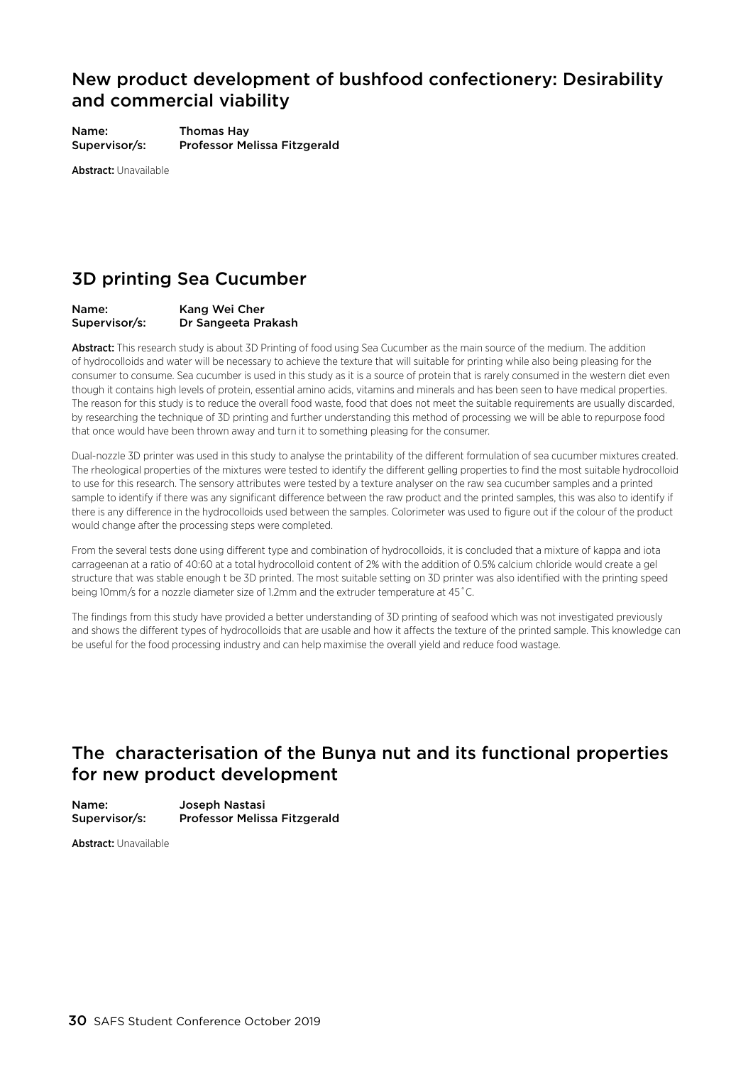## New product development of bushfood confectionery: Desirability and commercial viability

**Name:** Thomas Hay
**Supervisor/s:** Professor Melissa Fitzgerald

**Abstract:** Unavailable

## 3D printing Sea Cucumber

**Name:** Kang Wei Cher
**Supervisor/s:** Dr Sangeeta Prakash

**Abstract:** This research study is about 3D Printing of food using Sea Cucumber as the main source of the medium. The addition of hydrocolloids and water will be necessary to achieve the texture that will suitable for printing while also being pleasing for the consumer to consume. Sea cucumber is used in this study as it is a source of protein that is rarely consumed in the western diet even though it contains high levels of protein, essential amino acids, vitamins and minerals and has been seen to have medical properties. The reason for this study is to reduce the overall food waste, food that does not meet the suitable requirements are usually discarded, by researching the technique of 3D printing and further understanding this method of processing we will be able to repurpose food that once would have been thrown away and turn it to something pleasing for the consumer.

Dual-nozzle 3D printer was used in this study to analyse the printability of the different formulation of sea cucumber mixtures created. The rheological properties of the mixtures were tested to identify the different gelling properties to find the most suitable hydrocolloid to use for this research. The sensory attributes were tested by a texture analyser on the raw sea cucumber samples and a printed sample to identify if there was any significant difference between the raw product and the printed samples, this was also to identify if there is any difference in the hydrocolloids used between the samples. Colorimeter was used to figure out if the colour of the product would change after the processing steps were completed.

From the several tests done using different type and combination of hydrocolloids, it is concluded that a mixture of kappa and iota carrageenan at a ratio of 40:60 at a total hydrocolloid content of 2% with the addition of 0.5% calcium chloride would create a gel structure that was stable enough t be 3D printed. The most suitable setting on 3D printer was also identified with the printing speed being 10mm/s for a nozzle diameter size of 1.2mm and the extruder temperature at 45˚C.

The findings from this study have provided a better understanding of 3D printing of seafood which was not investigated previously and shows the different types of hydrocolloids that are usable and how it affects the texture of the printed sample. This knowledge can be useful for the food processing industry and can help maximise the overall yield and reduce food wastage.

## The characterisation of the Bunya nut and its functional properties for new product development

**Name:** Joseph Nastasi
**Supervisor/s:** Professor Melissa Fitzgerald

**Abstract:** Unavailable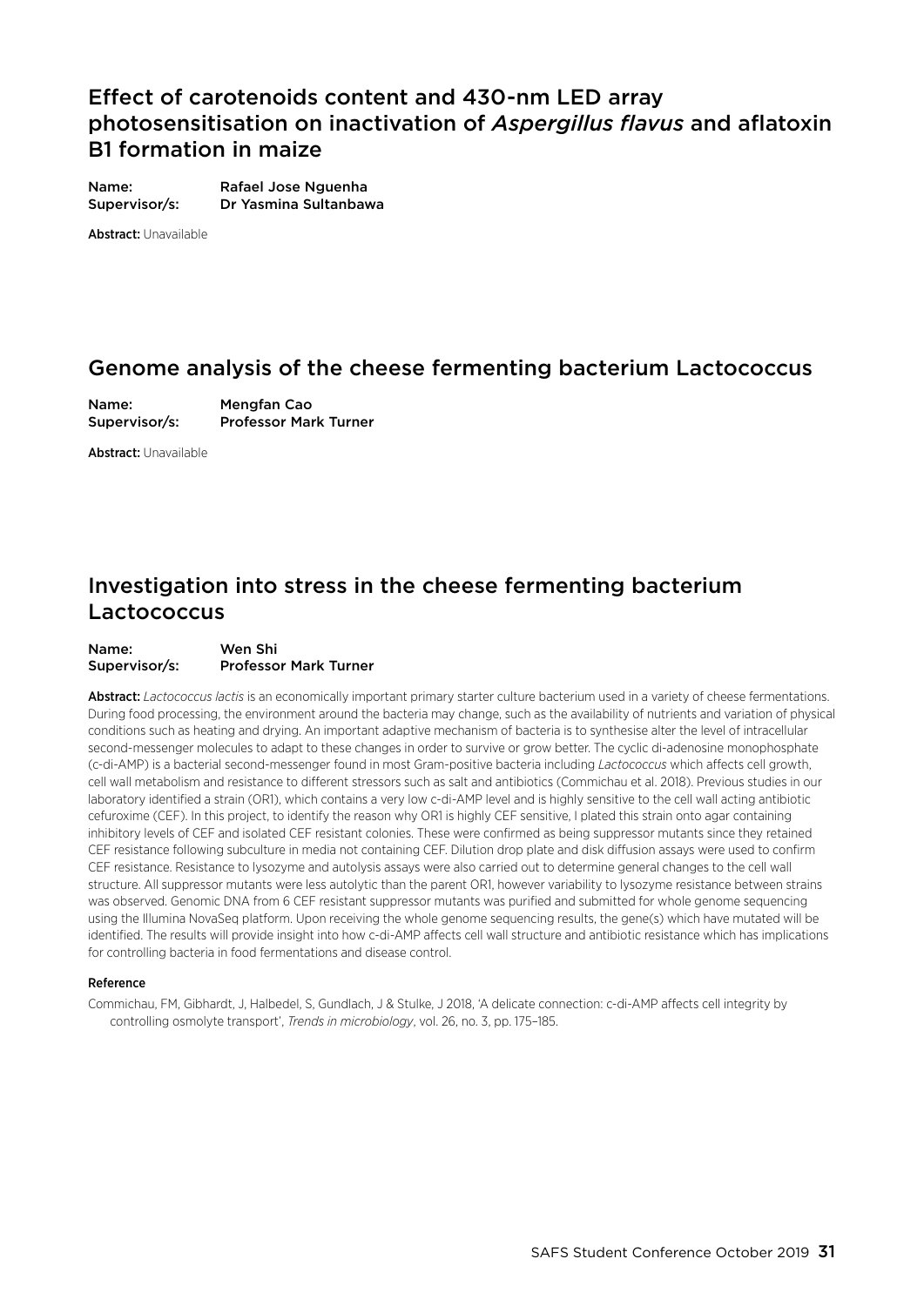## Effect of carotenoids content and 430-nm LED array photosensitisation on inactivation of *Aspergillus flavus* and aflatoxin B1 formation in maize

**Name:** Rafael Jose Nguenha
**Supervisor/s:** Dr Yasmina Sultanbawa

**Abstract:** Unavailable

## Genome analysis of the cheese fermenting bacterium Lactococcus

**Name:** Mengfan Cao
**Supervisor/s:** Professor Mark Turner

**Abstract:** Unavailable

## Investigation into stress in the cheese fermenting bacterium Lactococcus

**Name:** Wen Shi
**Supervisor/s:** Professor Mark Turner

**Abstract:** *Lactococcus lactis* is an economically important primary starter culture bacterium used in a variety of cheese fermentations. During food processing, the environment around the bacteria may change, such as the availability of nutrients and variation of physical conditions such as heating and drying. An important adaptive mechanism of bacteria is to synthesise alter the level of intracellular second-messenger molecules to adapt to these changes in order to survive or grow better. The cyclic di-adenosine monophosphate (c-di-AMP) is a bacterial second-messenger found in most Gram-positive bacteria including *Lactococcus* which affects cell growth, cell wall metabolism and resistance to different stressors such as salt and antibiotics (Commichau et al. 2018). Previous studies in our laboratory identified a strain (OR1), which contains a very low c-di-AMP level and is highly sensitive to the cell wall acting antibiotic cefuroxime (CEF). In this project, to identify the reason why OR1 is highly CEF sensitive, I plated this strain onto agar containing inhibitory levels of CEF and isolated CEF resistant colonies. These were confirmed as being suppressor mutants since they retained CEF resistance following subculture in media not containing CEF. Dilution drop plate and disk diffusion assays were used to confirm CEF resistance. Resistance to lysozyme and autolysis assays were also carried out to determine general changes to the cell wall structure. All suppressor mutants were less autolytic than the parent OR1, however variability to lysozyme resistance between strains was observed. Genomic DNA from 6 CEF resistant suppressor mutants was purified and submitted for whole genome sequencing using the Illumina NovaSeq platform. Upon receiving the whole genome sequencing results, the gene(s) which have mutated will be identified. The results will provide insight into how c-di-AMP affects cell wall structure and antibiotic resistance which has implications for controlling bacteria in food fermentations and disease control.

**Reference**

Commichau, FM, Gibhardt, J, Halbedel, S, Gundlach, J & Stulke, J 2018, 'A delicate connection: c-di-AMP affects cell integrity by controlling osmolyte transport', *Trends in microbiology*, vol. 26, no. 3, pp. 175–185.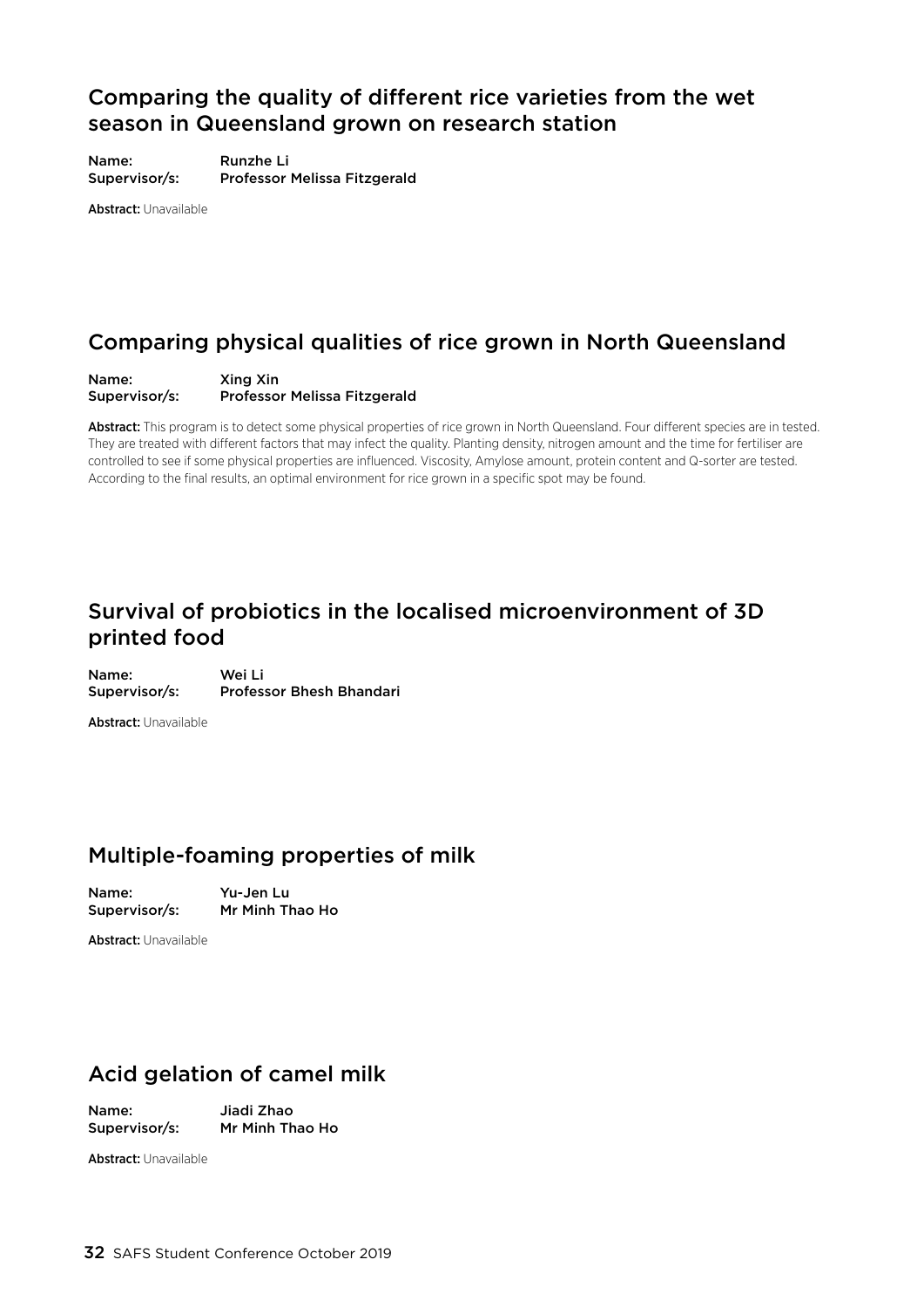## Comparing the quality of different rice varieties from the wet season in Queensland grown on research station

**Name:** Runzhe Li
**Supervisor/s:** Professor Melissa Fitzgerald

**Abstract:** Unavailable

## Comparing physical qualities of rice grown in North Queensland

**Name:** Xing Xin
**Supervisor/s:** Professor Melissa Fitzgerald

**Abstract:** This program is to detect some physical properties of rice grown in North Queensland. Four different species are in tested. They are treated with different factors that may infect the quality. Planting density, nitrogen amount and the time for fertiliser are controlled to see if some physical properties are influenced. Viscosity, Amylose amount, protein content and Q-sorter are tested. According to the final results, an optimal environment for rice grown in a specific spot may be found.

## Survival of probiotics in the localised microenvironment of 3D printed food

**Name:** Wei Li
**Supervisor/s:** Professor Bhesh Bhandari

**Abstract:** Unavailable

## Multiple-foaming properties of milk

**Name:** Yu-Jen Lu
**Supervisor/s:** Mr Minh Thao Ho

**Abstract:** Unavailable

## Acid gelation of camel milk

**Name:** Jiadi Zhao
**Supervisor/s:** Mr Minh Thao Ho

**Abstract:** Unavailable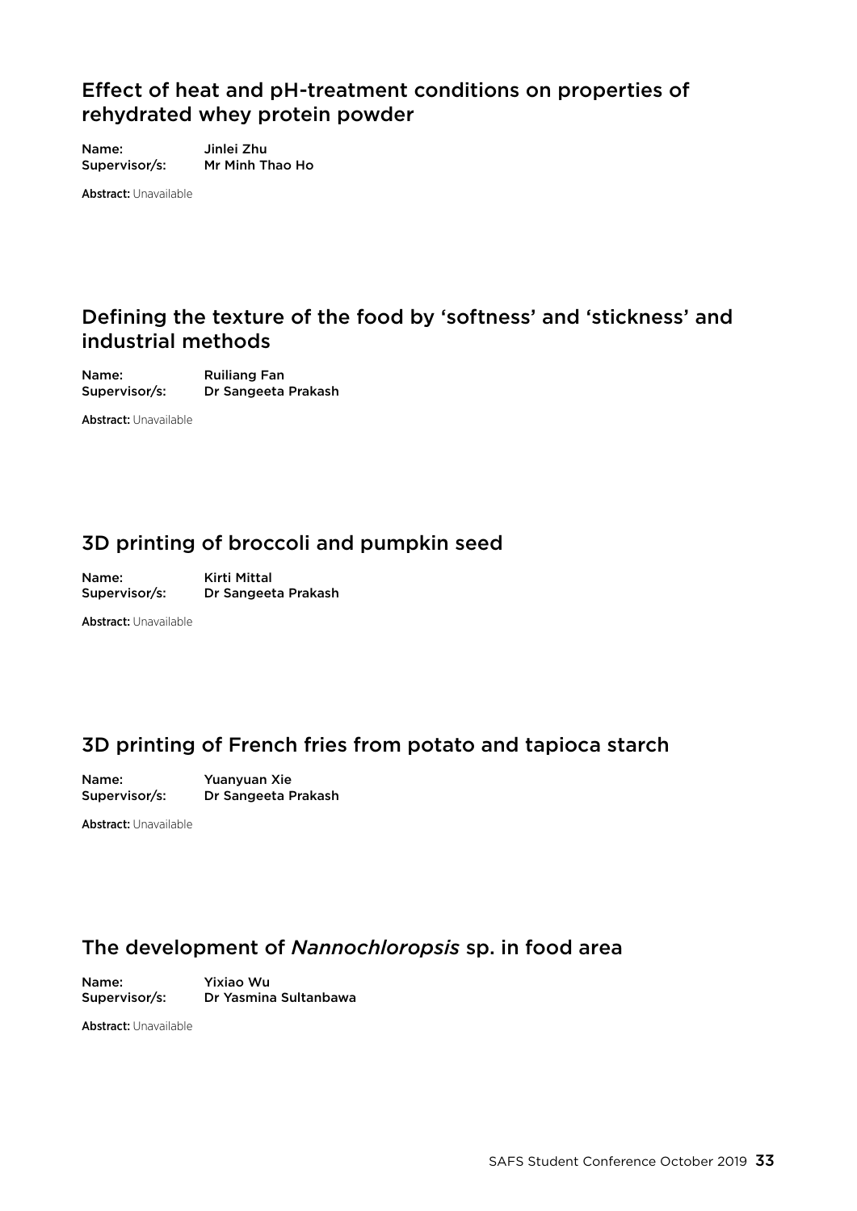## Effect of heat and pH-treatment conditions on properties of rehydrated whey protein powder

Name: Jinlei Zhu
Supervisor/s: Mr Minh Thao Ho

**Abstract:** Unavailable

## Defining the texture of the food by 'softness' and 'stickness' and industrial methods

Name: Ruiliang Fan
Supervisor/s: Dr Sangeeta Prakash

**Abstract:** Unavailable

## 3D printing of broccoli and pumpkin seed

Name: Kirti Mittal
Supervisor/s: Dr Sangeeta Prakash

**Abstract:** Unavailable

## 3D printing of French fries from potato and tapioca starch

Name: Yuanyuan Xie
Supervisor/s: Dr Sangeeta Prakash

**Abstract:** Unavailable

## The development of *Nannochloropsis* sp. in food area

Name: Yixiao Wu
Supervisor/s: Dr Yasmina Sultanbawa

**Abstract:** Unavailable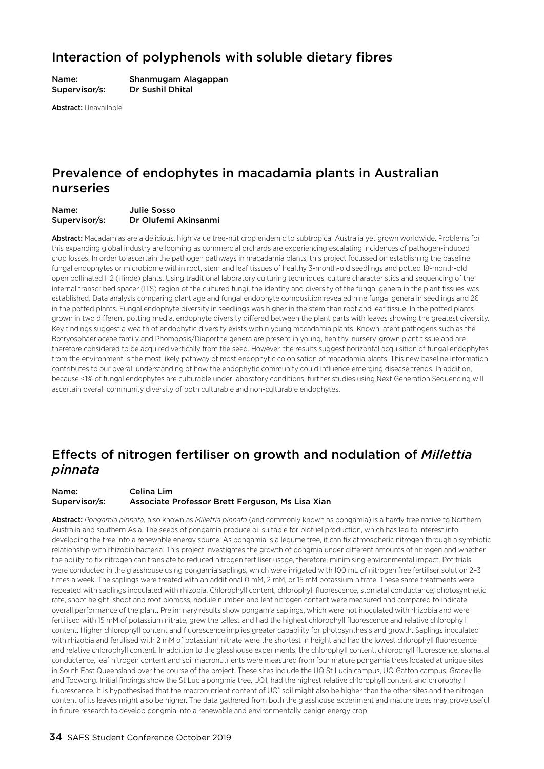## Interaction of polyphenols with soluble dietary fibres

**Name:** Shanmugam Alagappan
**Supervisor/s:** Dr Sushil Dhital

**Abstract:** Unavailable

## Prevalence of endophytes in macadamia plants in Australian nurseries

**Name:** Julie Sosso
**Supervisor/s:** Dr Olufemi Akinsanmi

**Abstract:** Macadamias are a delicious, high value tree-nut crop endemic to subtropical Australia yet grown worldwide. Problems for this expanding global industry are looming as commercial orchards are experiencing escalating incidences of pathogen-induced crop losses. In order to ascertain the pathogen pathways in macadamia plants, this project focussed on establishing the baseline fungal endophytes or microbiome within root, stem and leaf tissues of healthy 3-month-old seedlings and potted 18-month-old open pollinated H2 (Hinde) plants. Using traditional laboratory culturing techniques, culture characteristics and sequencing of the internal transcribed spacer (ITS) region of the cultured fungi, the identity and diversity of the fungal genera in the plant tissues was established. Data analysis comparing plant age and fungal endophyte composition revealed nine fungal genera in seedlings and 26 in the potted plants. Fungal endophyte diversity in seedlings was higher in the stem than root and leaf tissue. In the potted plants grown in two different potting media, endophyte diversity differed between the plant parts with leaves showing the greatest diversity. Key findings suggest a wealth of endophytic diversity exists within young macadamia plants. Known latent pathogens such as the Botryosphaeriaceae family and Phomopsis/Diaporthe genera are present in young, healthy, nursery-grown plant tissue and are therefore considered to be acquired vertically from the seed. However, the results suggest horizontal acquisition of fungal endophytes from the environment is the most likely pathway of most endophytic colonisation of macadamia plants. This new baseline information contributes to our overall understanding of how the endophytic community could influence emerging disease trends. In addition, because <1% of fungal endophytes are culturable under laboratory conditions, further studies using Next Generation Sequencing will ascertain overall community diversity of both culturable and non-culturable endophytes.

## Effects of nitrogen fertiliser on growth and nodulation of *Millettia pinnata*

**Name:** Celina Lim
**Supervisor/s:** Associate Professor Brett Ferguson, Ms Lisa Xian

**Abstract:** *Pongamia pinnata,* also known as *Millettia pinnata* (and commonly known as pongamia) is a hardy tree native to Northern Australia and southern Asia. The seeds of pongamia produce oil suitable for biofuel production, which has led to interest into developing the tree into a renewable energy source. As pongamia is a legume tree, it can fix atmospheric nitrogen through a symbiotic relationship with rhizobia bacteria. This project investigates the growth of pongmia under different amounts of nitrogen and whether the ability to fix nitrogen can translate to reduced nitrogen fertiliser usage, therefore, minimising environmental impact. Pot trials were conducted in the glasshouse using pongamia saplings, which were irrigated with 100 mL of nitrogen free fertiliser solution 2–3 times a week. The saplings were treated with an additional 0 mM, 2 mM, or 15 mM potassium nitrate. These same treatments were repeated with saplings inoculated with rhizobia. Chlorophyll content, chlorophyll fluorescence, stomatal conductance, photosynthetic rate, shoot height, shoot and root biomass, nodule number, and leaf nitrogen content were measured and compared to indicate overall performance of the plant. Preliminary results show pongamia saplings, which were not inoculated with rhizobia and were fertilised with 15 mM of potassium nitrate, grew the tallest and had the highest chlorophyll fluorescence and relative chlorophyll content. Higher chlorophyll content and fluorescence implies greater capability for photosynthesis and growth. Saplings inoculated with rhizobia and fertilised with 2 mM of potassium nitrate were the shortest in height and had the lowest chlorophyll fluorescence and relative chlorophyll content. In addition to the glasshouse experiments, the chlorophyll content, chlorophyll fluorescence, stomatal conductance, leaf nitrogen content and soil macronutrients were measured from four mature pongamia trees located at unique sites in South East Queensland over the course of the project. These sites include the UQ St Lucia campus, UQ Gatton campus, Graceville and Toowong. Initial findings show the St Lucia pongmia tree, UQ1, had the highest relative chlorophyll content and chlorophyll fluorescence. It is hypothesised that the macronutrient content of UQ1 soil might also be higher than the other sites and the nitrogen content of its leaves might also be higher. The data gathered from both the glasshouse experiment and mature trees may prove useful in future research to develop pongmia into a renewable and environmentally benign energy crop.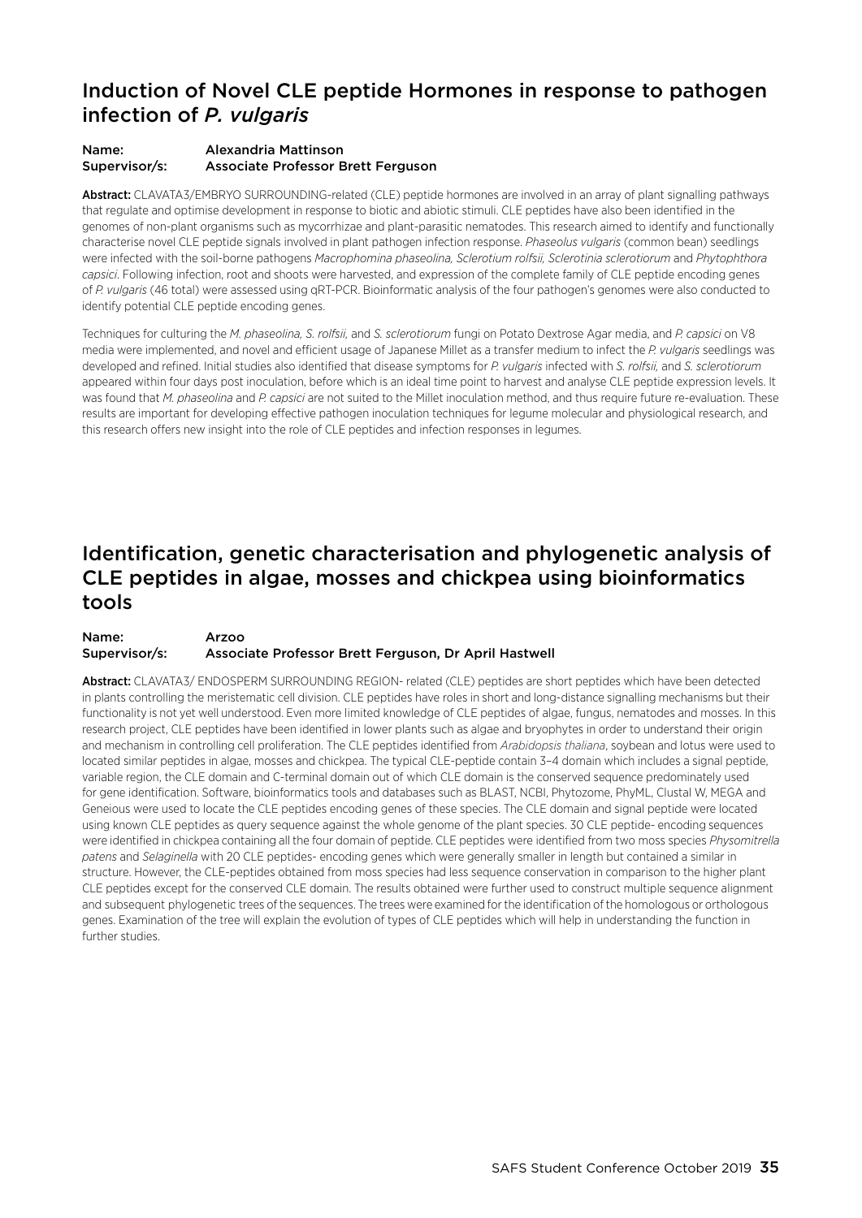## Induction of Novel CLE peptide Hormones in response to pathogen infection of *P. vulgaris*

**Name:** Alexandria Mattinson
**Supervisor/s:** Associate Professor Brett Ferguson

**Abstract:** CLAVATA3/EMBRYO SURROUNDING-related (CLE) peptide hormones are involved in an array of plant signalling pathways that regulate and optimise development in response to biotic and abiotic stimuli. CLE peptides have also been identified in the genomes of non-plant organisms such as mycorrhizae and plant-parasitic nematodes. This research aimed to identify and functionally characterise novel CLE peptide signals involved in plant pathogen infection response. *Phaseolus vulgaris* (common bean) seedlings were infected with the soil-borne pathogens *Macrophomina phaseolina, Sclerotium rolfsii, Sclerotinia sclerotiorum* and *Phytophthora capsici*. Following infection, root and shoots were harvested, and expression of the complete family of CLE peptide encoding genes of *P. vulgaris* (46 total) were assessed using qRT-PCR. Bioinformatic analysis of the four pathogen's genomes were also conducted to identify potential CLE peptide encoding genes.

Techniques for culturing the *M. phaseolina, S. rolfsii,* and *S. sclerotiorum* fungi on Potato Dextrose Agar media, and *P. capsici* on V8 media were implemented, and novel and efficient usage of Japanese Millet as a transfer medium to infect the *P. vulgaris* seedlings was developed and refined. Initial studies also identified that disease symptoms for *P. vulgaris* infected with *S. rolfsii,* and *S. sclerotiorum* appeared within four days post inoculation, before which is an ideal time point to harvest and analyse CLE peptide expression levels. It was found that *M. phaseolina* and *P. capsici* are not suited to the Millet inoculation method, and thus require future re-evaluation. These results are important for developing effective pathogen inoculation techniques for legume molecular and physiological research, and this research offers new insight into the role of CLE peptides and infection responses in legumes.

## Identification, genetic characterisation and phylogenetic analysis of CLE peptides in algae, mosses and chickpea using bioinformatics tools

**Name:** Arzoo
**Supervisor/s:** Associate Professor Brett Ferguson, Dr April Hastwell

**Abstract:** CLAVATA3/ ENDOSPERM SURROUNDING REGION- related (CLE) peptides are short peptides which have been detected in plants controlling the meristematic cell division. CLE peptides have roles in short and long-distance signalling mechanisms but their functionality is not yet well understood. Even more limited knowledge of CLE peptides of algae, fungus, nematodes and mosses. In this research project, CLE peptides have been identified in lower plants such as algae and bryophytes in order to understand their origin and mechanism in controlling cell proliferation. The CLE peptides identified from *Arabidopsis thaliana*, soybean and lotus were used to located similar peptides in algae, mosses and chickpea. The typical CLE-peptide contain 3–4 domain which includes a signal peptide, variable region, the CLE domain and C-terminal domain out of which CLE domain is the conserved sequence predominately used for gene identification. Software, bioinformatics tools and databases such as BLAST, NCBI, Phytozome, PhyML, Clustal W, MEGA and Geneious were used to locate the CLE peptides encoding genes of these species. The CLE domain and signal peptide were located using known CLE peptides as query sequence against the whole genome of the plant species. 30 CLE peptide- encoding sequences were identified in chickpea containing all the four domain of peptide. CLE peptides were identified from two moss species *Physomitrella patens* and *Selaginella* with 20 CLE peptides- encoding genes which were generally smaller in length but contained a similar in structure. However, the CLE-peptides obtained from moss species had less sequence conservation in comparison to the higher plant CLE peptides except for the conserved CLE domain. The results obtained were further used to construct multiple sequence alignment and subsequent phylogenetic trees of the sequences. The trees were examined for the identification of the homologous or orthologous genes. Examination of the tree will explain the evolution of types of CLE peptides which will help in understanding the function in further studies.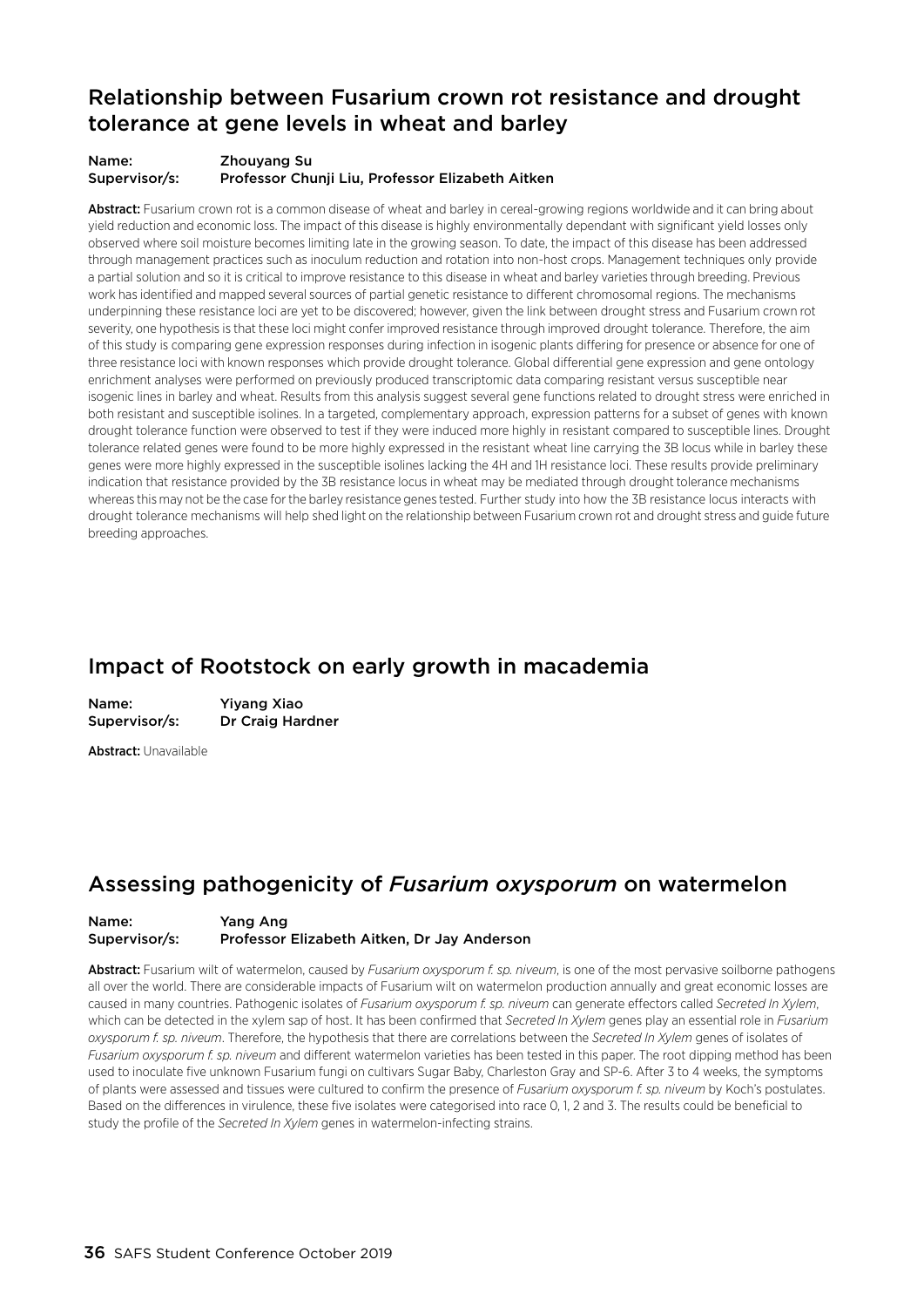## Relationship between Fusarium crown rot resistance and drought tolerance at gene levels in wheat and barley

**Name:** Zhouyang Su
**Supervisor/s:** Professor Chunji Liu, Professor Elizabeth Aitken

**Abstract:** Fusarium crown rot is a common disease of wheat and barley in cereal-growing regions worldwide and it can bring about yield reduction and economic loss. The impact of this disease is highly environmentally dependant with significant yield losses only observed where soil moisture becomes limiting late in the growing season. To date, the impact of this disease has been addressed through management practices such as inoculum reduction and rotation into non-host crops. Management techniques only provide a partial solution and so it is critical to improve resistance to this disease in wheat and barley varieties through breeding. Previous work has identified and mapped several sources of partial genetic resistance to different chromosomal regions. The mechanisms underpinning these resistance loci are yet to be discovered; however, given the link between drought stress and Fusarium crown rot severity, one hypothesis is that these loci might confer improved resistance through improved drought tolerance. Therefore, the aim of this study is comparing gene expression responses during infection in isogenic plants differing for presence or absence for one of three resistance loci with known responses which provide drought tolerance. Global differential gene expression and gene ontology enrichment analyses were performed on previously produced transcriptomic data comparing resistant versus susceptible near isogenic lines in barley and wheat. Results from this analysis suggest several gene functions related to drought stress were enriched in both resistant and susceptible isolines. In a targeted, complementary approach, expression patterns for a subset of genes with known drought tolerance function were observed to test if they were induced more highly in resistant compared to susceptible lines. Drought tolerance related genes were found to be more highly expressed in the resistant wheat line carrying the 3B locus while in barley these genes were more highly expressed in the susceptible isolines lacking the 4H and 1H resistance loci. These results provide preliminary indication that resistance provided by the 3B resistance locus in wheat may be mediated through drought tolerance mechanisms whereas this may not be the case for the barley resistance genes tested. Further study into how the 3B resistance locus interacts with drought tolerance mechanisms will help shed light on the relationship between Fusarium crown rot and drought stress and guide future breeding approaches.

## Impact of Rootstock on early growth in macademia

**Name:** Yiyang Xiao
**Supervisor/s:** Dr Craig Hardner

**Abstract:** Unavailable

## Assessing pathogenicity of *Fusarium oxysporum* on watermelon

**Name:** Yang Ang
**Supervisor/s:** Professor Elizabeth Aitken, Dr Jay Anderson

**Abstract:** Fusarium wilt of watermelon, caused by *Fusarium oxysporum f. sp. niveum*, is one of the most pervasive soilborne pathogens all over the world. There are considerable impacts of Fusarium wilt on watermelon production annually and great economic losses are caused in many countries. Pathogenic isolates of *Fusarium oxysporum f. sp. niveum* can generate effectors called *Secreted In Xylem*, which can be detected in the xylem sap of host. It has been confirmed that *Secreted In Xylem* genes play an essential role in *Fusarium oxysporum f. sp. niveum*. Therefore, the hypothesis that there are correlations between the *Secreted In Xylem* genes of isolates of *Fusarium oxysporum f. sp. niveum* and different watermelon varieties has been tested in this paper. The root dipping method has been used to inoculate five unknown Fusarium fungi on cultivars Sugar Baby, Charleston Gray and SP-6. After 3 to 4 weeks, the symptoms of plants were assessed and tissues were cultured to confirm the presence of *Fusarium oxysporum f. sp. niveum* by Koch's postulates. Based on the differences in virulence, these five isolates were categorised into race 0, 1, 2 and 3. The results could be beneficial to study the profile of the *Secreted In Xylem* genes in watermelon-infecting strains.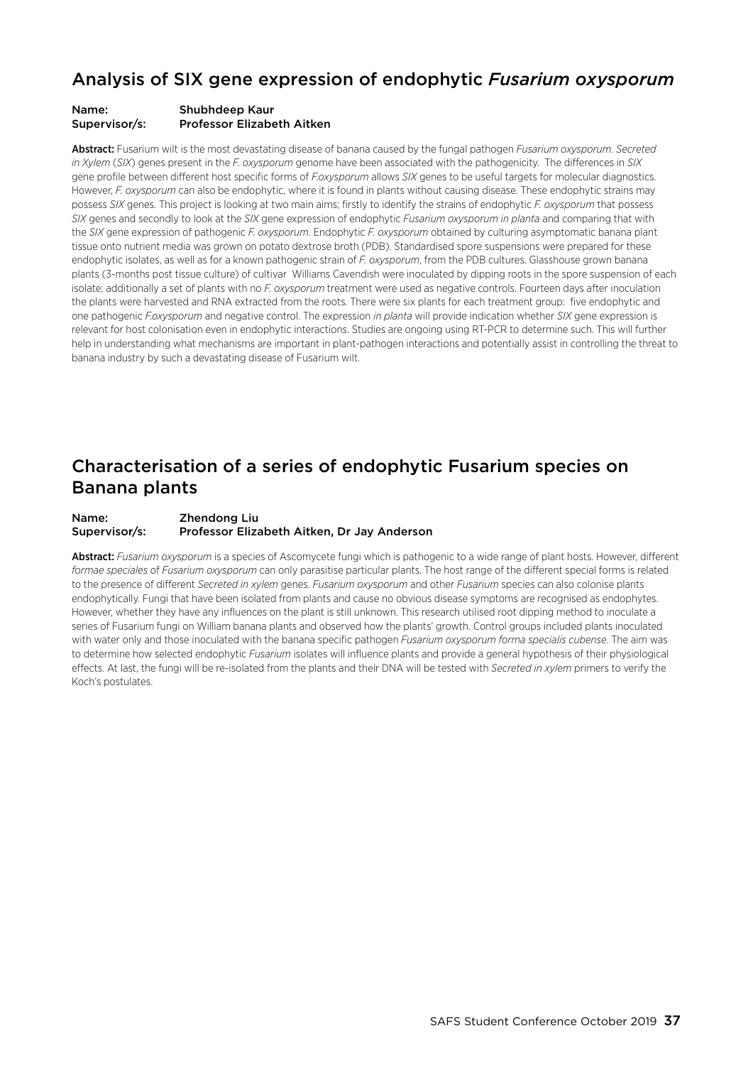## Analysis of SIX gene expression of endophytic *Fusarium oxysporum*

**Name:** Shubhdeep Kaur
**Supervisor/s:** Professor Elizabeth Aitken

**Abstract:** Fusarium wilt is the most devastating disease of banana caused by the fungal pathogen *Fusarium oxysporum*. *Secreted in Xylem* (*SIX*) genes present in the *F. oxysporum* genome have been associated with the pathogenicity. The differences in *SIX* gene profile between different host specific forms of *F.oxysporum* allows *SIX* genes to be useful targets for molecular diagnostics. However, *F. oxysporum* can also be endophytic, where it is found in plants without causing disease. These endophytic strains may possess *SIX* genes. This project is looking at two main aims; firstly to identify the strains of endophytic *F. oxysporum* that possess *SIX* genes and secondly to look at the *SIX* gene expression of endophytic *Fusarium oxysporum in planta* and comparing that with the *SIX* gene expression of pathogenic *F. oxysporum*. Endophytic *F. oxysporum* obtained by culturing asymptomatic banana plant tissue onto nutrient media was grown on potato dextrose broth (PDB). Standardised spore suspensions were prepared for these endophytic isolates, as well as for a known pathogenic strain of *F. oxysporum*, from the PDB cultures. Glasshouse grown banana plants (3-months post tissue culture) of cultivar Williams Cavendish were inoculated by dipping roots in the spore suspension of each isolate; additionally a set of plants with no *F. oxysporum* treatment were used as negative controls. Fourteen days after inoculation the plants were harvested and RNA extracted from the roots. There were six plants for each treatment group: five endophytic and one pathogenic *F.oxysporum* and negative control. The expression *in planta* will provide indication whether *SIX* gene expression is relevant for host colonisation even in endophytic interactions. Studies are ongoing using RT-PCR to determine such. This will further help in understanding what mechanisms are important in plant-pathogen interactions and potentially assist in controlling the threat to banana industry by such a devastating disease of Fusarium wilt.

## Characterisation of a series of endophytic Fusarium species on Banana plants

**Name:** Zhendong Liu
**Supervisor/s:** Professor Elizabeth Aitken, Dr Jay Anderson

**Abstract:** *Fusarium oxysporum* is a species of Ascomycete fungi which is pathogenic to a wide range of plant hosts. However, different *formae speciales* of *Fusarium oxysporum* can only parasitise particular plants. The host range of the different special forms is related to the presence of different *Secreted in xylem* genes. *Fusarium oxysporum* and other *Fusarium* species can also colonise plants endophytically. Fungi that have been isolated from plants and cause no obvious disease symptoms are recognised as endophytes. However, whether they have any influences on the plant is still unknown. This research utilised root dipping method to inoculate a series of Fusarium fungi on William banana plants and observed how the plants' growth. Control groups included plants inoculated with water only and those inoculated with the banana specific pathogen *Fusarium oxysporum forma specialis cubense*. The aim was to determine how selected endophytic *Fusarium* isolates will influence plants and provide a general hypothesis of their physiological effects. At last, the fungi will be re-isolated from the plants and their DNA will be tested with *Secreted in xylem* primers to verify the Koch's postulates.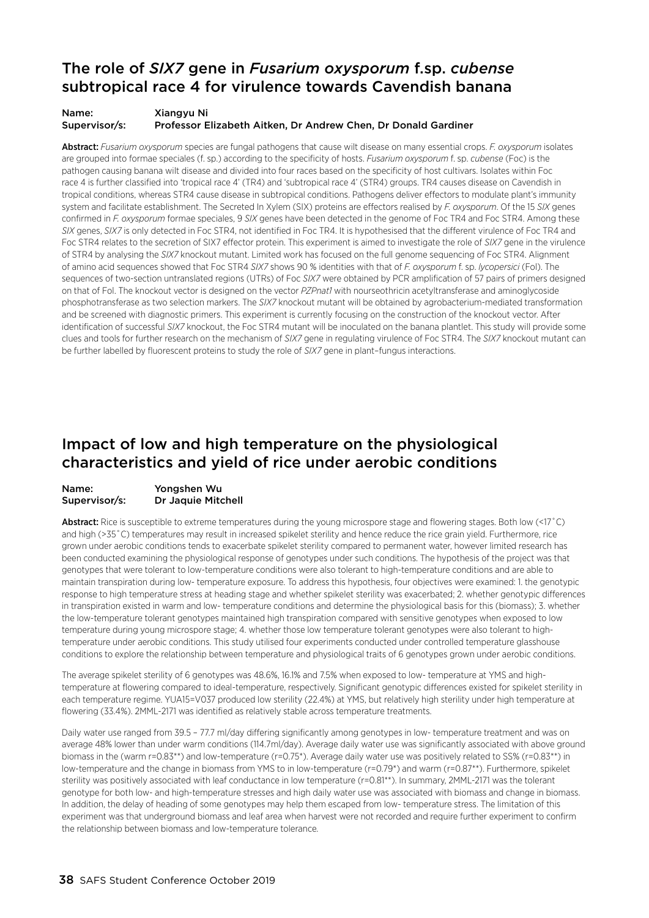## The role of *SIX7* gene in *Fusarium oxysporum* f.sp. *cubense* subtropical race 4 for virulence towards Cavendish banana

**Name:** Xiangyu Ni
**Supervisor/s:** Professor Elizabeth Aitken, Dr Andrew Chen, Dr Donald Gardiner

**Abstract:** *Fusarium oxysporum* species are fungal pathogens that cause wilt disease on many essential crops. *F. oxysporum* isolates are grouped into formae speciales (f. sp.) according to the specificity of hosts. *Fusarium oxysporum* f. sp. *cubense* (Foc) is the pathogen causing banana wilt disease and divided into four races based on the specificity of host cultivars. Isolates within Foc race 4 is further classified into 'tropical race 4' (TR4) and 'subtropical race 4' (STR4) groups. TR4 causes disease on Cavendish in tropical conditions, whereas STR4 cause disease in subtropical conditions. Pathogens deliver effectors to modulate plant's immunity system and facilitate establishment. The Secreted In Xylem (SIX) proteins are effectors realised by *F. oxysporum*. Of the 15 *SIX* genes confirmed in *F. oxysporum* formae speciales, 9 *SIX* genes have been detected in the genome of Foc TR4 and Foc STR4. Among these *SIX* genes, *SIX7* is only detected in Foc STR4, not identified in Foc TR4. It is hypothesised that the different virulence of Foc TR4 and Foc STR4 relates to the secretion of SIX7 effector protein. This experiment is aimed to investigate the role of *SIX7* gene in the virulence of STR4 by analysing the *SIX7* knockout mutant. Limited work has focused on the full genome sequencing of Foc STR4. Alignment of amino acid sequences showed that Foc STR4 *SIX7* shows 90 % identities with that of *F. oxysporum* f. sp. *lycopersici* (Fol). The sequences of two-section untranslated regions (UTRs) of Foc *SIX7* were obtained by PCR amplification of 57 pairs of primers designed on that of Fol. The knockout vector is designed on the vector *PZPnat1* with nourseothricin acetyltransferase and aminoglycoside phosphotransferase as two selection markers. The *SIX7* knockout mutant will be obtained by agrobacterium-mediated transformation and be screened with diagnostic primers. This experiment is currently focusing on the construction of the knockout vector. After identification of successful *SIX7* knockout, the Foc STR4 mutant will be inoculated on the banana plantlet. This study will provide some clues and tools for further research on the mechanism of *SIX7* gene in regulating virulence of Foc STR4. The *SIX7* knockout mutant can be further labelled by fluorescent proteins to study the role of *SIX7* gene in plant–fungus interactions.

## Impact of low and high temperature on the physiological characteristics and yield of rice under aerobic conditions

**Name:** Yongshen Wu
**Supervisor/s:** Dr Jaquie Mitchell

**Abstract:** Rice is susceptible to extreme temperatures during the young microspore stage and flowering stages. Both low (<17˚C) and high (>35˚C) temperatures may result in increased spikelet sterility and hence reduce the rice grain yield. Furthermore, rice grown under aerobic conditions tends to exacerbate spikelet sterility compared to permanent water, however limited research has been conducted examining the physiological response of genotypes under such conditions. The hypothesis of the project was that genotypes that were tolerant to low-temperature conditions were also tolerant to high-temperature conditions and are able to maintain transpiration during low- temperature exposure. To address this hypothesis, four objectives were examined: 1. the genotypic response to high temperature stress at heading stage and whether spikelet sterility was exacerbated; 2. whether genotypic differences in transpiration existed in warm and low- temperature conditions and determine the physiological basis for this (biomass); 3. whether the low-temperature tolerant genotypes maintained high transpiration compared with sensitive genotypes when exposed to low temperature during young microspore stage; 4. whether those low temperature tolerant genotypes were also tolerant to high-temperature under aerobic conditions. This study utilised four experiments conducted under controlled temperature glasshouse conditions to explore the relationship between temperature and physiological traits of 6 genotypes grown under aerobic conditions.

The average spikelet sterility of 6 genotypes was 48.6%, 16.1% and 7.5% when exposed to low- temperature at YMS and high-temperature at flowering compared to ideal-temperature, respectively. Significant genotypic differences existed for spikelet sterility in each temperature regime. YUA15=V037 produced low sterility (22.4%) at YMS, but relatively high sterility under high temperature at flowering (33.4%). 2MML-2171 was identified as relatively stable across temperature treatments.

Daily water use ranged from 39.5 – 77.7 ml/day differing significantly among genotypes in low- temperature treatment and was on average 48% lower than under warm conditions (114.7ml/day). Average daily water use was significantly associated with above ground biomass in the (warm r=0.83**) and low-temperature (r=0.75*). Average daily water use was positively related to SS% (r=0.83**) in low-temperature and the change in biomass from YMS to in low-temperature (r=0.79*) and warm (r=0.87**). Furthermore, spikelet sterility was positively associated with leaf conductance in low temperature (r=0.81**). In summary, 2MML-2171 was the tolerant genotype for both low- and high-temperature stresses and high daily water use was associated with biomass and change in biomass. In addition, the delay of heading of some genotypes may help them escaped from low- temperature stress. The limitation of this experiment was that underground biomass and leaf area when harvest were not recorded and require further experiment to confirm the relationship between biomass and low-temperature tolerance.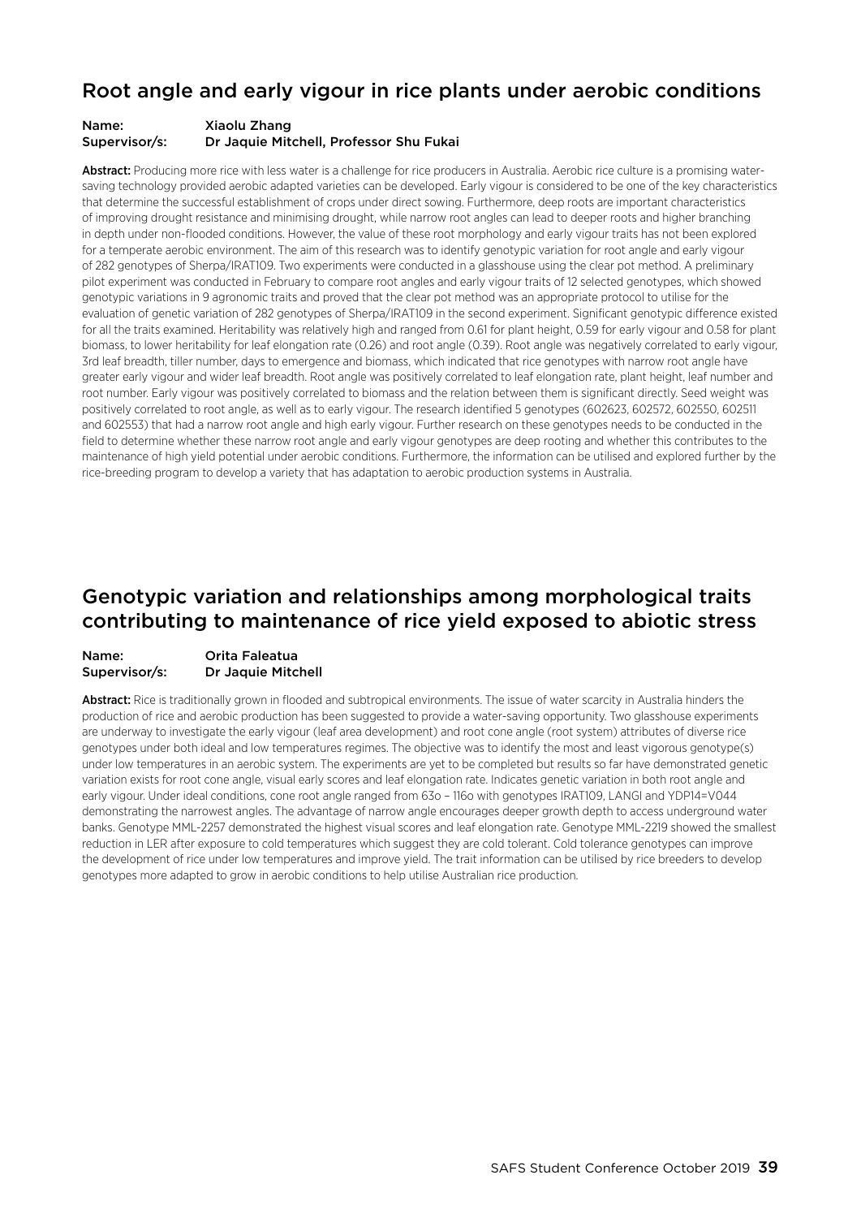## Root angle and early vigour in rice plants under aerobic conditions

**Name:** Xiaolu Zhang
**Supervisor/s:** Dr Jaquie Mitchell, Professor Shu Fukai

**Abstract:** Producing more rice with less water is a challenge for rice producers in Australia. Aerobic rice culture is a promising water-saving technology provided aerobic adapted varieties can be developed. Early vigour is considered to be one of the key characteristics that determine the successful establishment of crops under direct sowing. Furthermore, deep roots are important characteristics of improving drought resistance and minimising drought, while narrow root angles can lead to deeper roots and higher branching in depth under non-flooded conditions. However, the value of these root morphology and early vigour traits has not been explored for a temperate aerobic environment. The aim of this research was to identify genotypic variation for root angle and early vigour of 282 genotypes of Sherpa/IRAT109. Two experiments were conducted in a glasshouse using the clear pot method. A preliminary pilot experiment was conducted in February to compare root angles and early vigour traits of 12 selected genotypes, which showed genotypic variations in 9 agronomic traits and proved that the clear pot method was an appropriate protocol to utilise for the evaluation of genetic variation of 282 genotypes of Sherpa/IRAT109 in the second experiment. Significant genotypic difference existed for all the traits examined. Heritability was relatively high and ranged from 0.61 for plant height, 0.59 for early vigour and 0.58 for plant biomass, to lower heritability for leaf elongation rate (0.26) and root angle (0.39). Root angle was negatively correlated to early vigour, 3rd leaf breadth, tiller number, days to emergence and biomass, which indicated that rice genotypes with narrow root angle have greater early vigour and wider leaf breadth. Root angle was positively correlated to leaf elongation rate, plant height, leaf number and root number. Early vigour was positively correlated to biomass and the relation between them is significant directly. Seed weight was positively correlated to root angle, as well as to early vigour. The research identified 5 genotypes (602623, 602572, 602550, 602511 and 602553) that had a narrow root angle and high early vigour. Further research on these genotypes needs to be conducted in the field to determine whether these narrow root angle and early vigour genotypes are deep rooting and whether this contributes to the maintenance of high yield potential under aerobic conditions. Furthermore, the information can be utilised and explored further by the rice-breeding program to develop a variety that has adaptation to aerobic production systems in Australia.

## Genotypic variation and relationships among morphological traits contributing to maintenance of rice yield exposed to abiotic stress

**Name:** Orita Faleatua
**Supervisor/s:** Dr Jaquie Mitchell

**Abstract:** Rice is traditionally grown in flooded and subtropical environments. The issue of water scarcity in Australia hinders the production of rice and aerobic production has been suggested to provide a water-saving opportunity. Two glasshouse experiments are underway to investigate the early vigour (leaf area development) and root cone angle (root system) attributes of diverse rice genotypes under both ideal and low temperatures regimes. The objective was to identify the most and least vigorous genotype(s) under low temperatures in an aerobic system. The experiments are yet to be completed but results so far have demonstrated genetic variation exists for root cone angle, visual early scores and leaf elongation rate. Indicates genetic variation in both root angle and early vigour. Under ideal conditions, cone root angle ranged from 63o – 116o with genotypes IRAT109, LANGI and YDP14=V044 demonstrating the narrowest angles. The advantage of narrow angle encourages deeper growth depth to access underground water banks. Genotype MML-2257 demonstrated the highest visual scores and leaf elongation rate. Genotype MML-2219 showed the smallest reduction in LER after exposure to cold temperatures which suggest they are cold tolerant. Cold tolerance genotypes can improve the development of rice under low temperatures and improve yield. The trait information can be utilised by rice breeders to develop genotypes more adapted to grow in aerobic conditions to help utilise Australian rice production.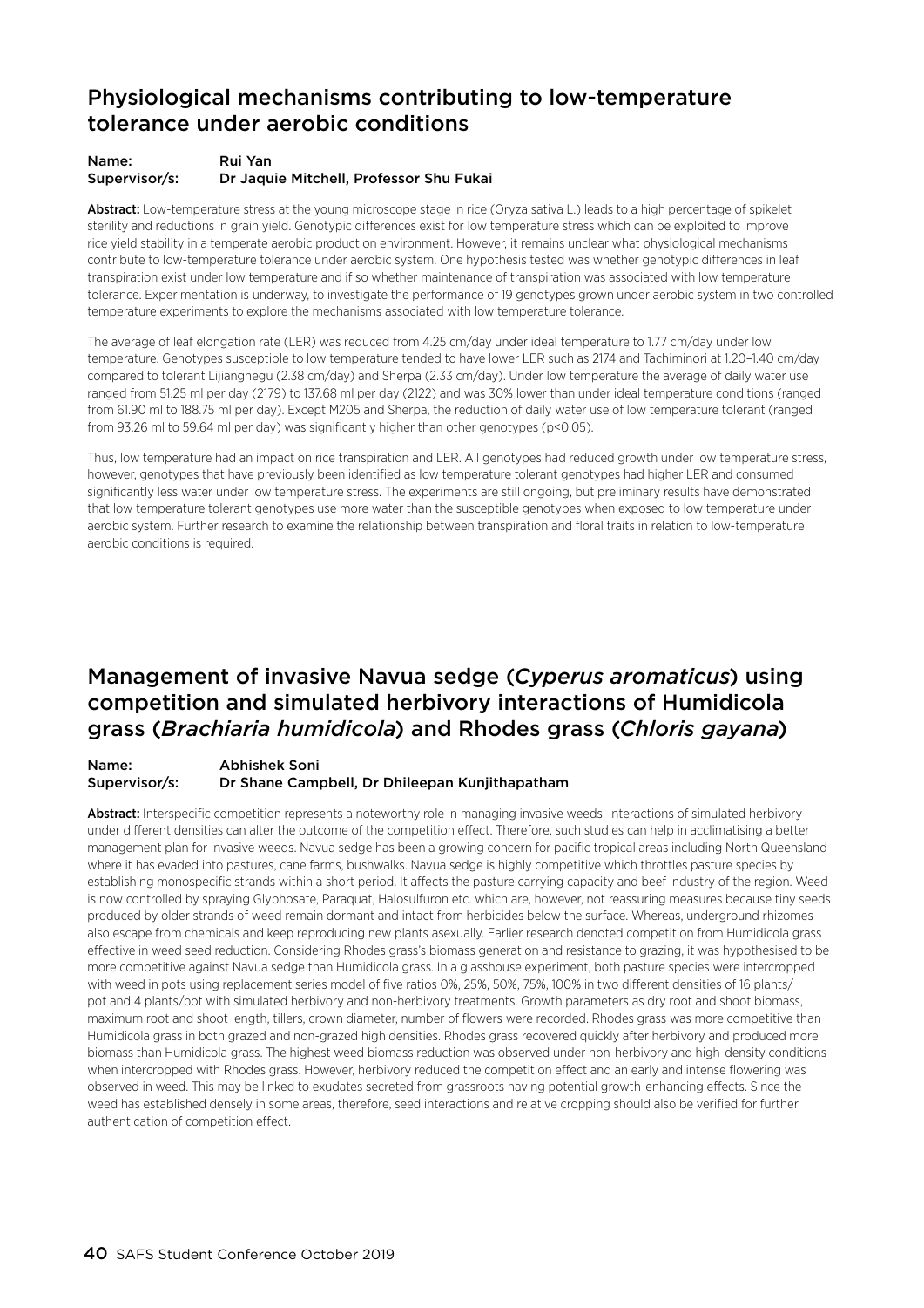## Physiological mechanisms contributing to low-temperature tolerance under aerobic conditions

**Name:** Rui Yan
**Supervisor/s:** Dr Jaquie Mitchell, Professor Shu Fukai

**Abstract:** Low-temperature stress at the young microscope stage in rice (Oryza sativa L.) leads to a high percentage of spikelet sterility and reductions in grain yield. Genotypic differences exist for low temperature stress which can be exploited to improve rice yield stability in a temperate aerobic production environment. However, it remains unclear what physiological mechanisms contribute to low-temperature tolerance under aerobic system. One hypothesis tested was whether genotypic differences in leaf transpiration exist under low temperature and if so whether maintenance of transpiration was associated with low temperature tolerance. Experimentation is underway, to investigate the performance of 19 genotypes grown under aerobic system in two controlled temperature experiments to explore the mechanisms associated with low temperature tolerance.

The average of leaf elongation rate (LER) was reduced from 4.25 cm/day under ideal temperature to 1.77 cm/day under low temperature. Genotypes susceptible to low temperature tended to have lower LER such as 2174 and Tachiminori at 1.20–1.40 cm/day compared to tolerant Lijianghegu (2.38 cm/day) and Sherpa (2.33 cm/day). Under low temperature the average of daily water use ranged from 51.25 ml per day (2179) to 137.68 ml per day (2122) and was 30% lower than under ideal temperature conditions (ranged from 61.90 ml to 188.75 ml per day). Except M205 and Sherpa, the reduction of daily water use of low temperature tolerant (ranged from 93.26 ml to 59.64 ml per day) was significantly higher than other genotypes ($p<0.05$).

Thus, low temperature had an impact on rice transpiration and LER. All genotypes had reduced growth under low temperature stress, however, genotypes that have previously been identified as low temperature tolerant genotypes had higher LER and consumed significantly less water under low temperature stress. The experiments are still ongoing, but preliminary results have demonstrated that low temperature tolerant genotypes use more water than the susceptible genotypes when exposed to low temperature under aerobic system. Further research to examine the relationship between transpiration and floral traits in relation to low-temperature aerobic conditions is required.

## Management of invasive Navua sedge (*Cyperus aromaticus*) using competition and simulated herbivory interactions of Humidicola grass (*Brachiaria humidicola*) and Rhodes grass (*Chloris gayana*)

**Name:** Abhishek Soni
**Supervisor/s:** Dr Shane Campbell, Dr Dhileepan Kunjithapatham

**Abstract:** Interspecific competition represents a noteworthy role in managing invasive weeds. Interactions of simulated herbivory under different densities can alter the outcome of the competition effect. Therefore, such studies can help in acclimatising a better management plan for invasive weeds. Navua sedge has been a growing concern for pacific tropical areas including North Queensland where it has evaded into pastures, cane farms, bushwalks. Navua sedge is highly competitive which throttles pasture species by establishing monospecific strands within a short period. It affects the pasture carrying capacity and beef industry of the region. Weed is now controlled by spraying Glyphosate, Paraquat, Halosulfuron etc. which are, however, not reassuring measures because tiny seeds produced by older strands of weed remain dormant and intact from herbicides below the surface. Whereas, underground rhizomes also escape from chemicals and keep reproducing new plants asexually. Earlier research denoted competition from Humidicola grass effective in weed seed reduction. Considering Rhodes grass's biomass generation and resistance to grazing, it was hypothesised to be more competitive against Navua sedge than Humidicola grass. In a glasshouse experiment, both pasture species were intercropped with weed in pots using replacement series model of five ratios 0%, 25%, 50%, 75%, 100% in two different densities of 16 plants/pot and 4 plants/pot with simulated herbivory and non-herbivory treatments. Growth parameters as dry root and shoot biomass, maximum root and shoot length, tillers, crown diameter, number of flowers were recorded. Rhodes grass was more competitive than Humidicola grass in both grazed and non-grazed high densities. Rhodes grass recovered quickly after herbivory and produced more biomass than Humidicola grass. The highest weed biomass reduction was observed under non-herbivory and high-density conditions when intercropped with Rhodes grass. However, herbivory reduced the competition effect and an early and intense flowering was observed in weed. This may be linked to exudates secreted from grassroots having potential growth-enhancing effects. Since the weed has established densely in some areas, therefore, seed interactions and relative cropping should also be verified for further authentication of competition effect.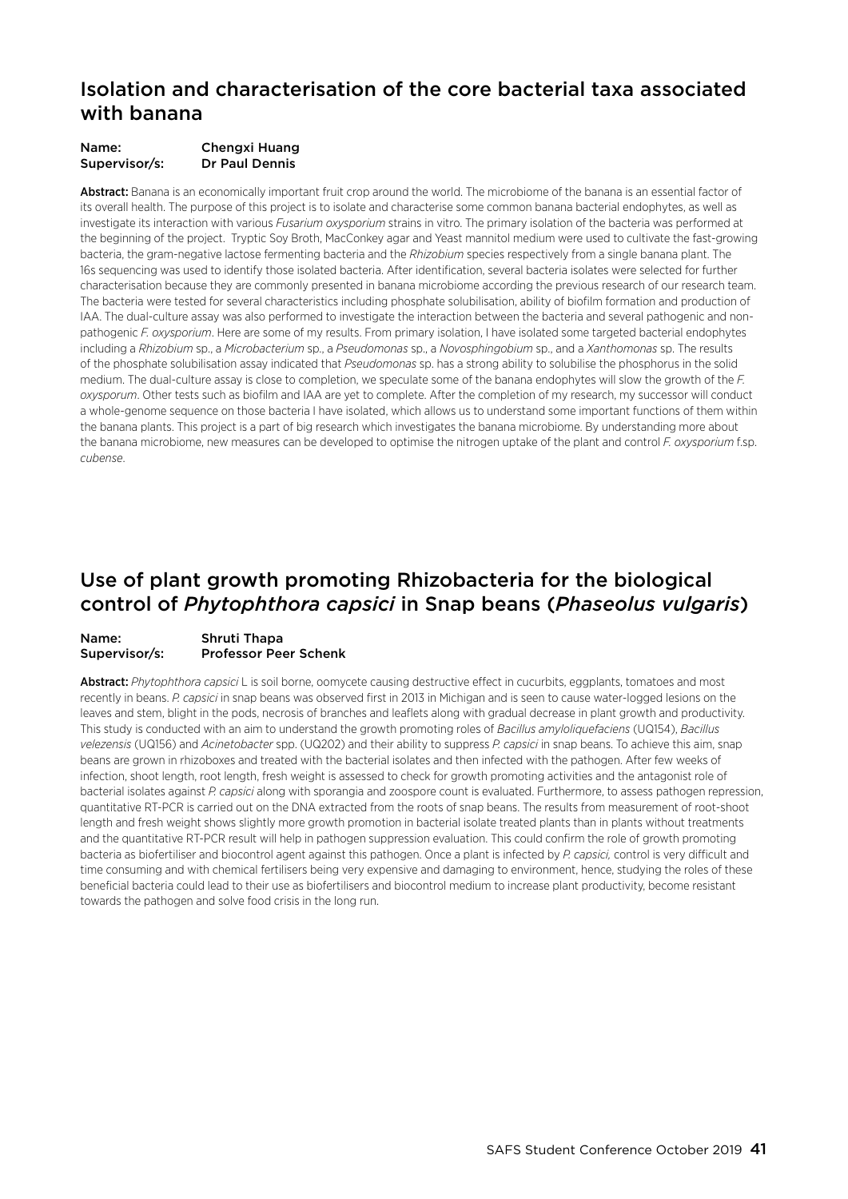## Isolation and characterisation of the core bacterial taxa associated with banana

**Name:** Chengxi Huang
**Supervisor/s:** Dr Paul Dennis

**Abstract:** Banana is an economically important fruit crop around the world. The microbiome of the banana is an essential factor of its overall health. The purpose of this project is to isolate and characterise some common banana bacterial endophytes, as well as investigate its interaction with various *Fusarium oxysporium* strains in vitro. The primary isolation of the bacteria was performed at the beginning of the project. Tryptic Soy Broth, MacConkey agar and Yeast mannitol medium were used to cultivate the fast-growing bacteria, the gram-negative lactose fermenting bacteria and the *Rhizobium* species respectively from a single banana plant. The 16s sequencing was used to identify those isolated bacteria. After identification, several bacteria isolates were selected for further characterisation because they are commonly presented in banana microbiome according the previous research of our research team. The bacteria were tested for several characteristics including phosphate solubilisation, ability of biofilm formation and production of IAA. The dual-culture assay was also performed to investigate the interaction between the bacteria and several pathogenic and non-pathogenic *F. oxysporium*. Here are some of my results. From primary isolation, I have isolated some targeted bacterial endophytes including a *Rhizobium* sp., a *Microbacterium* sp., a *Pseudomonas* sp., a *Novosphingobium* sp., and a *Xanthomonas* sp. The results of the phosphate solubilisation assay indicated that *Pseudomonas* sp. has a strong ability to solubilise the phosphorus in the solid medium. The dual-culture assay is close to completion, we speculate some of the banana endophytes will slow the growth of the *F. oxysporum*. Other tests such as biofilm and IAA are yet to complete. After the completion of my research, my successor will conduct a whole-genome sequence on those bacteria I have isolated, which allows us to understand some important functions of them within the banana plants. This project is a part of big research which investigates the banana microbiome. By understanding more about the banana microbiome, new measures can be developed to optimise the nitrogen uptake of the plant and control *F. oxysporium* f.sp. *cubense*.

## Use of plant growth promoting Rhizobacteria for the biological control of *Phytophthora capsici* in Snap beans (*Phaseolus vulgaris*)

**Name:** Shruti Thapa
**Supervisor/s:** Professor Peer Schenk

**Abstract:** *Phytophthora capsici* L is soil borne, oomycete causing destructive effect in cucurbits, eggplants, tomatoes and most recently in beans. *P. capsici* in snap beans was observed first in 2013 in Michigan and is seen to cause water-logged lesions on the leaves and stem, blight in the pods, necrosis of branches and leaflets along with gradual decrease in plant growth and productivity. This study is conducted with an aim to understand the growth promoting roles of *Bacillus amyloliquefaciens* (UQ154), *Bacillus velezensis* (UQ156) and *Acinetobacter* spp. (UQ202) and their ability to suppress *P. capsici* in snap beans. To achieve this aim, snap beans are grown in rhizoboxes and treated with the bacterial isolates and then infected with the pathogen. After few weeks of infection, shoot length, root length, fresh weight is assessed to check for growth promoting activities and the antagonist role of bacterial isolates against *P. capsici* along with sporangia and zoospore count is evaluated. Furthermore, to assess pathogen repression, quantitative RT-PCR is carried out on the DNA extracted from the roots of snap beans. The results from measurement of root-shoot length and fresh weight shows slightly more growth promotion in bacterial isolate treated plants than in plants without treatments and the quantitative RT-PCR result will help in pathogen suppression evaluation. This could confirm the role of growth promoting bacteria as biofertiliser and biocontrol agent against this pathogen. Once a plant is infected by *P. capsici,* control is very difficult and time consuming and with chemical fertilisers being very expensive and damaging to environment, hence, studying the roles of these beneficial bacteria could lead to their use as biofertilisers and biocontrol medium to increase plant productivity, become resistant towards the pathogen and solve food crisis in the long run.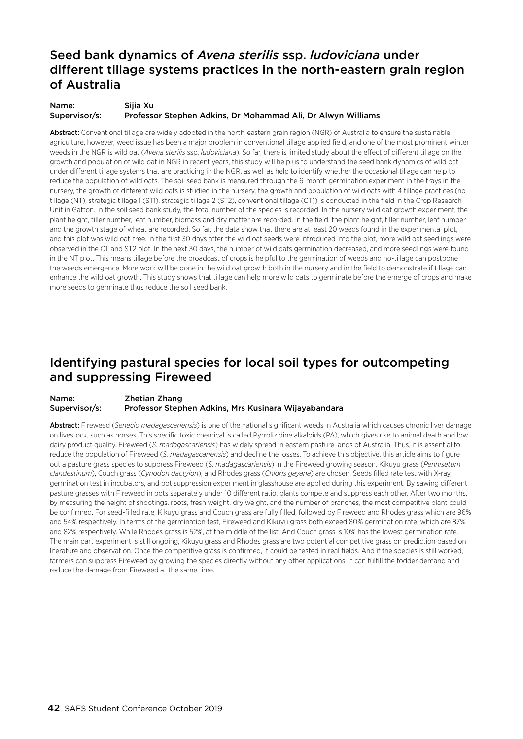## Seed bank dynamics of *Avena sterilis* ssp. *ludoviciana* under different tillage systems practices in the north-eastern grain region of Australia

**Name:** Sijia Xu
**Supervisor/s:** Professor Stephen Adkins, Dr Mohammad Ali, Dr Alwyn Williams

**Abstract:** Conventional tillage are widely adopted in the north-eastern grain region (NGR) of Australia to ensure the sustainable agriculture, however, weed issue has been a major problem in conventional tillage applied field, and one of the most prominent winter weeds in the NGR is wild oat (*Avena sterilis* ssp. *ludoviciana*). So far, there is limited study about the effect of different tillage on the growth and population of wild oat in NGR in recent years, this study will help us to understand the seed bank dynamics of wild oat under different tillage systems that are practicing in the NGR, as well as help to identify whether the occasional tillage can help to reduce the population of wild oats. The soil seed bank is measured through the 6-month germination experiment in the trays in the nursery, the growth of different wild oats is studied in the nursery, the growth and population of wild oats with 4 tillage practices (no-tillage (NT), strategic tillage 1 (ST1), strategic tillage 2 (ST2), conventional tillage (CT)) is conducted in the field in the Crop Research Unit in Gatton. In the soil seed bank study, the total number of the species is recorded. In the nursery wild oat growth experiment, the plant height, tiller number, leaf number, biomass and dry matter are recorded. In the field, the plant height, tiller number, leaf number and the growth stage of wheat are recorded. So far, the data show that there are at least 20 weeds found in the experimental plot, and this plot was wild oat-free. In the first 30 days after the wild oat seeds were introduced into the plot, more wild oat seedlings were observed in the CT and ST2 plot. In the next 30 days, the number of wild oats germination decreased, and more seedlings were found in the NT plot. This means tillage before the broadcast of crops is helpful to the germination of weeds and no-tillage can postpone the weeds emergence. More work will be done in the wild oat growth both in the nursery and in the field to demonstrate if tillage can enhance the wild oat growth. This study shows that tillage can help more wild oats to germinate before the emerge of crops and make more seeds to germinate thus reduce the soil seed bank.

## Identifying pastural species for local soil types for outcompeting and suppressing Fireweed

**Name:** Zhetian Zhang
**Supervisor/s:** Professor Stephen Adkins, Mrs Kusinara Wijayabandara

**Abstract:** Fireweed (*Senecio madagascariensis*) is one of the national significant weeds in Australia which causes chronic liver damage on livestock, such as horses. This specific toxic chemical is called Pyrrolizidine alkaloids (PA), which gives rise to animal death and low dairy product quality. Fireweed (*S. madagascariensis*) has widely spread in eastern pasture lands of Australia. Thus, it is essential to reduce the population of Fireweed (*S. madagascariensis*) and decline the losses. To achieve this objective, this article aims to figure out a pasture grass species to suppress Fireweed (*S. madagascariensis*) in the Fireweed growing season. Kikuyu grass (*Pennisetum clandestinum*), Couch grass (*Cynodon dactylon*), and Rhodes grass (*Chloris gayana*) are chosen. Seeds filled rate test with X-ray, germination test in incubators, and pot suppression experiment in glasshouse are applied during this experiment. By sawing different pasture grasses with Fireweed in pots separately under 10 different ratio, plants compete and suppress each other. After two months, by measuring the height of shootings, roots, fresh weight, dry weight, and the number of branches, the most competitive plant could be confirmed. For seed-filled rate, Kikuyu grass and Couch grass are fully filled, followed by Fireweed and Rhodes grass which are 96% and 54% respectively. In terms of the germination test, Fireweed and Kikuyu grass both exceed 80% germination rate, which are 87% and 82% respectively. While Rhodes grass is 52%, at the middle of the list. And Couch grass is 10% has the lowest germination rate. The main part experiment is still ongoing, Kikuyu grass and Rhodes grass are two potential competitive grass on prediction based on literature and observation. Once the competitive grass is confirmed, it could be tested in real fields. And if the species is still worked, farmers can suppress Fireweed by growing the species directly without any other applications. It can fulfill the fodder demand and reduce the damage from Fireweed at the same time.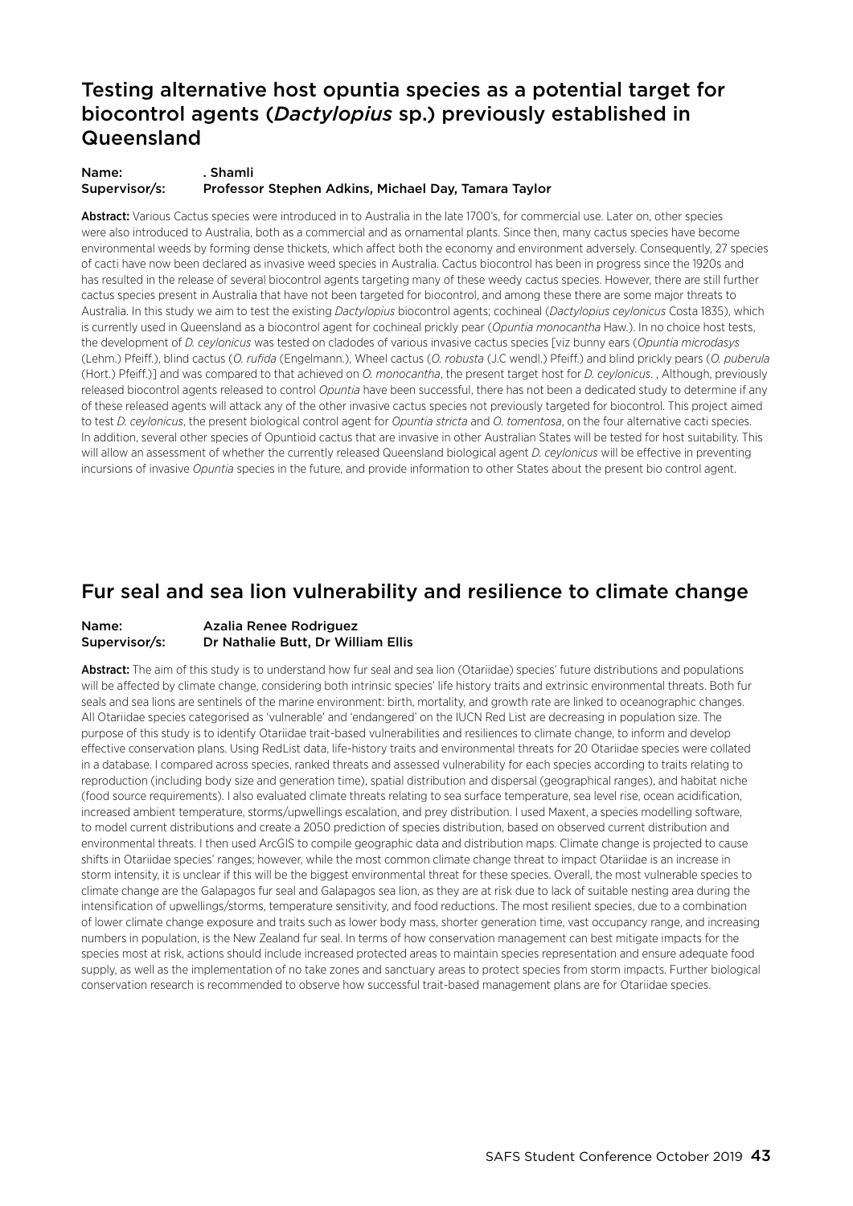## Testing alternative host opuntia species as a potential target for biocontrol agents (*Dactylopius* sp.) previously established in Queensland

**Name:** . Shamli
**Supervisor/s:** Professor Stephen Adkins, Michael Day, Tamara Taylor

**Abstract:** Various Cactus species were introduced in to Australia in the late 1700's, for commercial use. Later on, other species were also introduced to Australia, both as a commercial and as ornamental plants. Since then, many cactus species have become environmental weeds by forming dense thickets, which affect both the economy and environment adversely. Consequently, 27 species of cacti have now been declared as invasive weed species in Australia. Cactus biocontrol has been in progress since the 1920s and has resulted in the release of several biocontrol agents targeting many of these weedy cactus species. However, there are still further cactus species present in Australia that have not been targeted for biocontrol, and among these there are some major threats to Australia. In this study we aim to test the existing *Dactylopius* biocontrol agents; cochineal (*Dactylopius ceylonicus* Costa 1835), which is currently used in Queensland as a biocontrol agent for cochineal prickly pear (*Opuntia monocantha* Haw.). In no choice host tests, the development of *D. ceylonicus* was tested on cladodes of various invasive cactus species [viz bunny ears (*Opuntia microdasys* (Lehm.) Pfeiff.), blind cactus (*O. rufida* (Engelmann.), Wheel cactus (*O. robusta* (J.C wendl.) Pfeiff.) and blind prickly pears (*O. puberula* (Hort.) Pfeiff.)] and was compared to that achieved on *O. monocantha*, the present target host for *D. ceylonicus*. , Although, previously released biocontrol agents released to control *Opuntia* have been successful, there has not been a dedicated study to determine if any of these released agents will attack any of the other invasive cactus species not previously targeted for biocontrol. This project aimed to test *D. ceylonicus*, the present biological control agent for *Opuntia stricta* and *O. tomentosa*, on the four alternative cacti species. In addition, several other species of Opuntioid cactus that are invasive in other Australian States will be tested for host suitability. This will allow an assessment of whether the currently released Queensland biological agent *D. ceylonicus* will be effective in preventing incursions of invasive *Opuntia* species in the future, and provide information to other States about the present bio control agent.

## Fur seal and sea lion vulnerability and resilience to climate change

**Name:** Azalia Renee Rodriguez
**Supervisor/s:** Dr Nathalie Butt, Dr William Ellis

**Abstract:** The aim of this study is to understand how fur seal and sea lion (Otariidae) species' future distributions and populations will be affected by climate change, considering both intrinsic species' life history traits and extrinsic environmental threats. Both fur seals and sea lions are sentinels of the marine environment: birth, mortality, and growth rate are linked to oceanographic changes. All Otariidae species categorised as 'vulnerable' and 'endangered' on the IUCN Red List are decreasing in population size. The purpose of this study is to identify Otariidae trait-based vulnerabilities and resiliences to climate change, to inform and develop effective conservation plans. Using RedList data, life-history traits and environmental threats for 20 Otariidae species were collated in a database. I compared across species, ranked threats and assessed vulnerability for each species according to traits relating to reproduction (including body size and generation time), spatial distribution and dispersal (geographical ranges), and habitat niche (food source requirements). I also evaluated climate threats relating to sea surface temperature, sea level rise, ocean acidification, increased ambient temperature, storms/upwellings escalation, and prey distribution. I used Maxent, a species modelling software, to model current distributions and create a 2050 prediction of species distribution, based on observed current distribution and environmental threats. I then used ArcGIS to compile geographic data and distribution maps. Climate change is projected to cause shifts in Otariidae species' ranges; however, while the most common climate change threat to impact Otariidae is an increase in storm intensity, it is unclear if this will be the biggest environmental threat for these species. Overall, the most vulnerable species to climate change are the Galapagos fur seal and Galapagos sea lion, as they are at risk due to lack of suitable nesting area during the intensification of upwellings/storms, temperature sensitivity, and food reductions. The most resilient species, due to a combination of lower climate change exposure and traits such as lower body mass, shorter generation time, vast occupancy range, and increasing numbers in population, is the New Zealand fur seal. In terms of how conservation management can best mitigate impacts for the species most at risk, actions should include increased protected areas to maintain species representation and ensure adequate food supply, as well as the implementation of no take zones and sanctuary areas to protect species from storm impacts. Further biological conservation research is recommended to observe how successful trait-based management plans are for Otariidae species.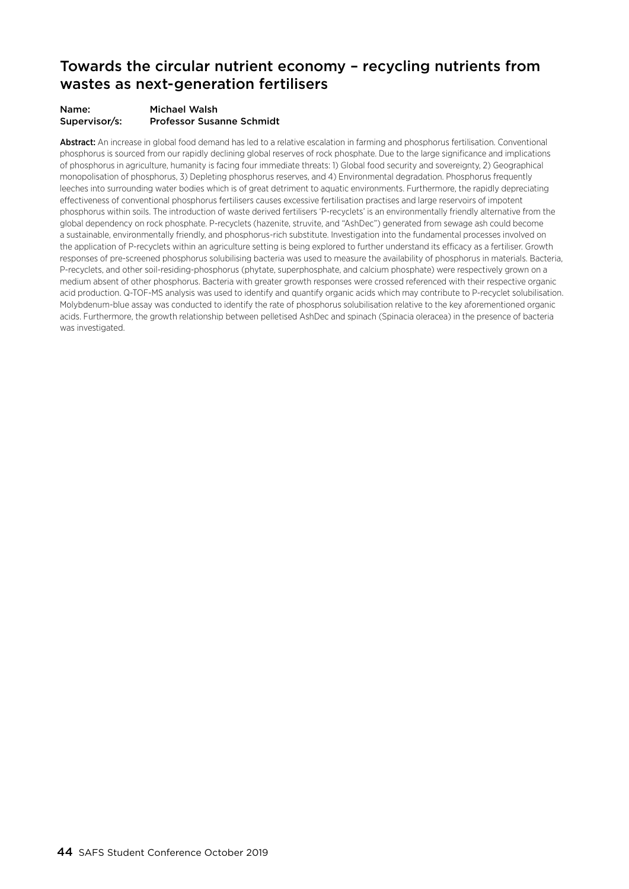## Towards the circular nutrient economy – recycling nutrients from wastes as next-generation fertilisers

**Name:** Michael Walsh
**Supervisor/s:** Professor Susanne Schmidt

**Abstract:** An increase in global food demand has led to a relative escalation in farming and phosphorus fertilisation. Conventional phosphorus is sourced from our rapidly declining global reserves of rock phosphate. Due to the large significance and implications of phosphorus in agriculture, humanity is facing four immediate threats: 1) Global food security and sovereignty, 2) Geographical monopolisation of phosphorus, 3) Depleting phosphorus reserves, and 4) Environmental degradation. Phosphorus frequently leeches into surrounding water bodies which is of great detriment to aquatic environments. Furthermore, the rapidly depreciating effectiveness of conventional phosphorus fertilisers causes excessive fertilisation practises and large reservoirs of impotent phosphorus within soils. The introduction of waste derived fertilisers 'P-recyclets' is an environmentally friendly alternative from the global dependency on rock phosphate. P-recyclets (hazenite, struvite, and "AshDec") generated from sewage ash could become a sustainable, environmentally friendly, and phosphorus-rich substitute. Investigation into the fundamental processes involved on the application of P-recyclets within an agriculture setting is being explored to further understand its efficacy as a fertiliser. Growth responses of pre-screened phosphorus solubilising bacteria was used to measure the availability of phosphorus in materials. Bacteria, P-recyclets, and other soil-residing-phosphorus (phytate, superphosphate, and calcium phosphate) were respectively grown on a medium absent of other phosphorus. Bacteria with greater growth responses were crossed referenced with their respective organic acid production. Q-TOF-MS analysis was used to identify and quantify organic acids which may contribute to P-recyclet solubilisation. Molybdenum-blue assay was conducted to identify the rate of phosphorus solubilisation relative to the key aforementioned organic acids. Furthermore, the growth relationship between pelletised AshDec and spinach (Spinacia oleracea) in the presence of bacteria was investigated.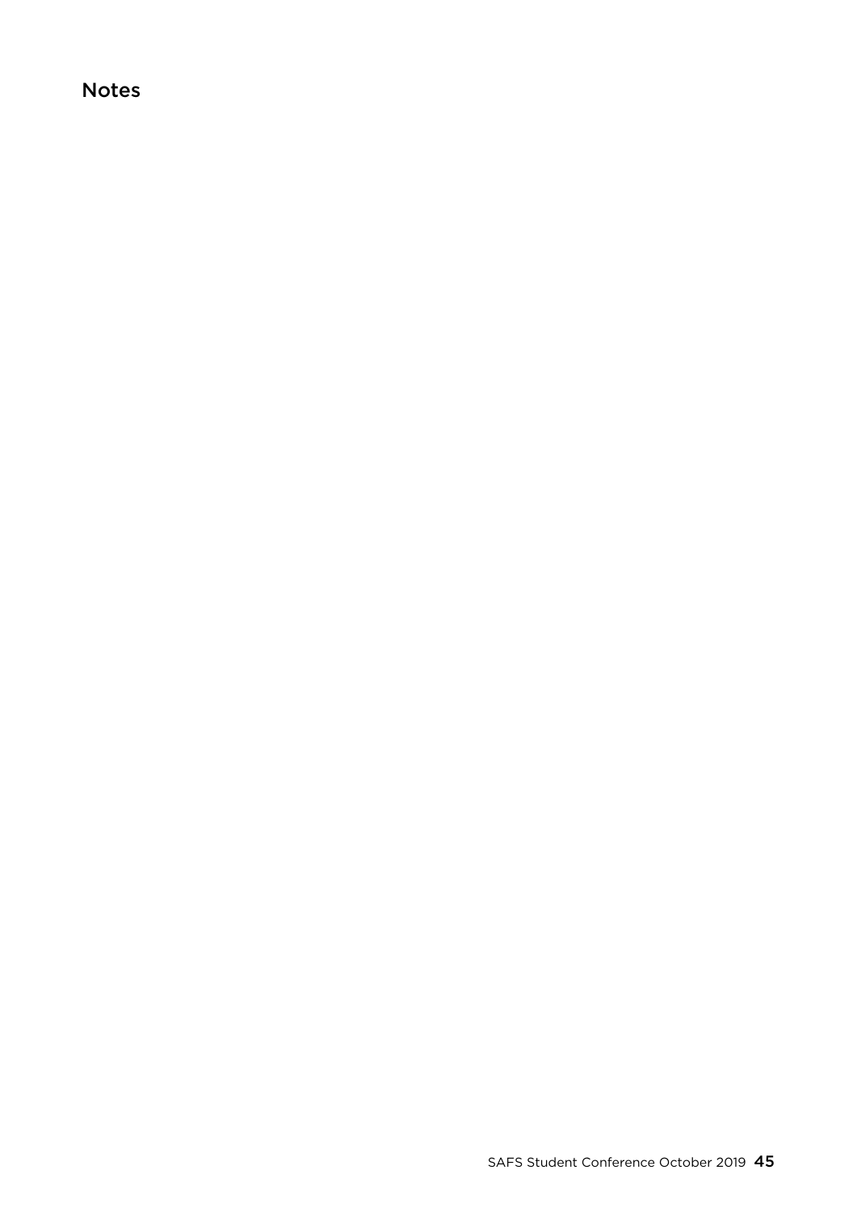## Notes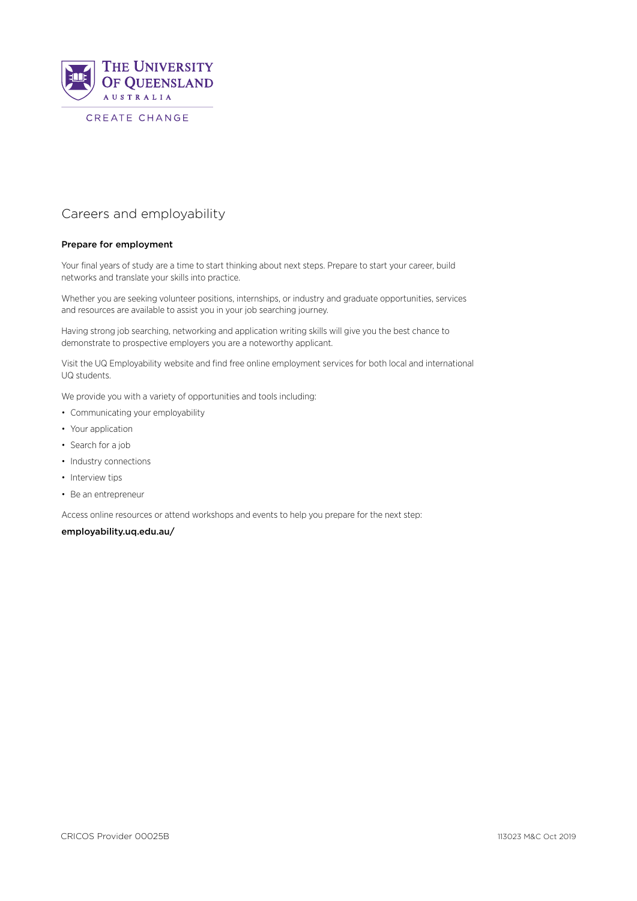The University of Queensland Australia

CREATE CHANGE

# Careers and employability

## Prepare for employment

Your final years of study are a time to start thinking about next steps. Prepare to start your career, build networks and translate your skills into practice.

Whether you are seeking volunteer positions, internships, or industry and graduate opportunities, services and resources are available to assist you in your job searching journey.

Having strong job searching, networking and application writing skills will give you the best chance to demonstrate to prospective employers you are a noteworthy applicant.

Visit the UQ Employability website and find free online employment services for both local and international UQ students.

We provide you with a variety of opportunities and tools including:

- Communicating your employability
- Your application
- Search for a job
- Industry connections
- Interview tips
- Be an entrepreneur

Access online resources or attend workshops and events to help you prepare for the next step:

**employability.uq.edu.au/**

CRICOS Provider 00025B

113023 M&C Oct 2019